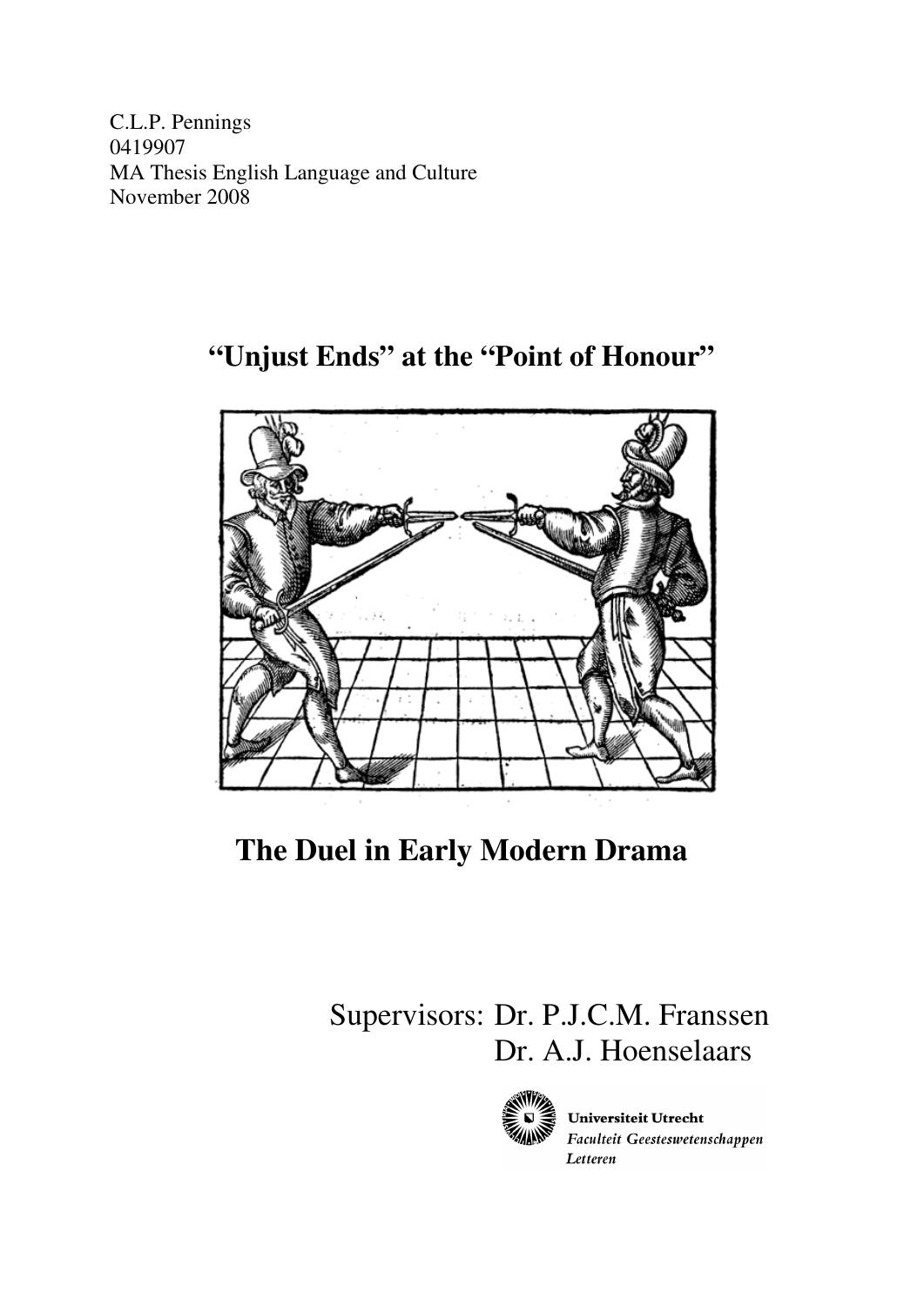C.L.P. Pennings
0419907
MA Thesis English Language and Culture
November 2008

# "Unjust Ends" at the "Point of Honour"

# The Duel in Early Modern Drama

Supervisors: Dr. P.J.C.M. Franssen
Dr. A.J. Hoenselaars

**Universiteit Utrecht**
*Faculteit Geesteswetenschappen*
*Letteren*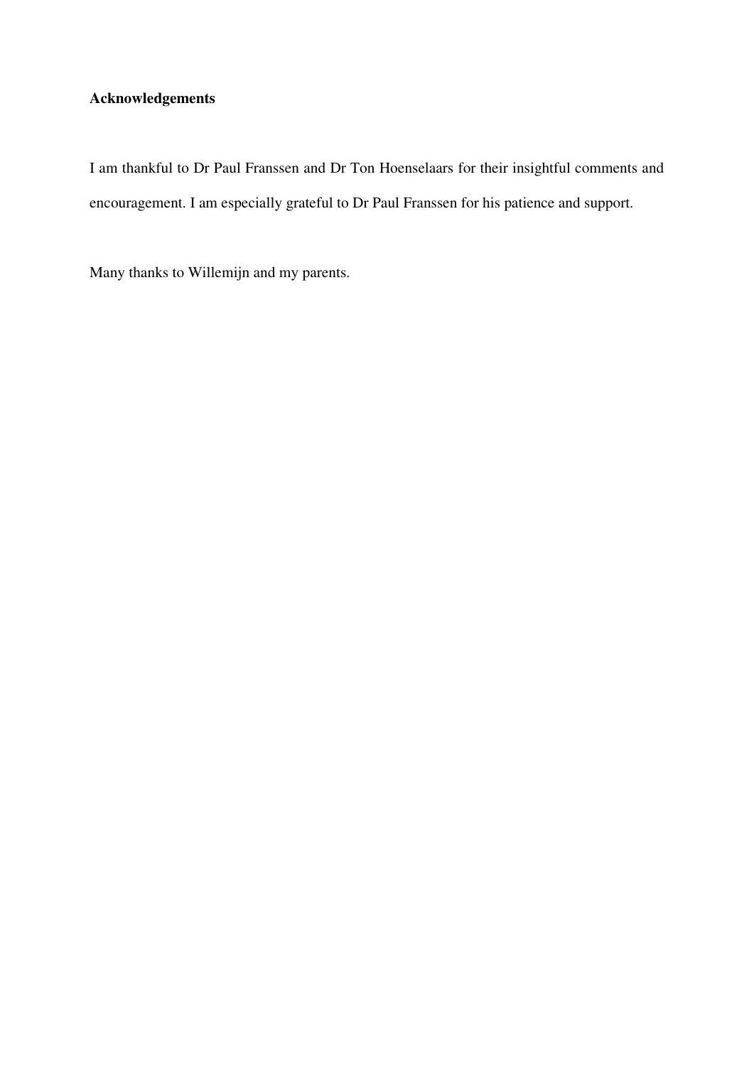**Acknowledgements**

I am thankful to Dr Paul Franssen and Dr Ton Hoenselaars for their insightful comments and encouragement. I am especially grateful to Dr Paul Franssen for his patience and support.

Many thanks to Willemijn and my parents.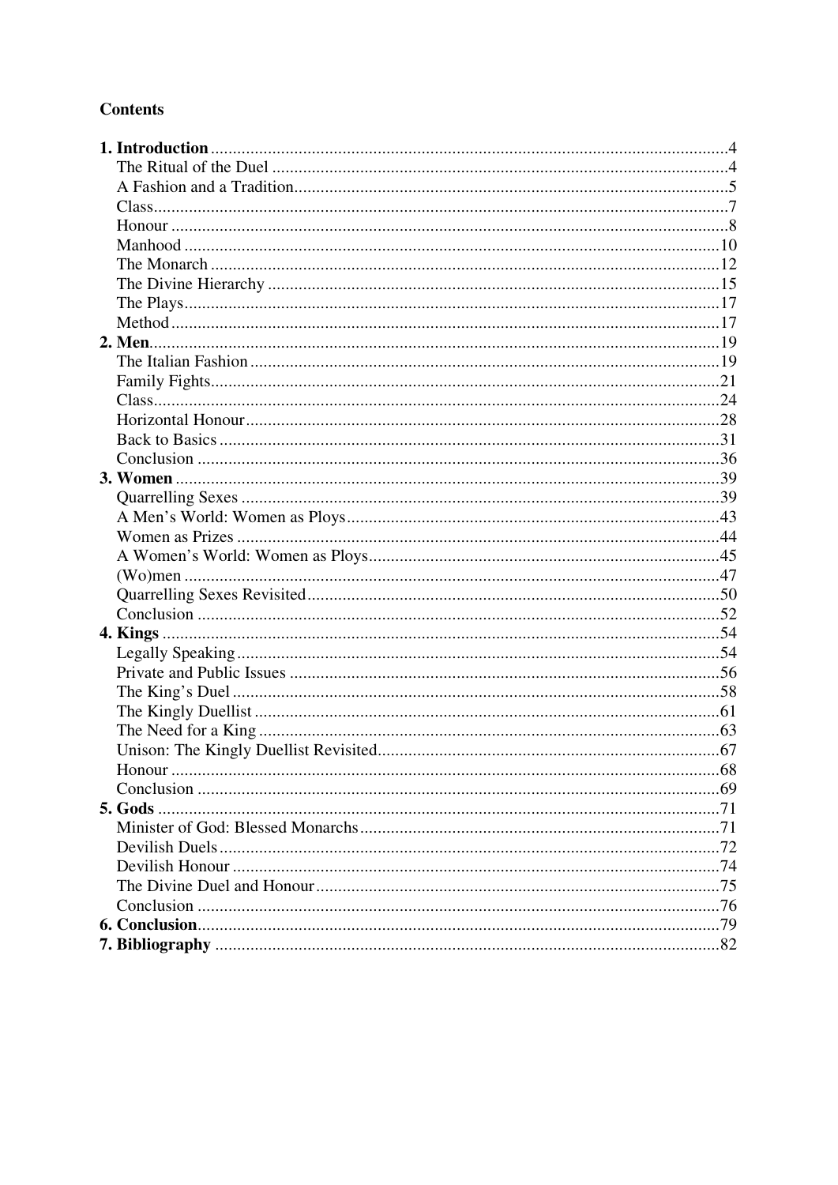**Contents**

**1. Introduction** .......... 4
- The Ritual of the Duel .......... 4
- A Fashion and a Tradition .......... 5
- Class .......... 7
- Honour .......... 8
- Manhood .......... 10
- The Monarch .......... 12
- The Divine Hierarchy .......... 15
- The Plays .......... 17
- Method .......... 17

**2. Men** .......... 19
- The Italian Fashion .......... 19
- Family Fights .......... 21
- Class .......... 24
- Horizontal Honour .......... 28
- Back to Basics .......... 31
- Conclusion .......... 36

**3. Women** .......... 39
- Quarrelling Sexes .......... 39
- A Men's World: Women as Ploys .......... 43
- Women as Prizes .......... 44
- A Women's World: Women as Ploys .......... 45
- (Wo)men .......... 47
- Quarrelling Sexes Revisited .......... 50
- Conclusion .......... 52

**4. Kings** .......... 54
- Legally Speaking .......... 54
- Private and Public Issues .......... 56
- The King's Duel .......... 58
- The Kingly Duellist .......... 61
- The Need for a King .......... 63
- Unison: The Kingly Duellist Revisited .......... 67
- Honour .......... 68
- Conclusion .......... 69

**5. Gods** .......... 71
- Minister of God: Blessed Monarchs .......... 71
- Devilish Duels .......... 72
- Devilish Honour .......... 74
- The Divine Duel and Honour .......... 75
- Conclusion .......... 76

**6. Conclusion** .......... 79

**7. Bibliography** .......... 82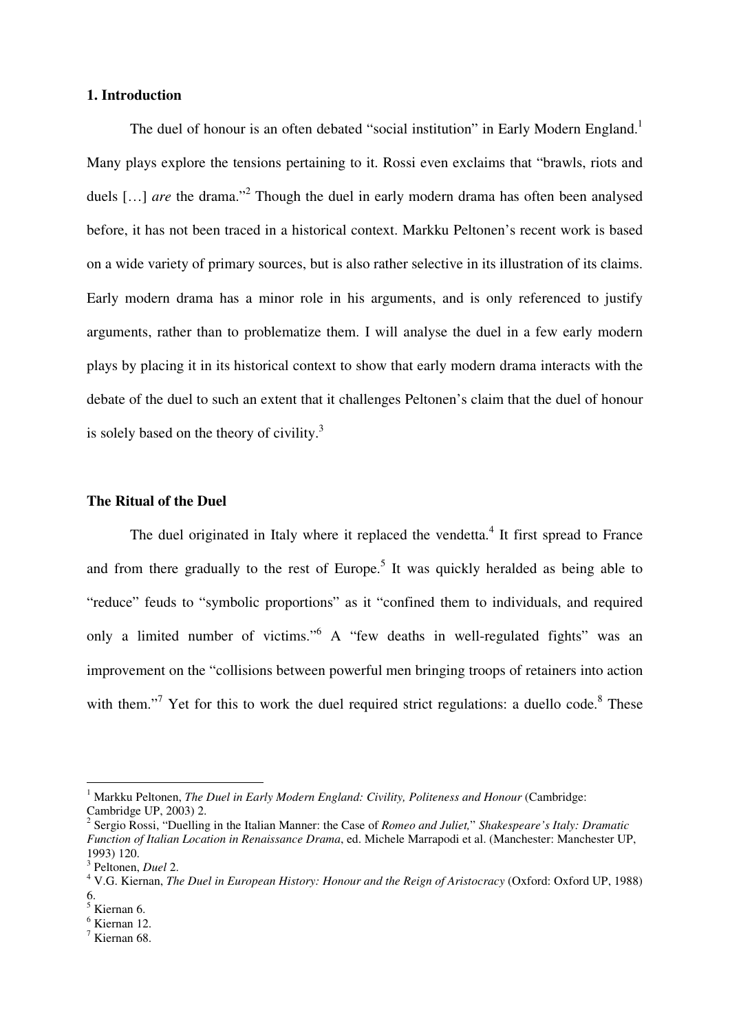## 1. Introduction

The duel of honour is an often debated "social institution" in Early Modern England.[1] Many plays explore the tensions pertaining to it. Rossi even exclaims that "brawls, riots and duels […] *are* the drama."[2] Though the duel in early modern drama has often been analysed before, it has not been traced in a historical context. Markku Peltonen's recent work is based on a wide variety of primary sources, but is also rather selective in its illustration of its claims. Early modern drama has a minor role in his arguments, and is only referenced to justify arguments, rather than to problematize them. I will analyse the duel in a few early modern plays by placing it in its historical context to show that early modern drama interacts with the debate of the duel to such an extent that it challenges Peltonen's claim that the duel of honour is solely based on the theory of civility.[3]

### The Ritual of the Duel

The duel originated in Italy where it replaced the vendetta.[4] It first spread to France and from there gradually to the rest of Europe.[5] It was quickly heralded as being able to "reduce" feuds to "symbolic proportions" as it "confined them to individuals, and required only a limited number of victims."[6] A "few deaths in well-regulated fights" was an improvement on the "collisions between powerful men bringing troops of retainers into action with them."[7] Yet for this to work the duel required strict regulations: a duello code.[8] These

---

[1] Markku Peltonen, *The Duel in Early Modern England: Civility, Politeness and Honour* (Cambridge: Cambridge UP, 2003) 2.

[2] Sergio Rossi, "Duelling in the Italian Manner: the Case of *Romeo and Juliet,*" *Shakespeare's Italy: Dramatic Function of Italian Location in Renaissance Drama*, ed. Michele Marrapodi et al. (Manchester: Manchester UP, 1993) 120.

[3] Peltonen, *Duel* 2.

[4] V.G. Kiernan, *The Duel in European History: Honour and the Reign of Aristocracy* (Oxford: Oxford UP, 1988) 6.

[5] Kiernan 6.

[6] Kiernan 12.

[7] Kiernan 68.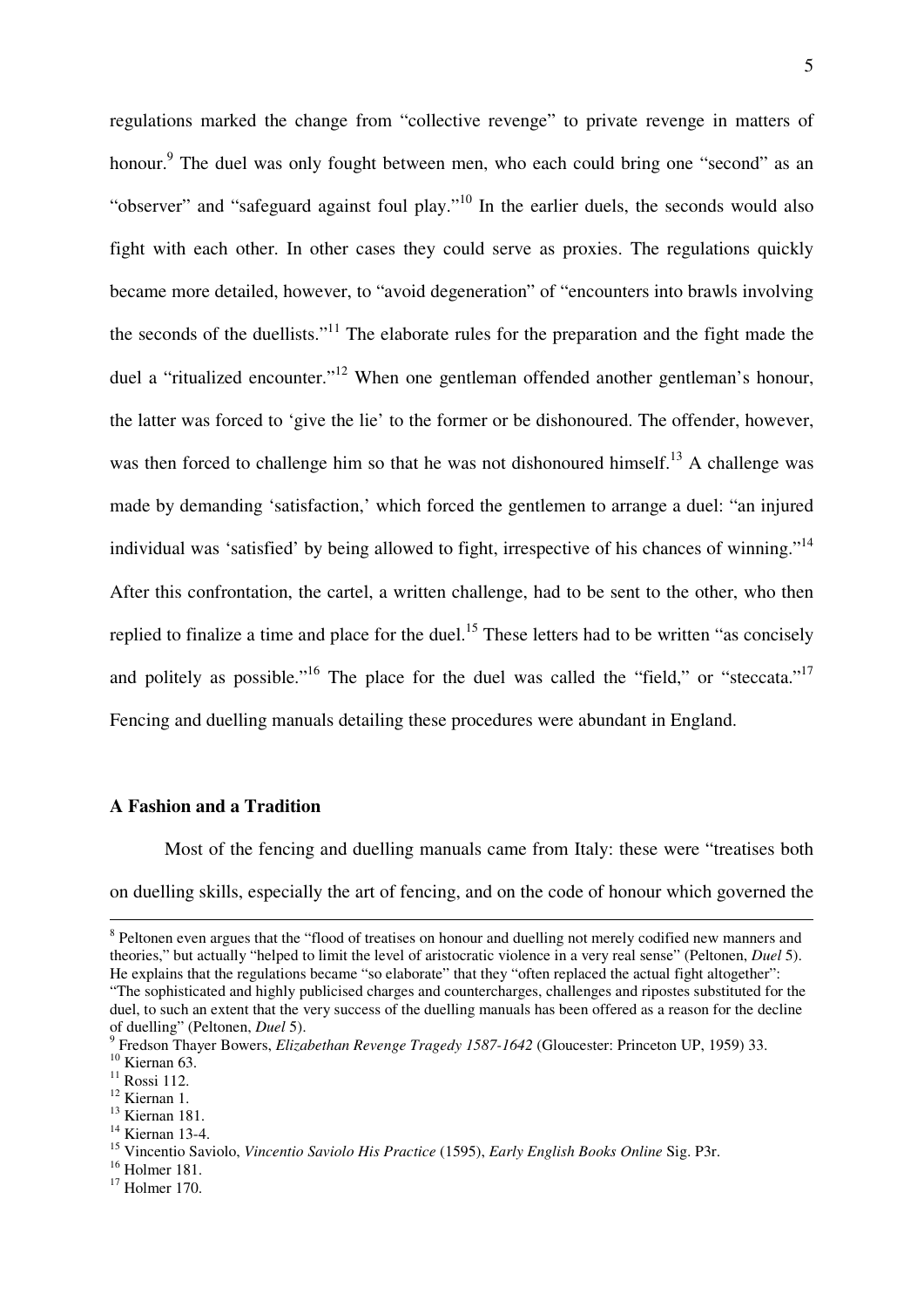regulations marked the change from "collective revenge" to private revenge in matters of honour.[9] The duel was only fought between men, who each could bring one "second" as an "observer" and "safeguard against foul play."[10] In the earlier duels, the seconds would also fight with each other. In other cases they could serve as proxies. The regulations quickly became more detailed, however, to "avoid degeneration" of "encounters into brawls involving the seconds of the duellists."[11] The elaborate rules for the preparation and the fight made the duel a "ritualized encounter."[12] When one gentleman offended another gentleman's honour, the latter was forced to 'give the lie' to the former or be dishonoured. The offender, however, was then forced to challenge him so that he was not dishonoured himself.[13] A challenge was made by demanding 'satisfaction,' which forced the gentlemen to arrange a duel: "an injured individual was 'satisfied' by being allowed to fight, irrespective of his chances of winning."[14] After this confrontation, the cartel, a written challenge, had to be sent to the other, who then replied to finalize a time and place for the duel.[15] These letters had to be written "as concisely and politely as possible."[16] The place for the duel was called the "field," or "steccata."[17] Fencing and duelling manuals detailing these procedures were abundant in England.

### A Fashion and a Tradition

Most of the fencing and duelling manuals came from Italy: these were "treatises both on duelling skills, especially the art of fencing, and on the code of honour which governed the

---

[8] Peltonen even argues that the "flood of treatises on honour and duelling not merely codified new manners and theories," but actually "helped to limit the level of aristocratic violence in a very real sense" (Peltonen, *Duel* 5). He explains that the regulations became "so elaborate" that they "often replaced the actual fight altogether": "The sophisticated and highly publicised charges and countercharges, challenges and ripostes substituted for the duel, to such an extent that the very success of the duelling manuals has been offered as a reason for the decline of duelling" (Peltonen, *Duel* 5).

[9] Fredson Thayer Bowers, *Elizabethan Revenge Tragedy 1587-1642* (Gloucester: Princeton UP, 1959) 33.

[10] Kiernan 63.

[11] Rossi 112.

[12] Kiernan 1.

[13] Kiernan 181.

[14] Kiernan 13-4.

[15] Vincentio Saviolo, *Vincentio Saviolo His Practice* (1595), *Early English Books Online* Sig. P3r.

[16] Holmer 181.

[17] Holmer 170.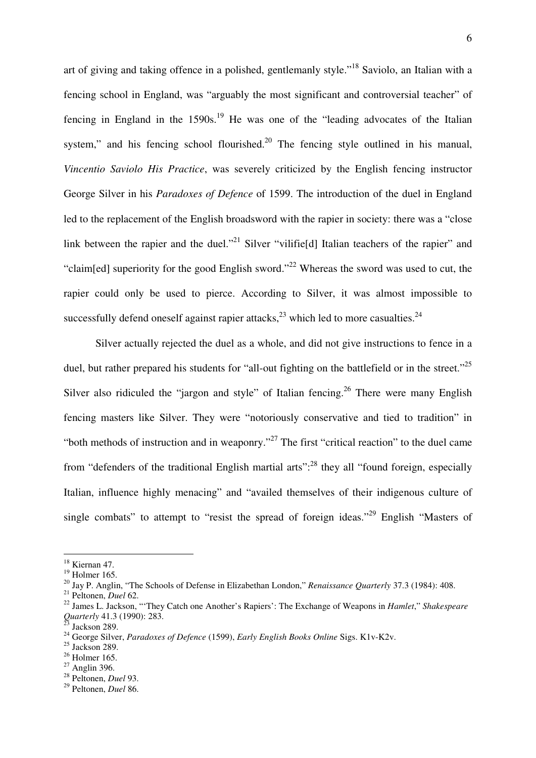art of giving and taking offence in a polished, gentlemanly style."[18] Saviolo, an Italian with a fencing school in England, was "arguably the most significant and controversial teacher" of fencing in England in the 1590s.[19] He was one of the "leading advocates of the Italian system," and his fencing school flourished.[20] The fencing style outlined in his manual, *Vincentio Saviolo His Practice*, was severely criticized by the English fencing instructor George Silver in his *Paradoxes of Defence* of 1599. The introduction of the duel in England led to the replacement of the English broadsword with the rapier in society: there was a "close link between the rapier and the duel."[21] Silver "vilifie[d] Italian teachers of the rapier" and "claim[ed] superiority for the good English sword."[22] Whereas the sword was used to cut, the rapier could only be used to pierce. According to Silver, it was almost impossible to successfully defend oneself against rapier attacks,[23] which led to more casualties.[24]

Silver actually rejected the duel as a whole, and did not give instructions to fence in a duel, but rather prepared his students for "all-out fighting on the battlefield or in the street."[25] Silver also ridiculed the "jargon and style" of Italian fencing.[26] There were many English fencing masters like Silver. They were "notoriously conservative and tied to tradition" in "both methods of instruction and in weaponry."[27] The first "critical reaction" to the duel came from "defenders of the traditional English martial arts":[28] they all "found foreign, especially Italian, influence highly menacing" and "availed themselves of their indigenous culture of single combats" to attempt to "resist the spread of foreign ideas."[29] English "Masters of

---

[18] Kiernan 47.
[19] Holmer 165.
[20] Jay P. Anglin, "The Schools of Defense in Elizabethan London," *Renaissance Quarterly* 37.3 (1984): 408.
[21] Peltonen, *Duel* 62.
[22] James L. Jackson, "'They Catch one Another's Rapiers': The Exchange of Weapons in *Hamlet*," *Shakespeare Quarterly* 41.3 (1990): 283.
[23] Jackson 289.
[24] George Silver, *Paradoxes of Defence* (1599), *Early English Books Online* Sigs. K1v-K2v.
[25] Jackson 289.
[26] Holmer 165.
[27] Anglin 396.
[28] Peltonen, *Duel* 93.
[29] Peltonen, *Duel* 86.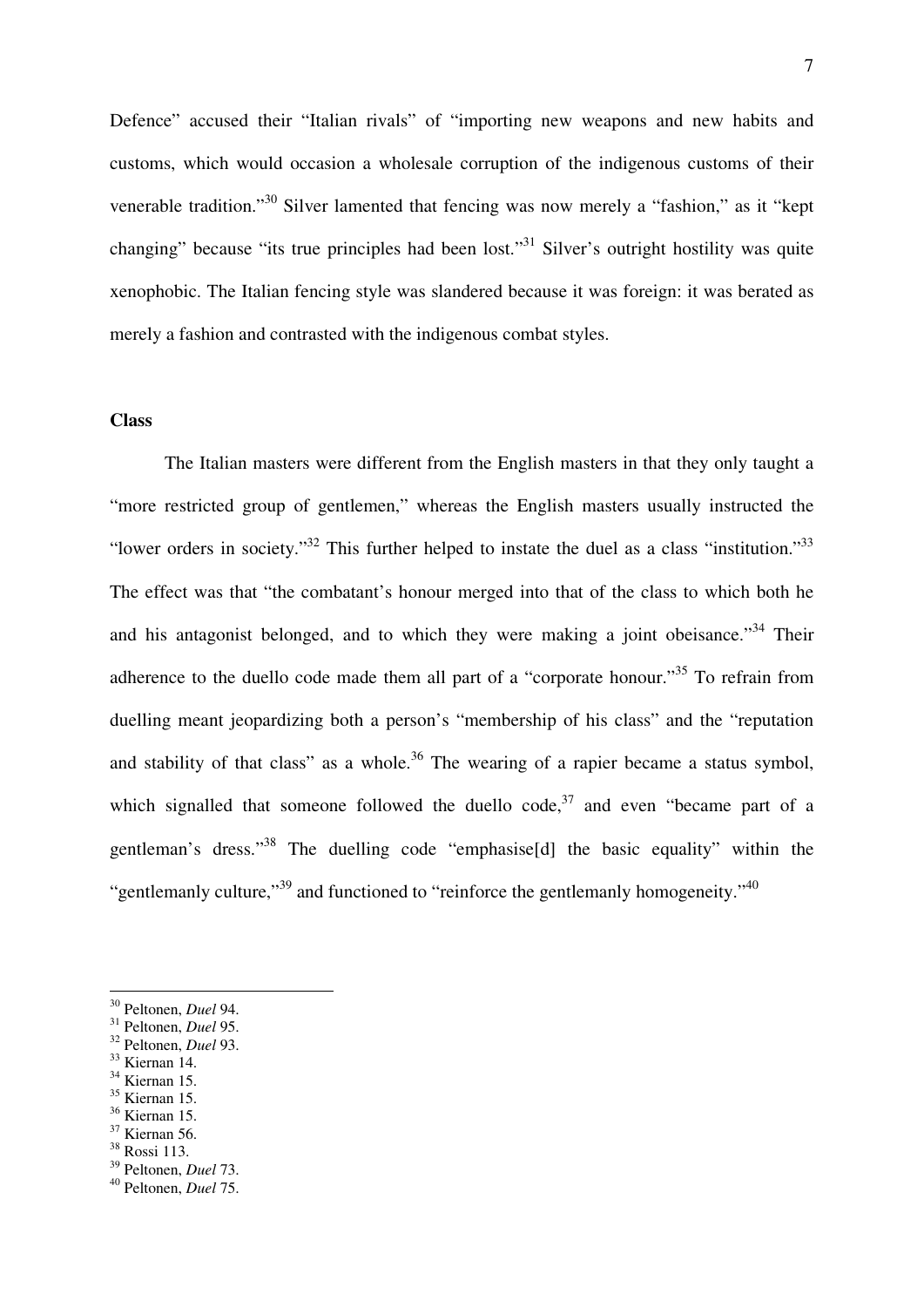Defence" accused their "Italian rivals" of "importing new weapons and new habits and customs, which would occasion a wholesale corruption of the indigenous customs of their venerable tradition."[30] Silver lamented that fencing was now merely a "fashion," as it "kept changing" because "its true principles had been lost."[31] Silver's outright hostility was quite xenophobic. The Italian fencing style was slandered because it was foreign: it was berated as merely a fashion and contrasted with the indigenous combat styles.

**Class**

The Italian masters were different from the English masters in that they only taught a "more restricted group of gentlemen," whereas the English masters usually instructed the "lower orders in society."[32] This further helped to instate the duel as a class "institution."[33] The effect was that "the combatant's honour merged into that of the class to which both he and his antagonist belonged, and to which they were making a joint obeisance."[34] Their adherence to the duello code made them all part of a "corporate honour."[35] To refrain from duelling meant jeopardizing both a person's "membership of his class" and the "reputation and stability of that class" as a whole.[36] The wearing of a rapier became a status symbol, which signalled that someone followed the duello code,[37] and even "became part of a gentleman's dress."[38] The duelling code "emphasise[d] the basic equality" within the "gentlemanly culture,"[39] and functioned to "reinforce the gentlemanly homogeneity."[40]

---

[30] Peltonen, *Duel* 94.
[31] Peltonen, *Duel* 95.
[32] Peltonen, *Duel* 93.
[33] Kiernan 14.
[34] Kiernan 15.
[35] Kiernan 15.
[36] Kiernan 15.
[37] Kiernan 56.
[38] Rossi 113.
[39] Peltonen, *Duel* 73.
[40] Peltonen, *Duel* 75.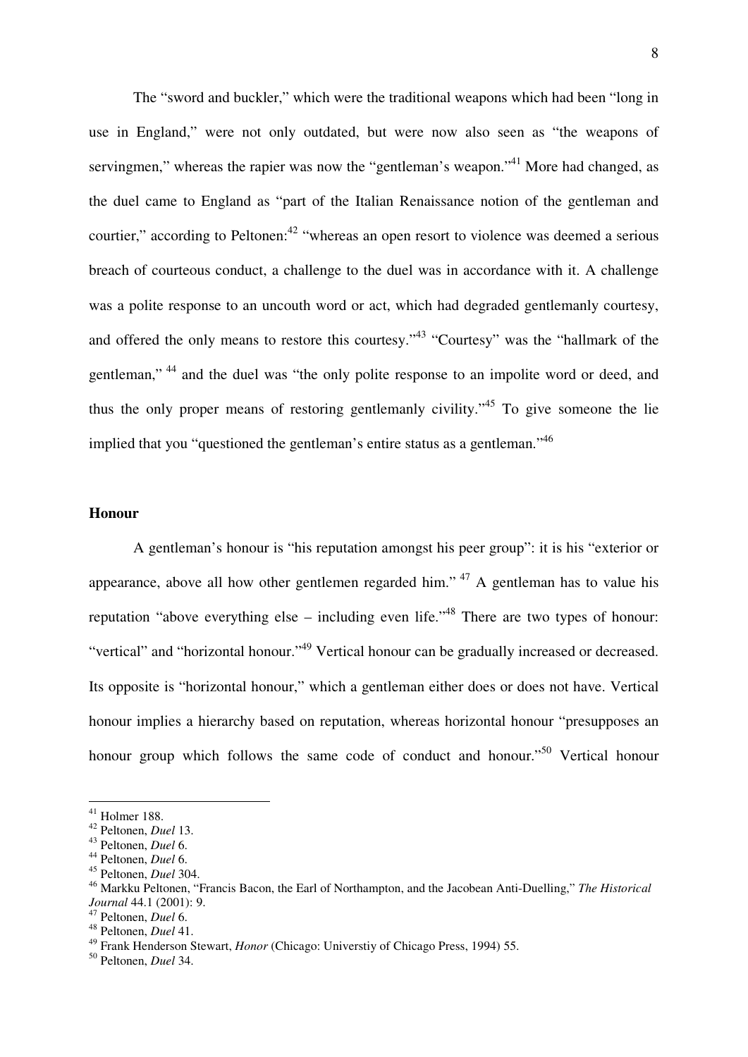The "sword and buckler," which were the traditional weapons which had been "long in use in England," were not only outdated, but were now also seen as "the weapons of servingmen," whereas the rapier was now the "gentleman's weapon."[41] More had changed, as the duel came to England as "part of the Italian Renaissance notion of the gentleman and courtier," according to Peltonen:[42] "whereas an open resort to violence was deemed a serious breach of courteous conduct, a challenge to the duel was in accordance with it. A challenge was a polite response to an uncouth word or act, which had degraded gentlemanly courtesy, and offered the only means to restore this courtesy."[43] "Courtesy" was the "hallmark of the gentleman,"[44] and the duel was "the only polite response to an impolite word or deed, and thus the only proper means of restoring gentlemanly civility."[45] To give someone the lie implied that you "questioned the gentleman's entire status as a gentleman."[46]

**Honour**

A gentleman's honour is "his reputation amongst his peer group": it is his "exterior or appearance, above all how other gentlemen regarded him."[47] A gentleman has to value his reputation "above everything else – including even life."[48] There are two types of honour: "vertical" and "horizontal honour."[49] Vertical honour can be gradually increased or decreased. Its opposite is "horizontal honour," which a gentleman either does or does not have. Vertical honour implies a hierarchy based on reputation, whereas horizontal honour "presupposes an honour group which follows the same code of conduct and honour."[50] Vertical honour

---

[41] Holmer 188.
[42] Peltonen, *Duel* 13.
[43] Peltonen, *Duel* 6.
[44] Peltonen, *Duel* 6.
[45] Peltonen, *Duel* 304.
[46] Markku Peltonen, "Francis Bacon, the Earl of Northampton, and the Jacobean Anti-Duelling," *The Historical Journal* 44.1 (2001): 9.
[47] Peltonen, *Duel* 6.
[48] Peltonen, *Duel* 41.
[49] Frank Henderson Stewart, *Honor* (Chicago: Universtiy of Chicago Press, 1994) 55.
[50] Peltonen, *Duel* 34.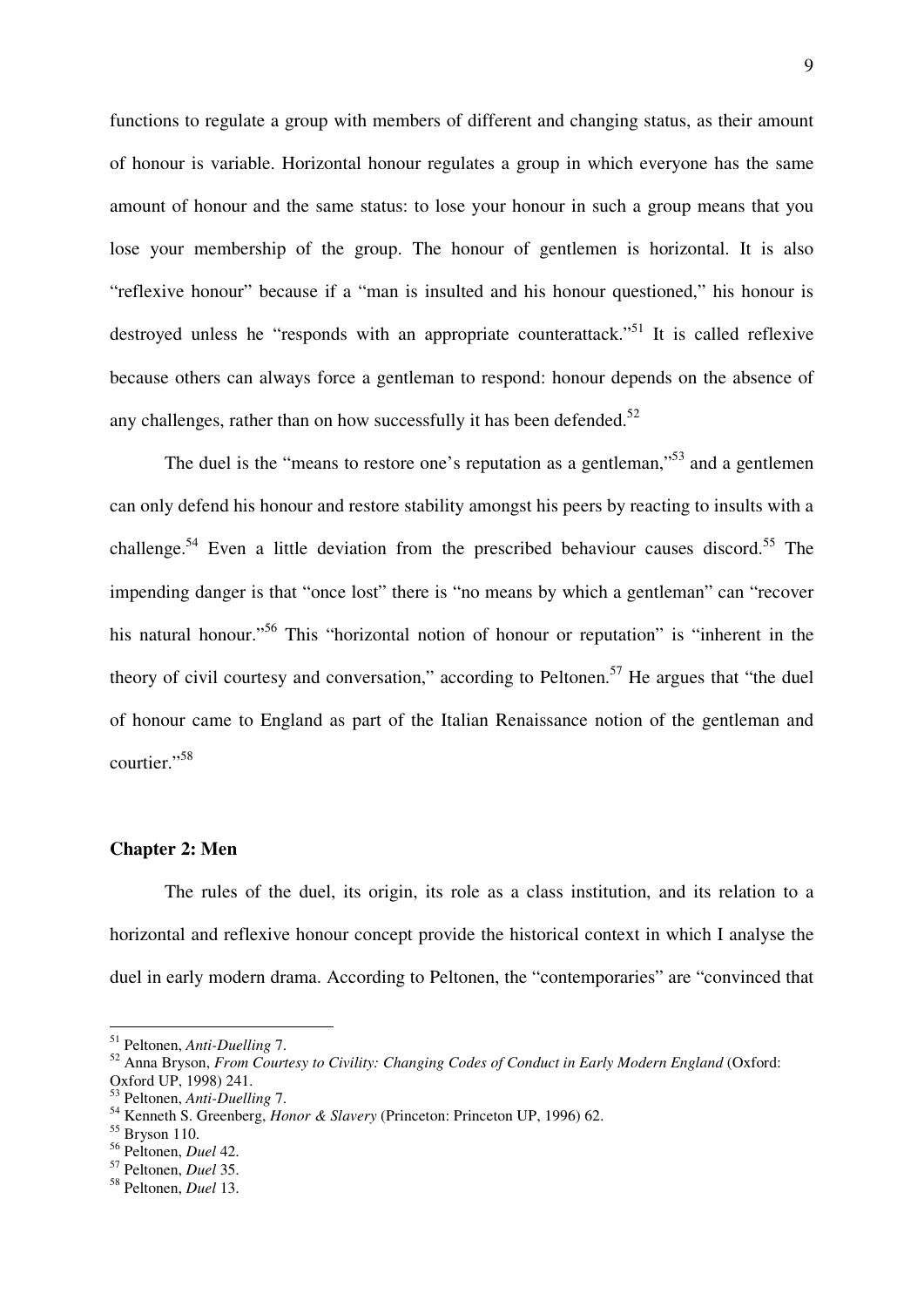functions to regulate a group with members of different and changing status, as their amount of honour is variable. Horizontal honour regulates a group in which everyone has the same amount of honour and the same status: to lose your honour in such a group means that you lose your membership of the group. The honour of gentlemen is horizontal. It is also "reflexive honour" because if a "man is insulted and his honour questioned," his honour is destroyed unless he "responds with an appropriate counterattack."[51] It is called reflexive because others can always force a gentleman to respond: honour depends on the absence of any challenges, rather than on how successfully it has been defended.[52]

The duel is the "means to restore one's reputation as a gentleman,"[53] and a gentlemen can only defend his honour and restore stability amongst his peers by reacting to insults with a challenge.[54] Even a little deviation from the prescribed behaviour causes discord.[55] The impending danger is that "once lost" there is "no means by which a gentleman" can "recover his natural honour."[56] This "horizontal notion of honour or reputation" is "inherent in the theory of civil courtesy and conversation," according to Peltonen.[57] He argues that "the duel of honour came to England as part of the Italian Renaissance notion of the gentleman and courtier."[58]

**Chapter 2: Men**

The rules of the duel, its origin, its role as a class institution, and its relation to a horizontal and reflexive honour concept provide the historical context in which I analyse the duel in early modern drama. According to Peltonen, the "contemporaries" are "convinced that

---

[51] Peltonen, *Anti-Duelling* 7.

[52] Anna Bryson, *From Courtesy to Civility: Changing Codes of Conduct in Early Modern England* (Oxford: Oxford UP, 1998) 241.

[53] Peltonen, *Anti-Duelling* 7.

[54] Kenneth S. Greenberg, *Honor & Slavery* (Princeton: Princeton UP, 1996) 62.

[55] Bryson 110.

[56] Peltonen, *Duel* 42.

[57] Peltonen, *Duel* 35.

[58] Peltonen, *Duel* 13.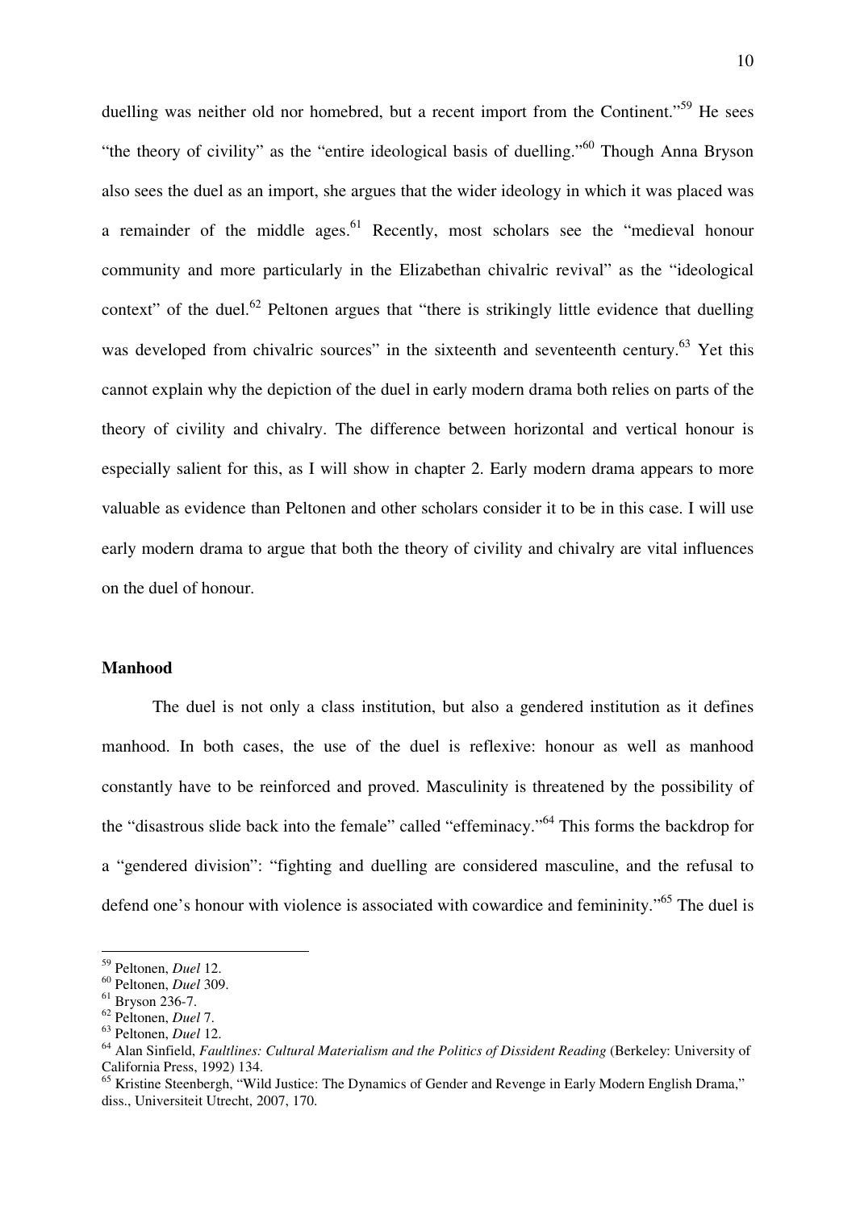duelling was neither old nor homebred, but a recent import from the Continent."[59] He sees "the theory of civility" as the "entire ideological basis of duelling."[60] Though Anna Bryson also sees the duel as an import, she argues that the wider ideology in which it was placed was a remainder of the middle ages.[61] Recently, most scholars see the "medieval honour community and more particularly in the Elizabethan chivalric revival" as the "ideological context" of the duel.[62] Peltonen argues that "there is strikingly little evidence that duelling was developed from chivalric sources" in the sixteenth and seventeenth century.[63] Yet this cannot explain why the depiction of the duel in early modern drama both relies on parts of the theory of civility and chivalry. The difference between horizontal and vertical honour is especially salient for this, as I will show in chapter 2. Early modern drama appears to more valuable as evidence than Peltonen and other scholars consider it to be in this case. I will use early modern drama to argue that both the theory of civility and chivalry are vital influences on the duel of honour.

**Manhood**

The duel is not only a class institution, but also a gendered institution as it defines manhood. In both cases, the use of the duel is reflexive: honour as well as manhood constantly have to be reinforced and proved. Masculinity is threatened by the possibility of the "disastrous slide back into the female" called "effeminacy."[64] This forms the backdrop for a "gendered division": "fighting and duelling are considered masculine, and the refusal to defend one's honour with violence is associated with cowardice and femininity."[65] The duel is

---

[59] Peltonen, *Duel* 12.
[60] Peltonen, *Duel* 309.
[61] Bryson 236-7.
[62] Peltonen, *Duel* 7.
[63] Peltonen, *Duel* 12.
[64] Alan Sinfield, *Faultlines: Cultural Materialism and the Politics of Dissident Reading* (Berkeley: University of California Press, 1992) 134.
[65] Kristine Steenbergh, "Wild Justice: The Dynamics of Gender and Revenge in Early Modern English Drama," diss., Universiteit Utrecht, 2007, 170.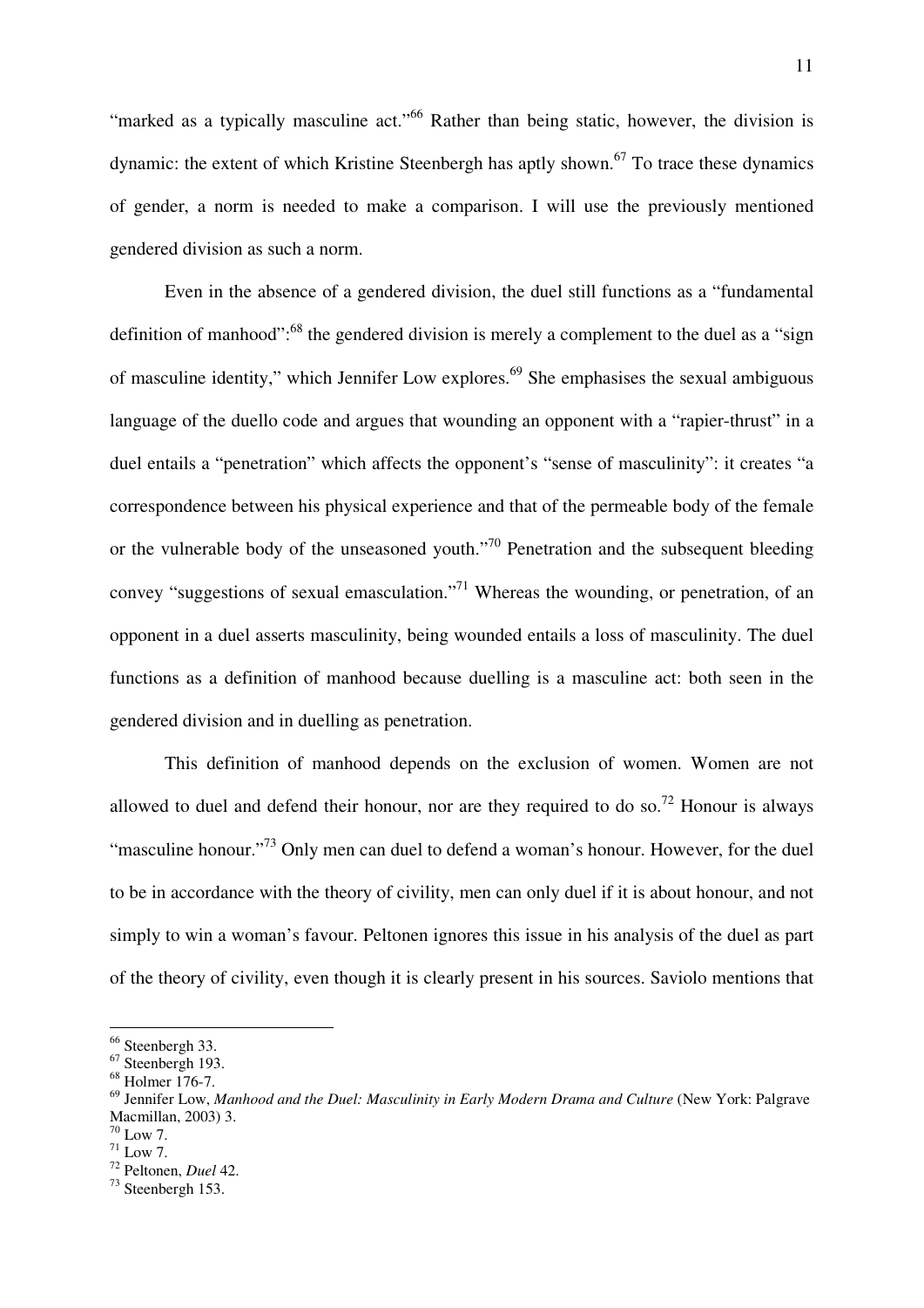"marked as a typically masculine act."[66] Rather than being static, however, the division is dynamic: the extent of which Kristine Steenbergh has aptly shown.[67] To trace these dynamics of gender, a norm is needed to make a comparison. I will use the previously mentioned gendered division as such a norm.

Even in the absence of a gendered division, the duel still functions as a "fundamental definition of manhood":[68] the gendered division is merely a complement to the duel as a "sign of masculine identity," which Jennifer Low explores.[69] She emphasises the sexual ambiguous language of the duello code and argues that wounding an opponent with a "rapier-thrust" in a duel entails a "penetration" which affects the opponent's "sense of masculinity": it creates "a correspondence between his physical experience and that of the permeable body of the female or the vulnerable body of the unseasoned youth."[70] Penetration and the subsequent bleeding convey "suggestions of sexual emasculation."[71] Whereas the wounding, or penetration, of an opponent in a duel asserts masculinity, being wounded entails a loss of masculinity. The duel functions as a definition of manhood because duelling is a masculine act: both seen in the gendered division and in duelling as penetration.

This definition of manhood depends on the exclusion of women. Women are not allowed to duel and defend their honour, nor are they required to do so.[72] Honour is always "masculine honour."[73] Only men can duel to defend a woman's honour. However, for the duel to be in accordance with the theory of civility, men can only duel if it is about honour, and not simply to win a woman's favour. Peltonen ignores this issue in his analysis of the duel as part of the theory of civility, even though it is clearly present in his sources. Saviolo mentions that

---

[66] Steenbergh 33.
[67] Steenbergh 193.
[68] Holmer 176-7.
[69] Jennifer Low, *Manhood and the Duel: Masculinity in Early Modern Drama and Culture* (New York: Palgrave Macmillan, 2003) 3.
[70] Low 7.
[71] Low 7.
[72] Peltonen, *Duel* 42.
[73] Steenbergh 153.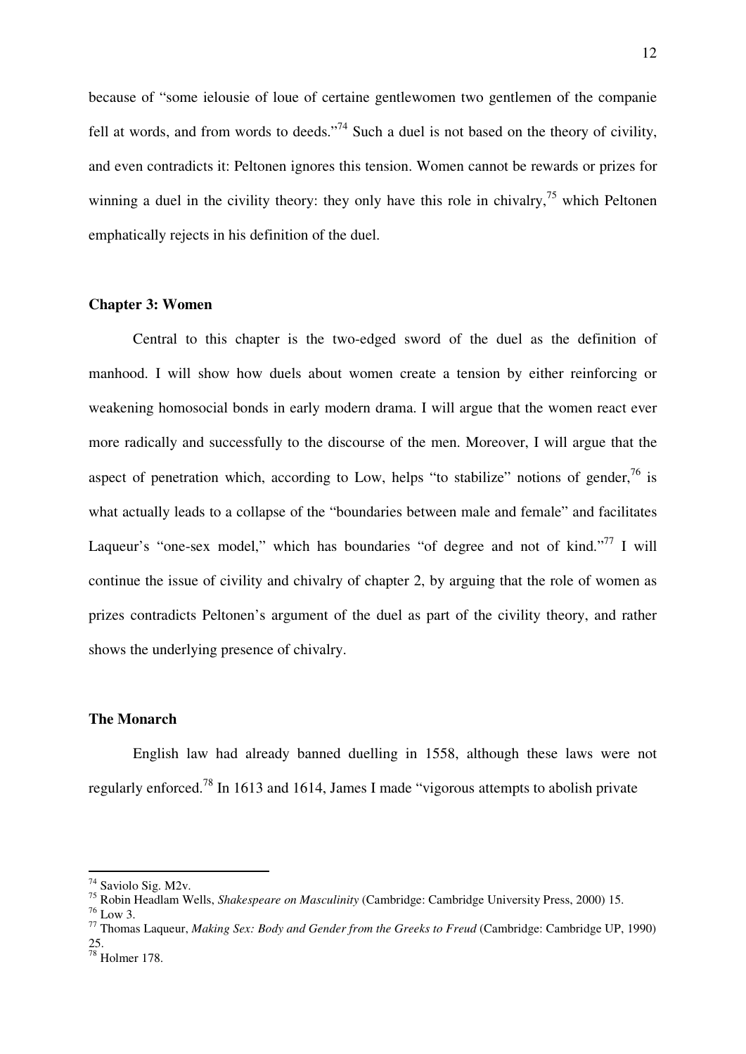because of "some ielousie of loue of certaine gentlewomen two gentlemen of the companie fell at words, and from words to deeds."[74] Such a duel is not based on the theory of civility, and even contradicts it: Peltonen ignores this tension. Women cannot be rewards or prizes for winning a duel in the civility theory: they only have this role in chivalry,[75] which Peltonen emphatically rejects in his definition of the duel.

**Chapter 3: Women**

Central to this chapter is the two-edged sword of the duel as the definition of manhood. I will show how duels about women create a tension by either reinforcing or weakening homosocial bonds in early modern drama. I will argue that the women react ever more radically and successfully to the discourse of the men. Moreover, I will argue that the aspect of penetration which, according to Low, helps "to stabilize" notions of gender,[76] is what actually leads to a collapse of the "boundaries between male and female" and facilitates Laqueur's "one-sex model," which has boundaries "of degree and not of kind."[77] I will continue the issue of civility and chivalry of chapter 2, by arguing that the role of women as prizes contradicts Peltonen's argument of the duel as part of the civility theory, and rather shows the underlying presence of chivalry.

**The Monarch**

English law had already banned duelling in 1558, although these laws were not regularly enforced.[78] In 1613 and 1614, James I made "vigorous attempts to abolish private

---

[74] Saviolo Sig. M2v.

[75] Robin Headlam Wells, *Shakespeare on Masculinity* (Cambridge: Cambridge University Press, 2000) 15.

[76] Low 3.

[77] Thomas Laqueur, *Making Sex: Body and Gender from the Greeks to Freud* (Cambridge: Cambridge UP, 1990) 25.

[78] Holmer 178.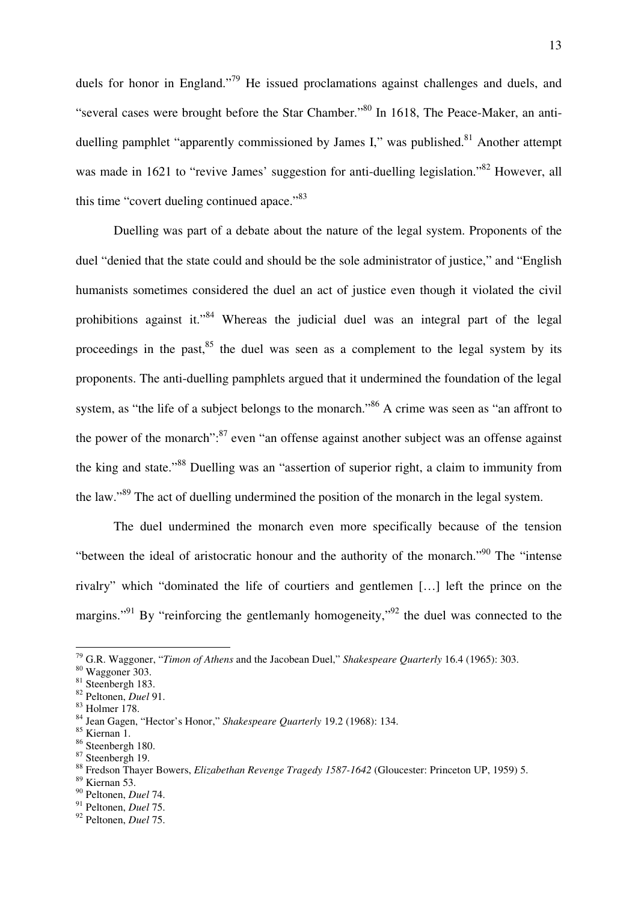duels for honor in England."[79] He issued proclamations against challenges and duels, and "several cases were brought before the Star Chamber."[80] In 1618, The Peace-Maker, an anti-duelling pamphlet "apparently commissioned by James I," was published.[81] Another attempt was made in 1621 to "revive James' suggestion for anti-duelling legislation."[82] However, all this time "covert dueling continued apace."[83]

Duelling was part of a debate about the nature of the legal system. Proponents of the duel "denied that the state could and should be the sole administrator of justice," and "English humanists sometimes considered the duel an act of justice even though it violated the civil prohibitions against it."[84] Whereas the judicial duel was an integral part of the legal proceedings in the past,[85] the duel was seen as a complement to the legal system by its proponents. The anti-duelling pamphlets argued that it undermined the foundation of the legal system, as "the life of a subject belongs to the monarch."[86] A crime was seen as "an affront to the power of the monarch":[87] even "an offense against another subject was an offense against the king and state."[88] Duelling was an "assertion of superior right, a claim to immunity from the law."[89] The act of duelling undermined the position of the monarch in the legal system.

The duel undermined the monarch even more specifically because of the tension "between the ideal of aristocratic honour and the authority of the monarch."[90] The "intense rivalry" which "dominated the life of courtiers and gentlemen […] left the prince on the margins."[91] By "reinforcing the gentlemanly homogeneity,"[92] the duel was connected to the

---

[79] G.R. Waggoner, "*Timon of Athens* and the Jacobean Duel," *Shakespeare Quarterly* 16.4 (1965): 303.
[80] Waggoner 303.
[81] Steenbergh 183.
[82] Peltonen, *Duel* 91.
[83] Holmer 178.
[84] Jean Gagen, "Hector's Honor," *Shakespeare Quarterly* 19.2 (1968): 134.
[85] Kiernan 1.
[86] Steenbergh 180.
[87] Steenbergh 19.
[88] Fredson Thayer Bowers, *Elizabethan Revenge Tragedy 1587-1642* (Gloucester: Princeton UP, 1959) 5.
[89] Kiernan 53.
[90] Peltonen, *Duel* 74.
[91] Peltonen, *Duel* 75.
[92] Peltonen, *Duel* 75.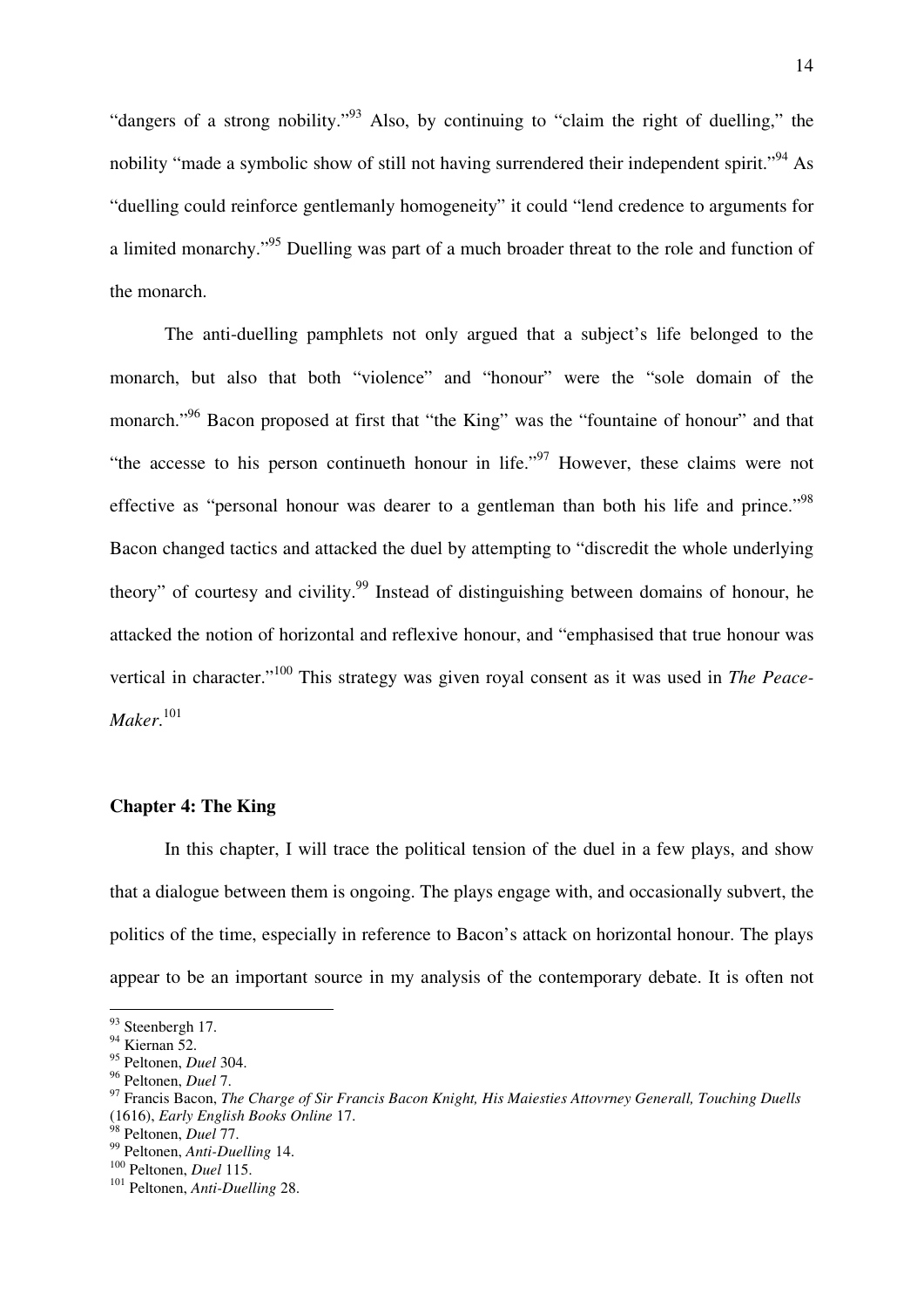"dangers of a strong nobility."[93] Also, by continuing to "claim the right of duelling," the nobility "made a symbolic show of still not having surrendered their independent spirit."[94] As "duelling could reinforce gentlemanly homogeneity" it could "lend credence to arguments for a limited monarchy."[95] Duelling was part of a much broader threat to the role and function of the monarch.

The anti-duelling pamphlets not only argued that a subject's life belonged to the monarch, but also that both "violence" and "honour" were the "sole domain of the monarch."[96] Bacon proposed at first that "the King" was the "fountaine of honour" and that "the accesse to his person continueth honour in life."[97] However, these claims were not effective as "personal honour was dearer to a gentleman than both his life and prince."[98] Bacon changed tactics and attacked the duel by attempting to "discredit the whole underlying theory" of courtesy and civility.[99] Instead of distinguishing between domains of honour, he attacked the notion of horizontal and reflexive honour, and "emphasised that true honour was vertical in character."[100] This strategy was given royal consent as it was used in *The Peace-Maker*.[101]

## Chapter 4: The King

In this chapter, I will trace the political tension of the duel in a few plays, and show that a dialogue between them is ongoing. The plays engage with, and occasionally subvert, the politics of the time, especially in reference to Bacon's attack on horizontal honour. The plays appear to be an important source in my analysis of the contemporary debate. It is often not

---

[93] Steenbergh 17.
[94] Kiernan 52.
[95] Peltonen, *Duel* 304.
[96] Peltonen, *Duel* 7.
[97] Francis Bacon, *The Charge of Sir Francis Bacon Knight, His Maiesties Attovrney Generall, Touching Duells* (1616), *Early English Books Online* 17.
[98] Peltonen, *Duel* 77.
[99] Peltonen, *Anti-Duelling* 14.
[100] Peltonen, *Duel* 115.
[101] Peltonen, *Anti-Duelling* 28.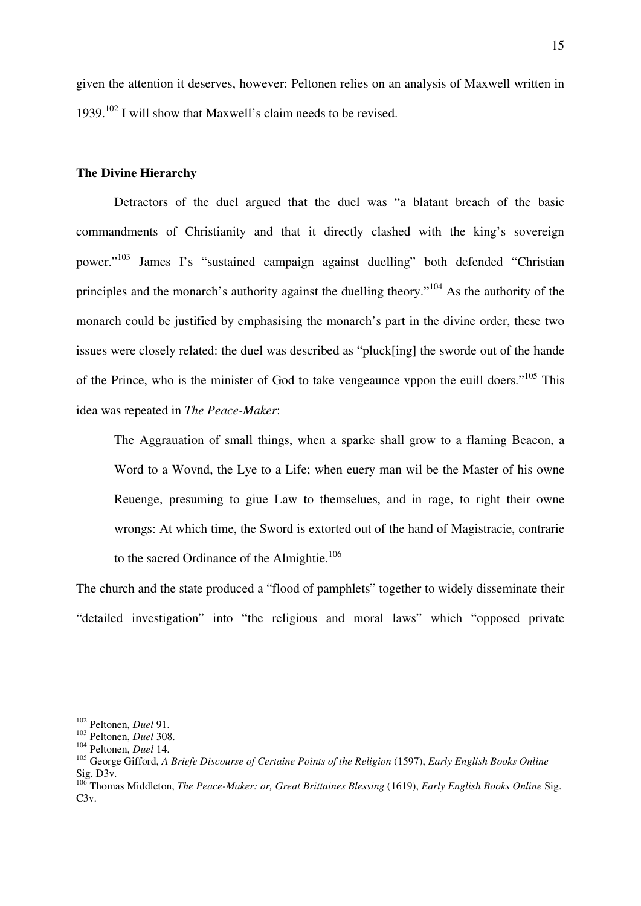given the attention it deserves, however: Peltonen relies on an analysis of Maxwell written in 1939.[102] I will show that Maxwell's claim needs to be revised.

### The Divine Hierarchy

Detractors of the duel argued that the duel was "a blatant breach of the basic commandments of Christianity and that it directly clashed with the king's sovereign power."[103] James I's "sustained campaign against duelling" both defended "Christian principles and the monarch's authority against the duelling theory."[104] As the authority of the monarch could be justified by emphasising the monarch's part in the divine order, these two issues were closely related: the duel was described as "pluck[ing] the sworde out of the hande of the Prince, who is the minister of God to take vengeaunce vppon the euill doers."[105] This idea was repeated in *The Peace-Maker*:

> The Aggrauation of small things, when a sparke shall grow to a flaming Beacon, a Word to a Wovnd, the Lye to a Life; when euery man wil be the Master of his owne Reuenge, presuming to giue Law to themselues, and in rage, to right their owne wrongs: At which time, the Sword is extorted out of the hand of Magistracie, contrarie to the sacred Ordinance of the Almightie.[106]

The church and the state produced a "flood of pamphlets" together to widely disseminate their "detailed investigation" into "the religious and moral laws" which "opposed private

---

[102] Peltonen, *Duel* 91.

[103] Peltonen, *Duel* 308.

[104] Peltonen, *Duel* 14.

[105] George Gifford, *A Briefe Discourse of Certaine Points of the Religion* (1597), *Early English Books Online* Sig. D3v.

[106] Thomas Middleton, *The Peace-Maker: or, Great Brittaines Blessing* (1619), *Early English Books Online* Sig. C3v.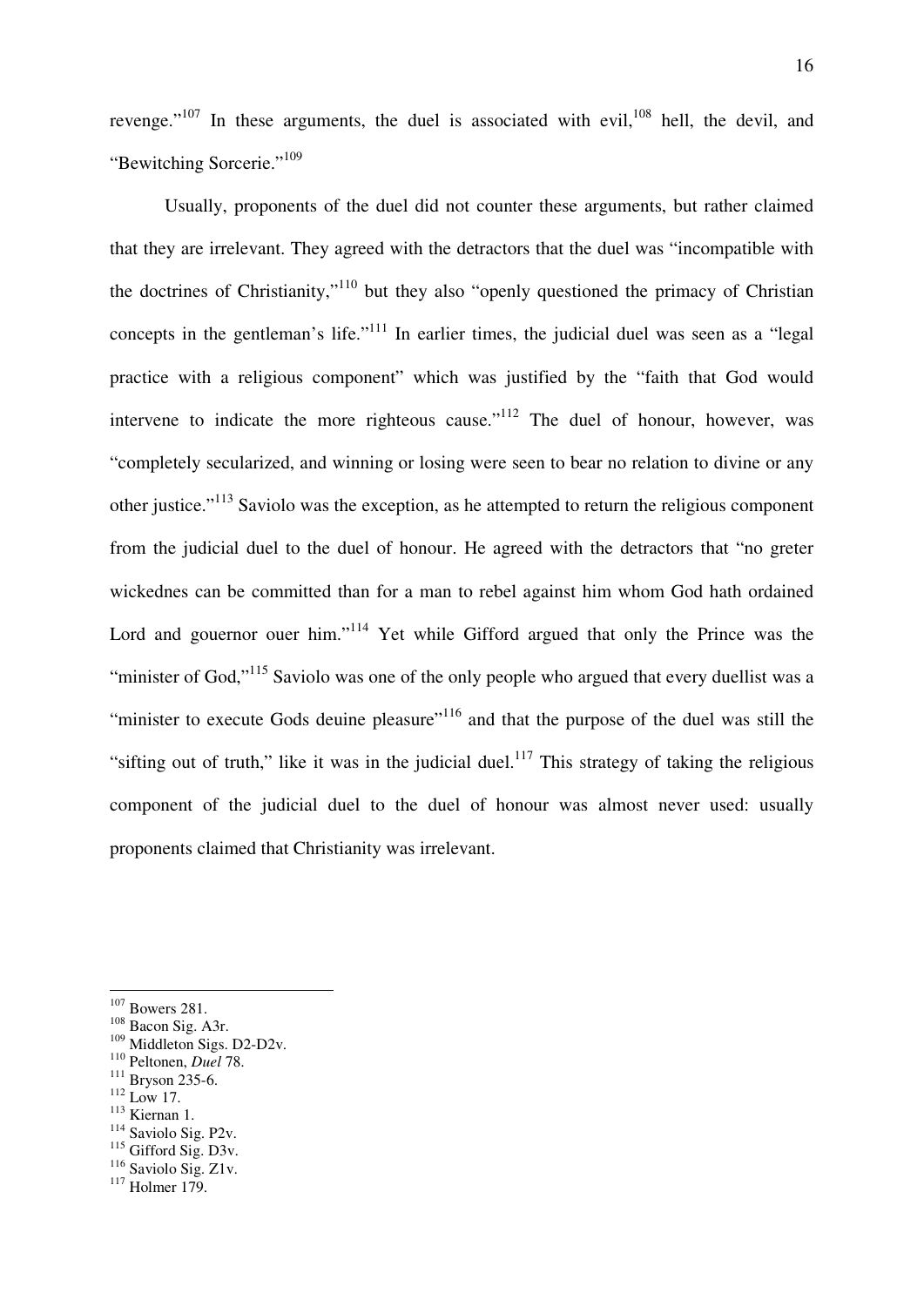revenge."[107] In these arguments, the duel is associated with evil,[108] hell, the devil, and "Bewitching Sorcerie."[109]

Usually, proponents of the duel did not counter these arguments, but rather claimed that they are irrelevant. They agreed with the detractors that the duel was "incompatible with the doctrines of Christianity,"[110] but they also "openly questioned the primacy of Christian concepts in the gentleman's life."[111] In earlier times, the judicial duel was seen as a "legal practice with a religious component" which was justified by the "faith that God would intervene to indicate the more righteous cause."[112] The duel of honour, however, was "completely secularized, and winning or losing were seen to bear no relation to divine or any other justice."[113] Saviolo was the exception, as he attempted to return the religious component from the judicial duel to the duel of honour. He agreed with the detractors that "no greter wickednes can be committed than for a man to rebel against him whom God hath ordained Lord and gouernor ouer him."[114] Yet while Gifford argued that only the Prince was the "minister of God,"[115] Saviolo was one of the only people who argued that every duellist was a "minister to execute Gods deuine pleasure"[116] and that the purpose of the duel was still the "sifting out of truth," like it was in the judicial duel.[117] This strategy of taking the religious component of the judicial duel to the duel of honour was almost never used: usually proponents claimed that Christianity was irrelevant.

---

[107] Bowers 281.
[108] Bacon Sig. A3r.
[109] Middleton Sigs. D2-D2v.
[110] Peltonen, *Duel* 78.
[111] Bryson 235-6.
[112] Low 17.
[113] Kiernan 1.
[114] Saviolo Sig. P2v.
[115] Gifford Sig. D3v.
[116] Saviolo Sig. Z1v.
[117] Holmer 179.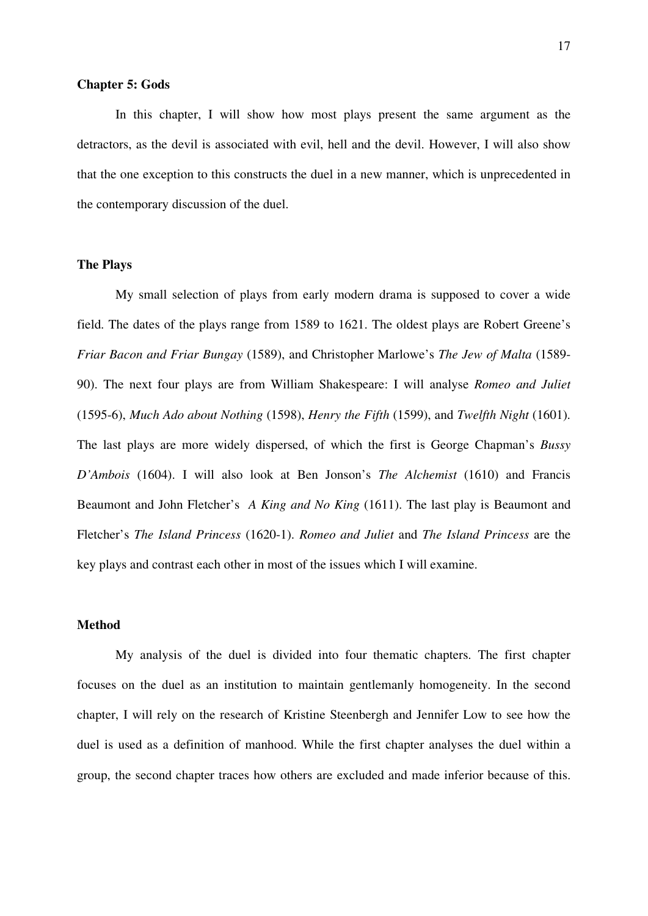**Chapter 5: Gods**

In this chapter, I will show how most plays present the same argument as the detractors, as the devil is associated with evil, hell and the devil. However, I will also show that the one exception to this constructs the duel in a new manner, which is unprecedented in the contemporary discussion of the duel.

**The Plays**

My small selection of plays from early modern drama is supposed to cover a wide field. The dates of the plays range from 1589 to 1621. The oldest plays are Robert Greene's *Friar Bacon and Friar Bungay* (1589), and Christopher Marlowe's *The Jew of Malta* (1589-90). The next four plays are from William Shakespeare: I will analyse *Romeo and Juliet* (1595-6), *Much Ado about Nothing* (1598), *Henry the Fifth* (1599), and *Twelfth Night* (1601). The last plays are more widely dispersed, of which the first is George Chapman's *Bussy D'Ambois* (1604). I will also look at Ben Jonson's *The Alchemist* (1610) and Francis Beaumont and John Fletcher's *A King and No King* (1611). The last play is Beaumont and Fletcher's *The Island Princess* (1620-1). *Romeo and Juliet* and *The Island Princess* are the key plays and contrast each other in most of the issues which I will examine.

**Method**

My analysis of the duel is divided into four thematic chapters. The first chapter focuses on the duel as an institution to maintain gentlemanly homogeneity. In the second chapter, I will rely on the research of Kristine Steenbergh and Jennifer Low to see how the duel is used as a definition of manhood. While the first chapter analyses the duel within a group, the second chapter traces how others are excluded and made inferior because of this.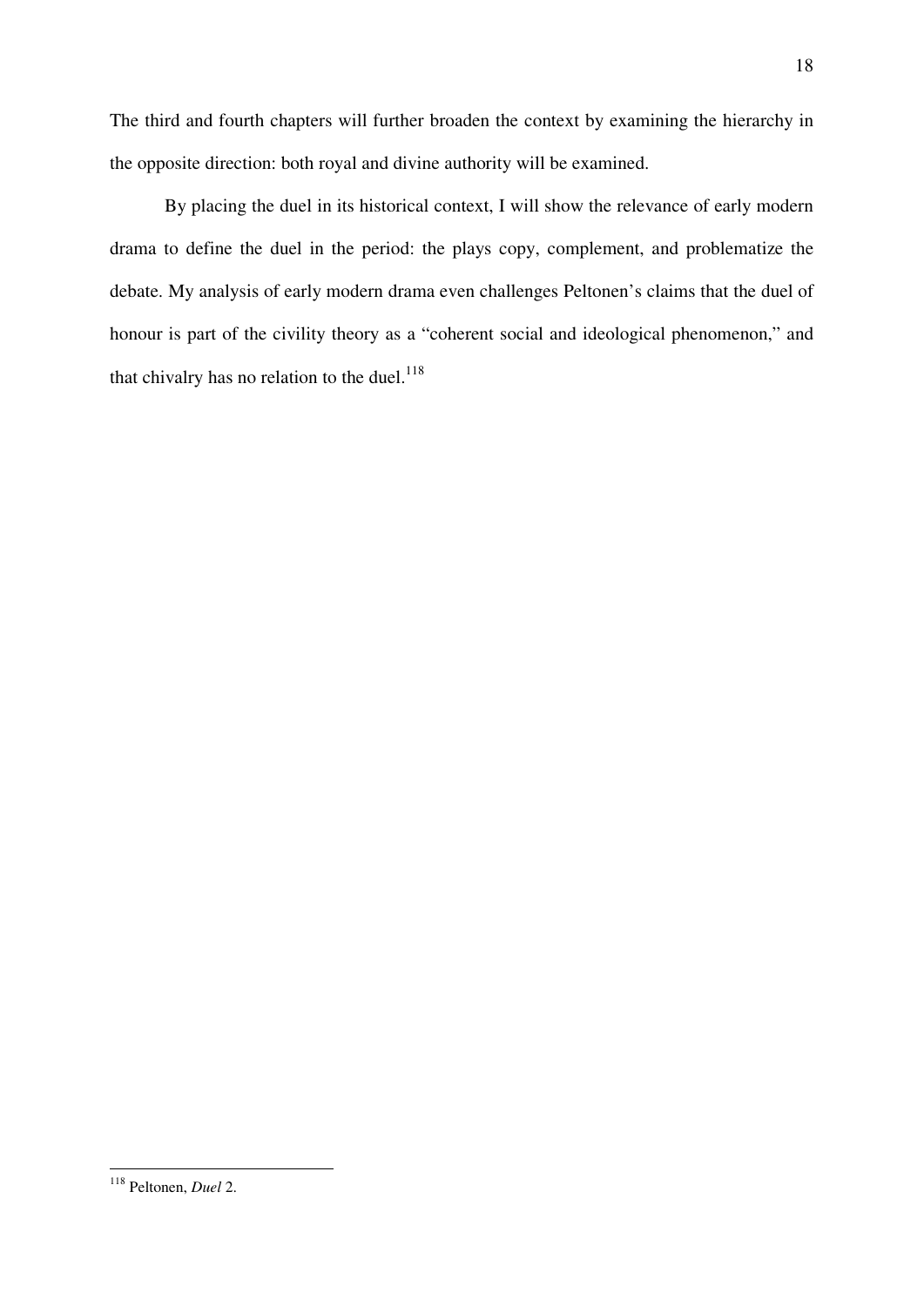The third and fourth chapters will further broaden the context by examining the hierarchy in the opposite direction: both royal and divine authority will be examined.

By placing the duel in its historical context, I will show the relevance of early modern drama to define the duel in the period: the plays copy, complement, and problematize the debate. My analysis of early modern drama even challenges Peltonen's claims that the duel of honour is part of the civility theory as a "coherent social and ideological phenomenon," and that chivalry has no relation to the duel.[118]

---

[118] Peltonen, *Duel* 2.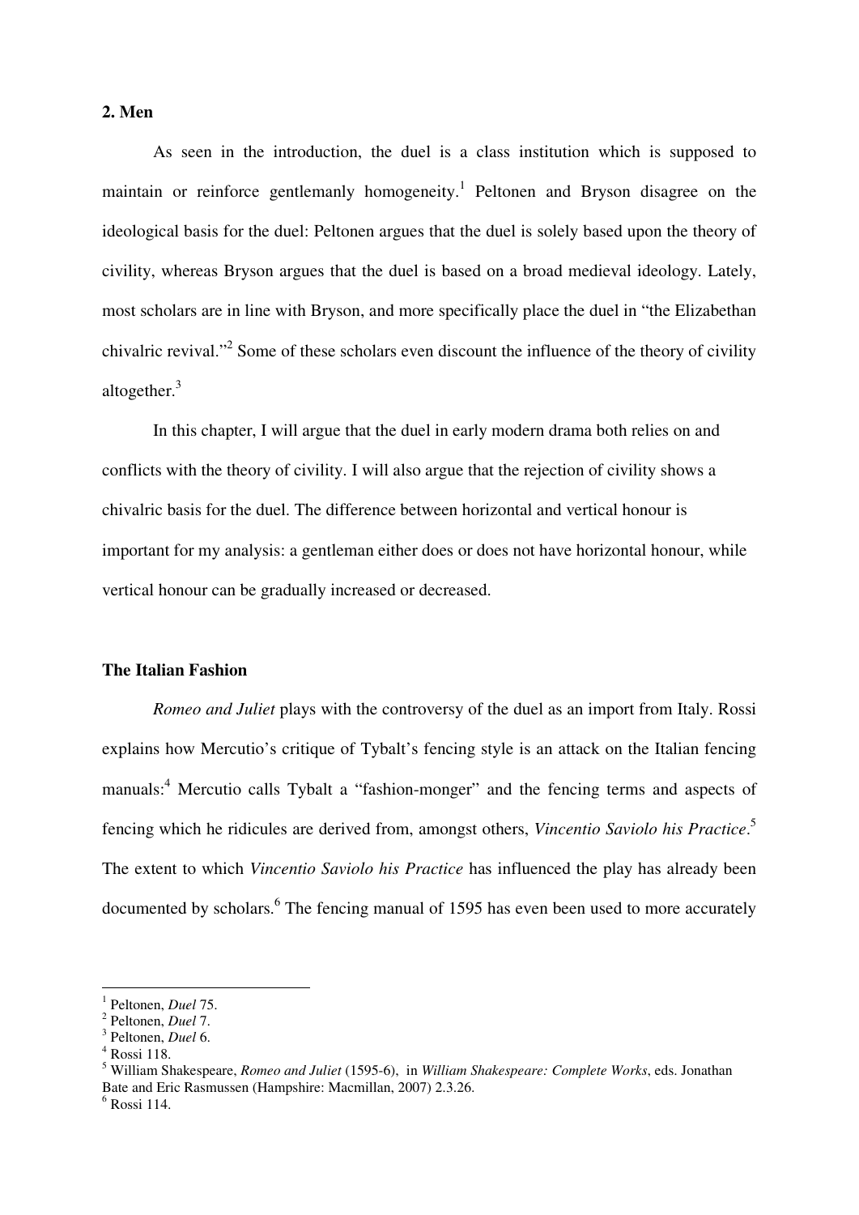## 2. Men

As seen in the introduction, the duel is a class institution which is supposed to maintain or reinforce gentlemanly homogeneity.[1] Peltonen and Bryson disagree on the ideological basis for the duel: Peltonen argues that the duel is solely based upon the theory of civility, whereas Bryson argues that the duel is based on a broad medieval ideology. Lately, most scholars are in line with Bryson, and more specifically place the duel in "the Elizabethan chivalric revival."[2] Some of these scholars even discount the influence of the theory of civility altogether.[3]

In this chapter, I will argue that the duel in early modern drama both relies on and conflicts with the theory of civility. I will also argue that the rejection of civility shows a chivalric basis for the duel. The difference between horizontal and vertical honour is important for my analysis: a gentleman either does or does not have horizontal honour, while vertical honour can be gradually increased or decreased.

### The Italian Fashion

*Romeo and Juliet* plays with the controversy of the duel as an import from Italy. Rossi explains how Mercutio's critique of Tybalt's fencing style is an attack on the Italian fencing manuals:[4] Mercutio calls Tybalt a "fashion-monger" and the fencing terms and aspects of fencing which he ridicules are derived from, amongst others, *Vincentio Saviolo his Practice*.[5] The extent to which *Vincentio Saviolo his Practice* has influenced the play has already been documented by scholars.[6] The fencing manual of 1595 has even been used to more accurately

---

[1] Peltonen, *Duel* 75.
[2] Peltonen, *Duel* 7.
[3] Peltonen, *Duel* 6.
[4] Rossi 118.
[5] William Shakespeare, *Romeo and Juliet* (1595-6), in *William Shakespeare: Complete Works*, eds. Jonathan Bate and Eric Rasmussen (Hampshire: Macmillan, 2007) 2.3.26.
[6] Rossi 114.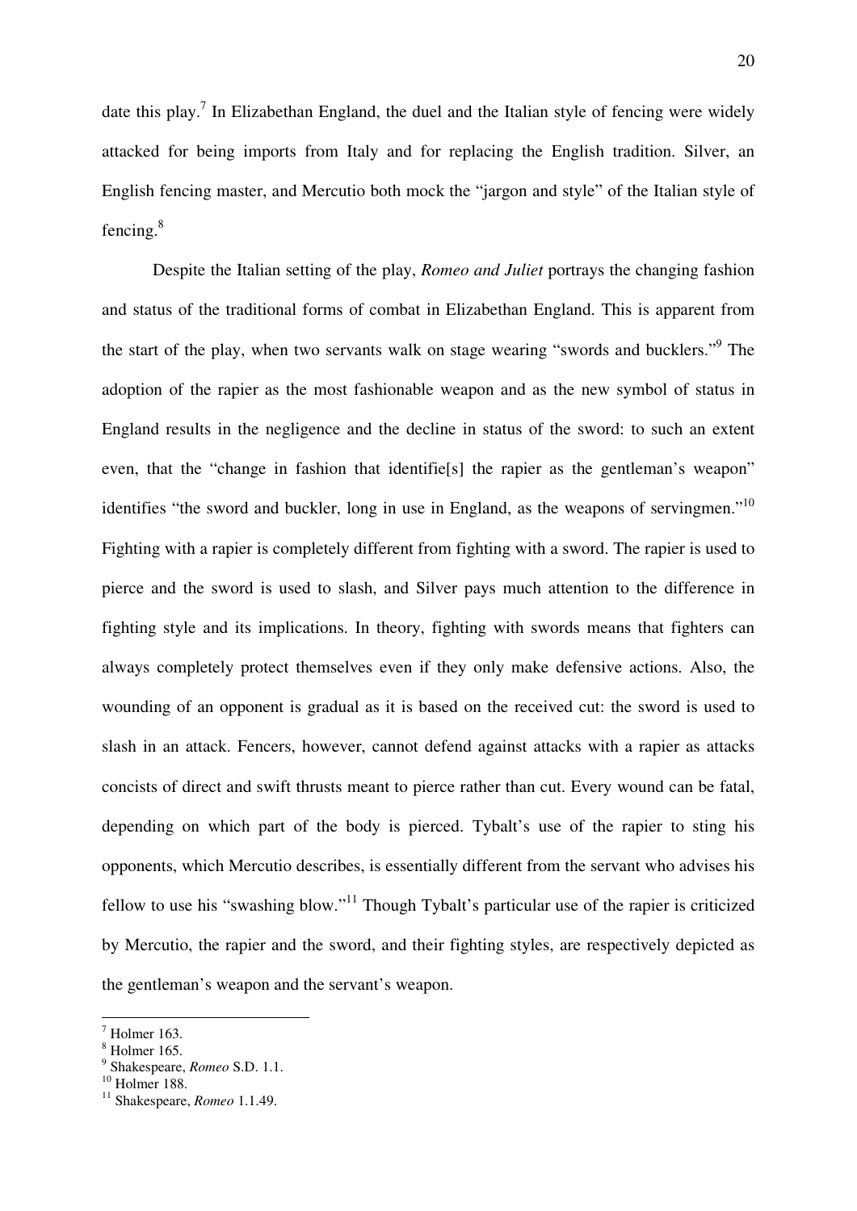date this play.[7] In Elizabethan England, the duel and the Italian style of fencing were widely attacked for being imports from Italy and for replacing the English tradition. Silver, an English fencing master, and Mercutio both mock the "jargon and style" of the Italian style of fencing.[8]

Despite the Italian setting of the play, *Romeo and Juliet* portrays the changing fashion and status of the traditional forms of combat in Elizabethan England. This is apparent from the start of the play, when two servants walk on stage wearing "swords and bucklers."[9] The adoption of the rapier as the most fashionable weapon and as the new symbol of status in England results in the negligence and the decline in status of the sword: to such an extent even, that the "change in fashion that identifie[s] the rapier as the gentleman's weapon" identifies "the sword and buckler, long in use in England, as the weapons of servingmen."[10] Fighting with a rapier is completely different from fighting with a sword. The rapier is used to pierce and the sword is used to slash, and Silver pays much attention to the difference in fighting style and its implications. In theory, fighting with swords means that fighters can always completely protect themselves even if they only make defensive actions. Also, the wounding of an opponent is gradual as it is based on the received cut: the sword is used to slash in an attack. Fencers, however, cannot defend against attacks with a rapier as attacks concists of direct and swift thrusts meant to pierce rather than cut. Every wound can be fatal, depending on which part of the body is pierced. Tybalt's use of the rapier to sting his opponents, which Mercutio describes, is essentially different from the servant who advises his fellow to use his "swashing blow."[11] Though Tybalt's particular use of the rapier is criticized by Mercutio, the rapier and the sword, and their fighting styles, are respectively depicted as the gentleman's weapon and the servant's weapon.

---

[7] Holmer 163.
[8] Holmer 165.
[9] Shakespeare, *Romeo* S.D. 1.1.
[10] Holmer 188.
[11] Shakespeare, *Romeo* 1.1.49.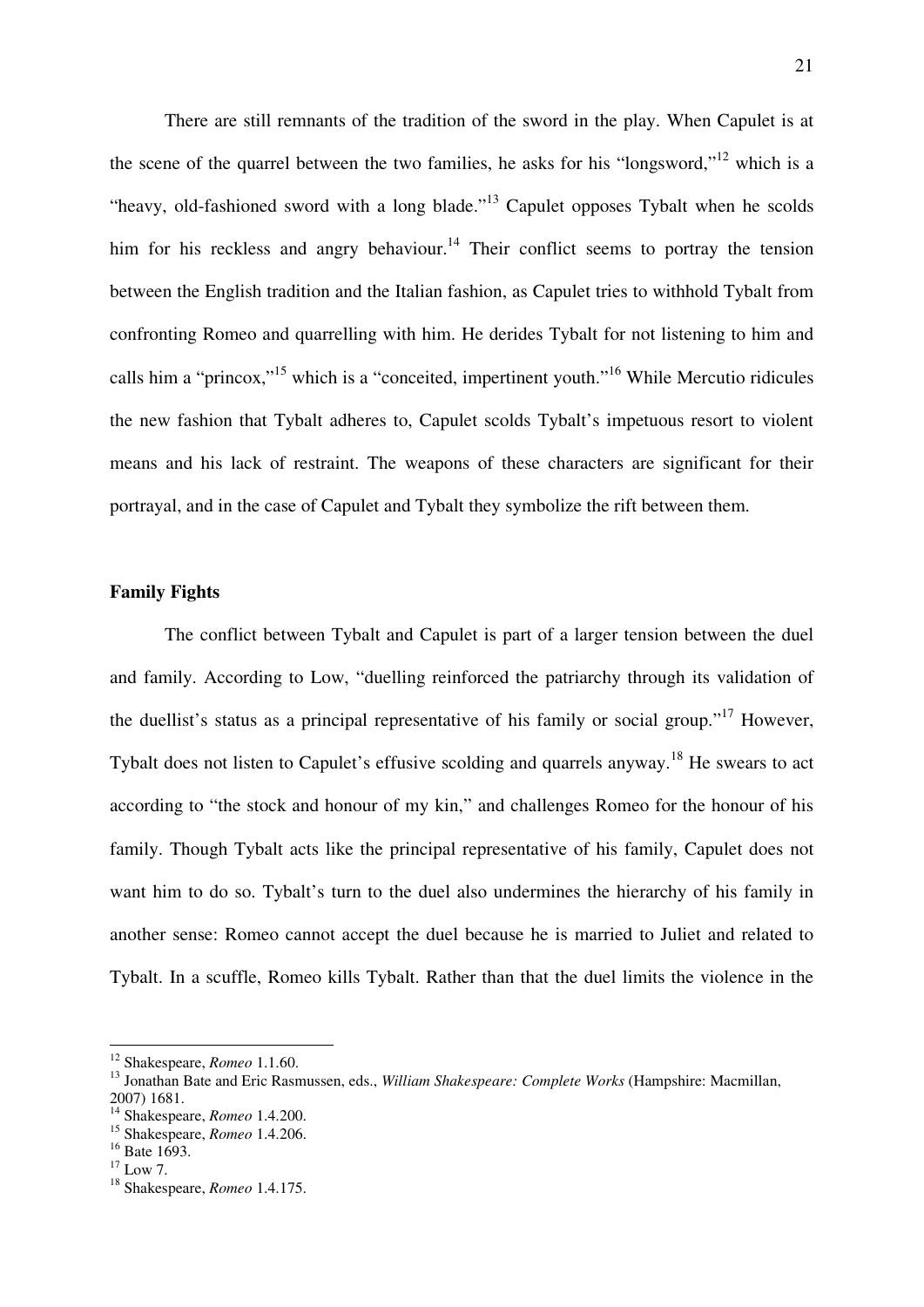There are still remnants of the tradition of the sword in the play. When Capulet is at the scene of the quarrel between the two families, he asks for his "longsword,"[12] which is a "heavy, old-fashioned sword with a long blade."[13] Capulet opposes Tybalt when he scolds him for his reckless and angry behaviour.[14] Their conflict seems to portray the tension between the English tradition and the Italian fashion, as Capulet tries to withhold Tybalt from confronting Romeo and quarrelling with him. He derides Tybalt for not listening to him and calls him a "princox,"[15] which is a "conceited, impertinent youth."[16] While Mercutio ridicules the new fashion that Tybalt adheres to, Capulet scolds Tybalt's impetuous resort to violent means and his lack of restraint. The weapons of these characters are significant for their portrayal, and in the case of Capulet and Tybalt they symbolize the rift between them.

**Family Fights**

The conflict between Tybalt and Capulet is part of a larger tension between the duel and family. According to Low, "duelling reinforced the patriarchy through its validation of the duellist's status as a principal representative of his family or social group."[17] However, Tybalt does not listen to Capulet's effusive scolding and quarrels anyway.[18] He swears to act according to "the stock and honour of my kin," and challenges Romeo for the honour of his family. Though Tybalt acts like the principal representative of his family, Capulet does not want him to do so. Tybalt's turn to the duel also undermines the hierarchy of his family in another sense: Romeo cannot accept the duel because he is married to Juliet and related to Tybalt. In a scuffle, Romeo kills Tybalt. Rather than that the duel limits the violence in the

---

[12] Shakespeare, *Romeo* 1.1.60.
[13] Jonathan Bate and Eric Rasmussen, eds., *William Shakespeare: Complete Works* (Hampshire: Macmillan, 2007) 1681.
[14] Shakespeare, *Romeo* 1.4.200.
[15] Shakespeare, *Romeo* 1.4.206.
[16] Bate 1693.
[17] Low 7.
[18] Shakespeare, *Romeo* 1.4.175.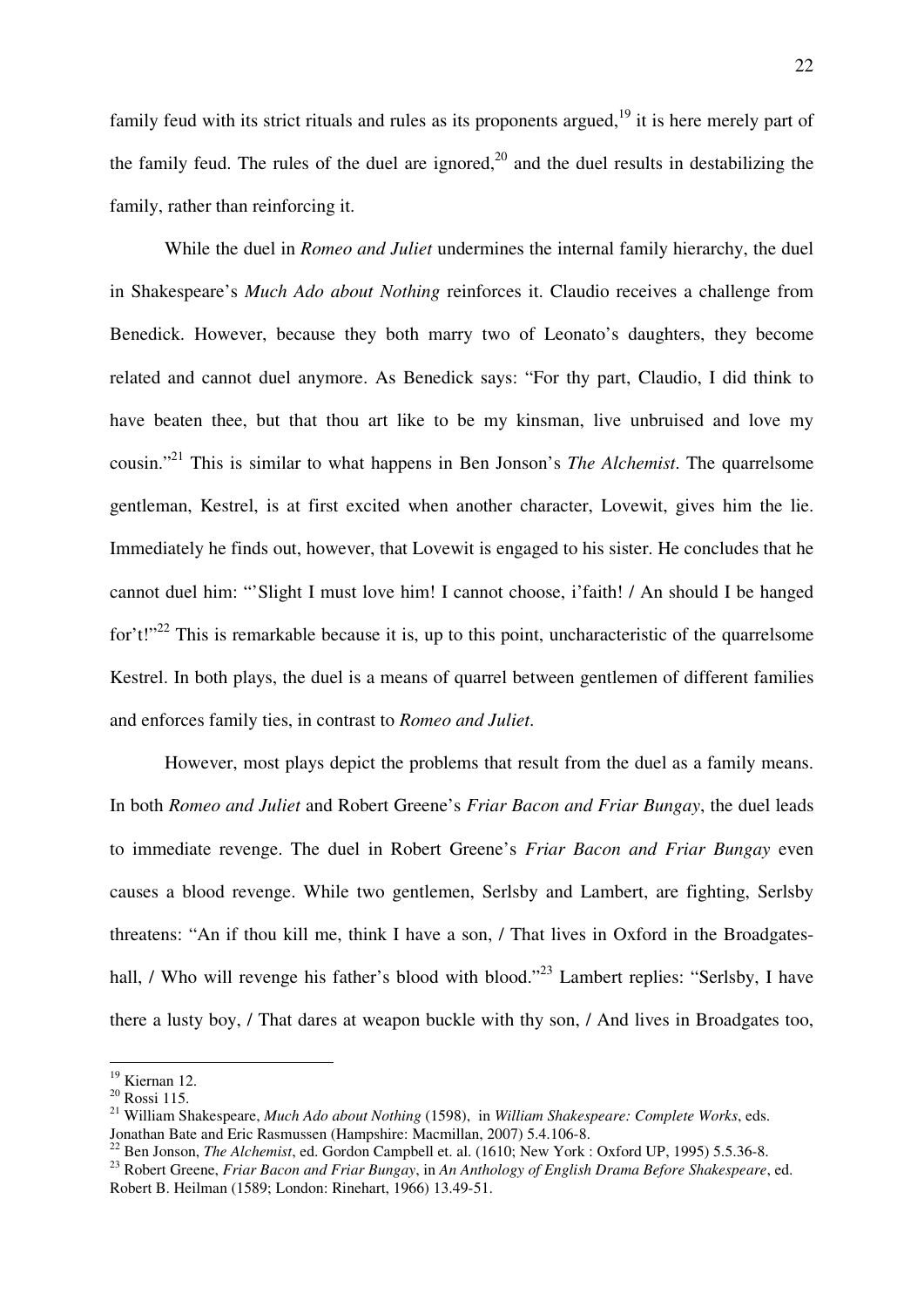family feud with its strict rituals and rules as its proponents argued,[19] it is here merely part of the family feud. The rules of the duel are ignored,[20] and the duel results in destabilizing the family, rather than reinforcing it.

While the duel in *Romeo and Juliet* undermines the internal family hierarchy, the duel in Shakespeare's *Much Ado about Nothing* reinforces it. Claudio receives a challenge from Benedick. However, because they both marry two of Leonato's daughters, they become related and cannot duel anymore. As Benedick says: "For thy part, Claudio, I did think to have beaten thee, but that thou art like to be my kinsman, live unbruised and love my cousin."[21] This is similar to what happens in Ben Jonson's *The Alchemist*. The quarrelsome gentleman, Kestrel, is at first excited when another character, Lovewit, gives him the lie. Immediately he finds out, however, that Lovewit is engaged to his sister. He concludes that he cannot duel him: "'Slight I must love him! I cannot choose, i'faith! / An should I be hanged for't!"[22] This is remarkable because it is, up to this point, uncharacteristic of the quarrelsome Kestrel. In both plays, the duel is a means of quarrel between gentlemen of different families and enforces family ties, in contrast to *Romeo and Juliet*.

However, most plays depict the problems that result from the duel as a family means. In both *Romeo and Juliet* and Robert Greene's *Friar Bacon and Friar Bungay*, the duel leads to immediate revenge. The duel in Robert Greene's *Friar Bacon and Friar Bungay* even causes a blood revenge. While two gentlemen, Serlsby and Lambert, are fighting, Serlsby threatens: "An if thou kill me, think I have a son, / That lives in Oxford in the Broadgates-hall, / Who will revenge his father's blood with blood."[23] Lambert replies: "Serlsby, I have there a lusty boy, / That dares at weapon buckle with thy son, / And lives in Broadgates too,

---

[19] Kiernan 12.

[20] Rossi 115.

[21] William Shakespeare, *Much Ado about Nothing* (1598), in *William Shakespeare: Complete Works*, eds. Jonathan Bate and Eric Rasmussen (Hampshire: Macmillan, 2007) 5.4.106-8.

[22] Ben Jonson, *The Alchemist*, ed. Gordon Campbell et. al. (1610; New York : Oxford UP, 1995) 5.5.36-8.

[23] Robert Greene, *Friar Bacon and Friar Bungay*, in *An Anthology of English Drama Before Shakespeare*, ed. Robert B. Heilman (1589; London: Rinehart, 1966) 13.49-51.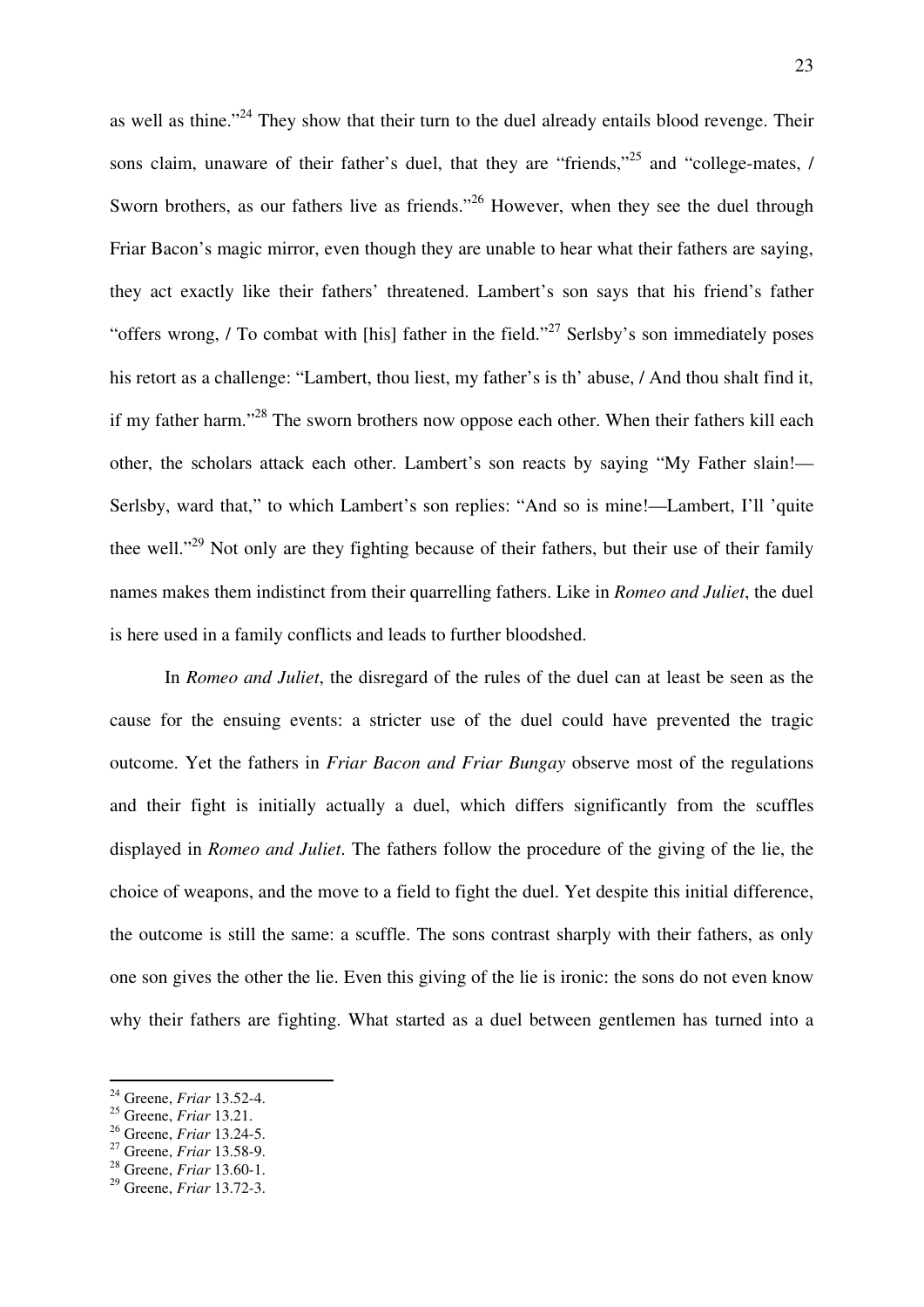as well as thine."[24] They show that their turn to the duel already entails blood revenge. Their sons claim, unaware of their father's duel, that they are "friends,"[25] and "college-mates, / Sworn brothers, as our fathers live as friends."[26] However, when they see the duel through Friar Bacon's magic mirror, even though they are unable to hear what their fathers are saying, they act exactly like their fathers' threatened. Lambert's son says that his friend's father "offers wrong, / To combat with [his] father in the field."[27] Serlsby's son immediately poses his retort as a challenge: "Lambert, thou liest, my father's is th' abuse, / And thou shalt find it, if my father harm."[28] The sworn brothers now oppose each other. When their fathers kill each other, the scholars attack each other. Lambert's son reacts by saying "My Father slain!—Serlsby, ward that," to which Lambert's son replies: "And so is mine!—Lambert, I'll 'quite thee well."[29] Not only are they fighting because of their fathers, but their use of their family names makes them indistinct from their quarrelling fathers. Like in *Romeo and Juliet*, the duel is here used in a family conflicts and leads to further bloodshed.

In *Romeo and Juliet*, the disregard of the rules of the duel can at least be seen as the cause for the ensuing events: a stricter use of the duel could have prevented the tragic outcome. Yet the fathers in *Friar Bacon and Friar Bungay* observe most of the regulations and their fight is initially actually a duel, which differs significantly from the scuffles displayed in *Romeo and Juliet*. The fathers follow the procedure of the giving of the lie, the choice of weapons, and the move to a field to fight the duel. Yet despite this initial difference, the outcome is still the same: a scuffle. The sons contrast sharply with their fathers, as only one son gives the other the lie. Even this giving of the lie is ironic: the sons do not even know why their fathers are fighting. What started as a duel between gentlemen has turned into a

---

[24] Greene, *Friar* 13.52-4.
[25] Greene, *Friar* 13.21.
[26] Greene, *Friar* 13.24-5.
[27] Greene, *Friar* 13.58-9.
[28] Greene, *Friar* 13.60-1.
[29] Greene, *Friar* 13.72-3.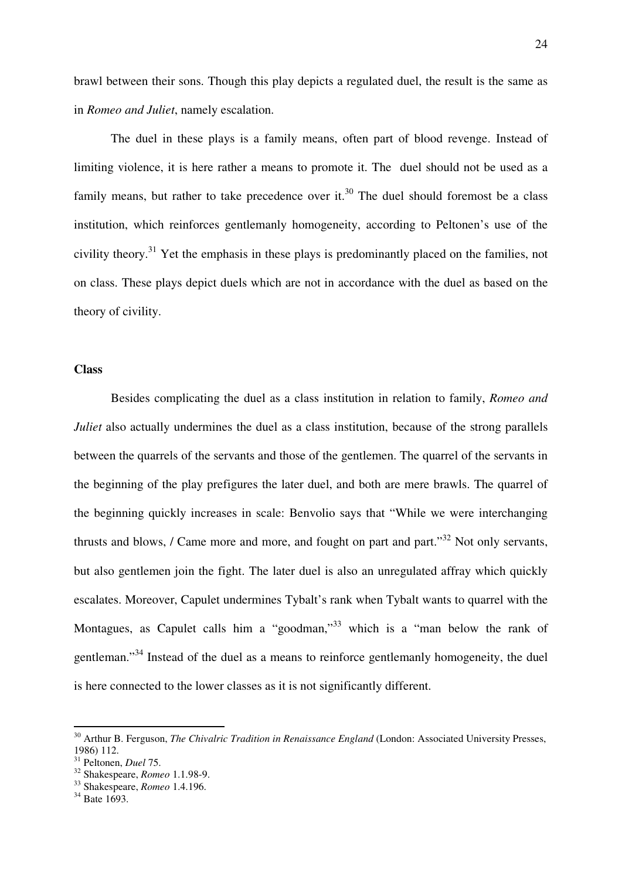brawl between their sons. Though this play depicts a regulated duel, the result is the same as in *Romeo and Juliet*, namely escalation.

The duel in these plays is a family means, often part of blood revenge. Instead of limiting violence, it is here rather a means to promote it. The duel should not be used as a family means, but rather to take precedence over it.[30] The duel should foremost be a class institution, which reinforces gentlemanly homogeneity, according to Peltonen's use of the civility theory.[31] Yet the emphasis in these plays is predominantly placed on the families, not on class. These plays depict duels which are not in accordance with the duel as based on the theory of civility.

**Class**

Besides complicating the duel as a class institution in relation to family, *Romeo and Juliet* also actually undermines the duel as a class institution, because of the strong parallels between the quarrels of the servants and those of the gentlemen. The quarrel of the servants in the beginning of the play prefigures the later duel, and both are mere brawls. The quarrel of the beginning quickly increases in scale: Benvolio says that "While we were interchanging thrusts and blows, / Came more and more, and fought on part and part."[32] Not only servants, but also gentlemen join the fight. The later duel is also an unregulated affray which quickly escalates. Moreover, Capulet undermines Tybalt's rank when Tybalt wants to quarrel with the Montagues, as Capulet calls him a "goodman,"[33] which is a "man below the rank of gentleman."[34] Instead of the duel as a means to reinforce gentlemanly homogeneity, the duel is here connected to the lower classes as it is not significantly different.

---

[30] Arthur B. Ferguson, *The Chivalric Tradition in Renaissance England* (London: Associated University Presses, 1986) 112.

[31] Peltonen, *Duel* 75.

[32] Shakespeare, *Romeo* 1.1.98-9.

[33] Shakespeare, *Romeo* 1.4.196.

[34] Bate 1693.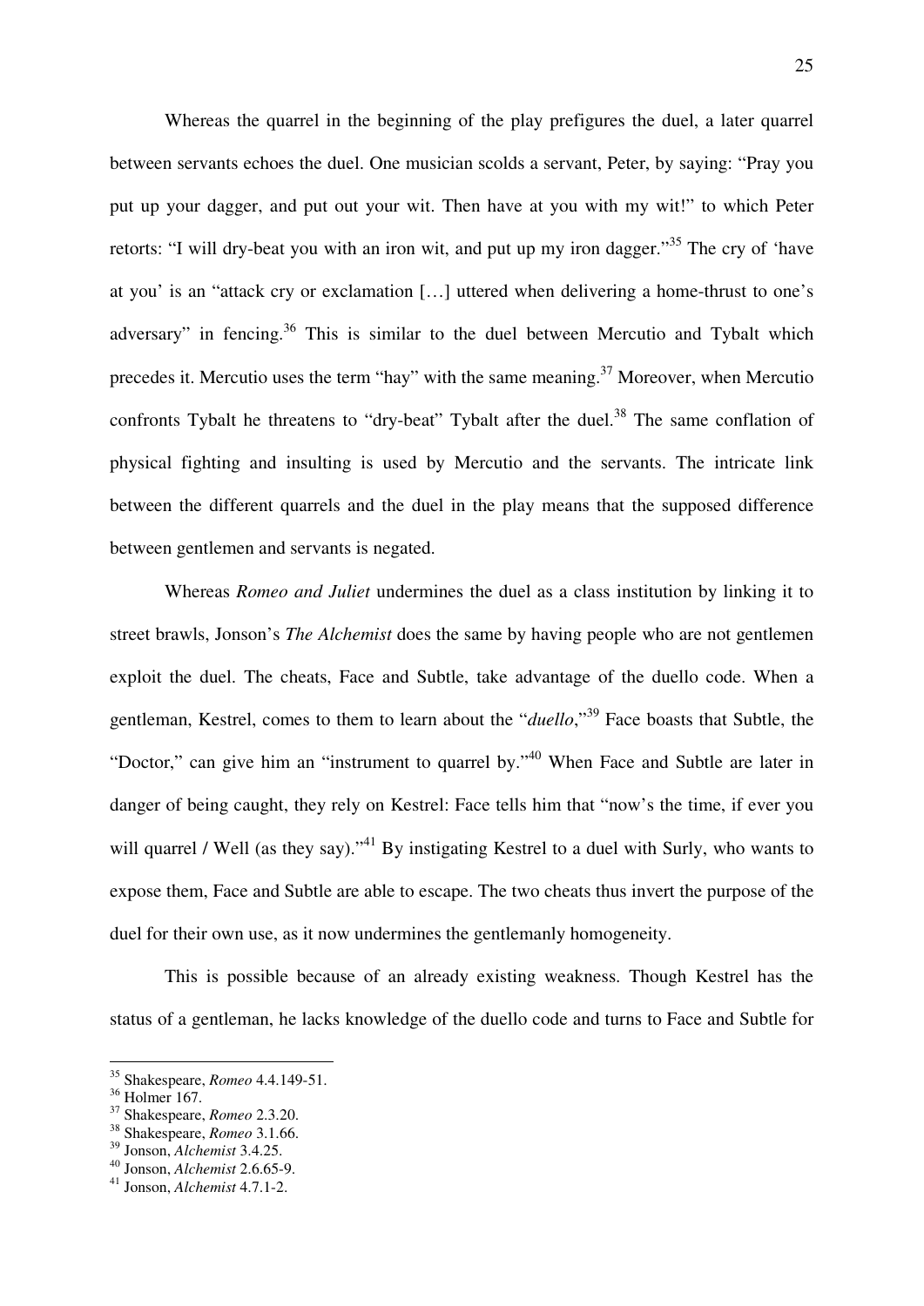Whereas the quarrel in the beginning of the play prefigures the duel, a later quarrel between servants echoes the duel. One musician scolds a servant, Peter, by saying: "Pray you put up your dagger, and put out your wit. Then have at you with my wit!" to which Peter retorts: "I will dry-beat you with an iron wit, and put up my iron dagger."[35] The cry of 'have at you' is an "attack cry or exclamation […] uttered when delivering a home-thrust to one's adversary" in fencing.[36] This is similar to the duel between Mercutio and Tybalt which precedes it. Mercutio uses the term "hay" with the same meaning.[37] Moreover, when Mercutio confronts Tybalt he threatens to "dry-beat" Tybalt after the duel.[38] The same conflation of physical fighting and insulting is used by Mercutio and the servants. The intricate link between the different quarrels and the duel in the play means that the supposed difference between gentlemen and servants is negated.

Whereas *Romeo and Juliet* undermines the duel as a class institution by linking it to street brawls, Jonson's *The Alchemist* does the same by having people who are not gentlemen exploit the duel. The cheats, Face and Subtle, take advantage of the duello code. When a gentleman, Kestrel, comes to them to learn about the "*duello*,"[39] Face boasts that Subtle, the "Doctor," can give him an "instrument to quarrel by."[40] When Face and Subtle are later in danger of being caught, they rely on Kestrel: Face tells him that "now's the time, if ever you will quarrel / Well (as they say)."[41] By instigating Kestrel to a duel with Surly, who wants to expose them, Face and Subtle are able to escape. The two cheats thus invert the purpose of the duel for their own use, as it now undermines the gentlemanly homogeneity.

This is possible because of an already existing weakness. Though Kestrel has the status of a gentleman, he lacks knowledge of the duello code and turns to Face and Subtle for

---

[35] Shakespeare, *Romeo* 4.4.149-51.

[36] Holmer 167.

[37] Shakespeare, *Romeo* 2.3.20.

[38] Shakespeare, *Romeo* 3.1.66.

[39] Jonson, *Alchemist* 3.4.25.

[40] Jonson, *Alchemist* 2.6.65-9.

[41] Jonson, *Alchemist* 4.7.1-2.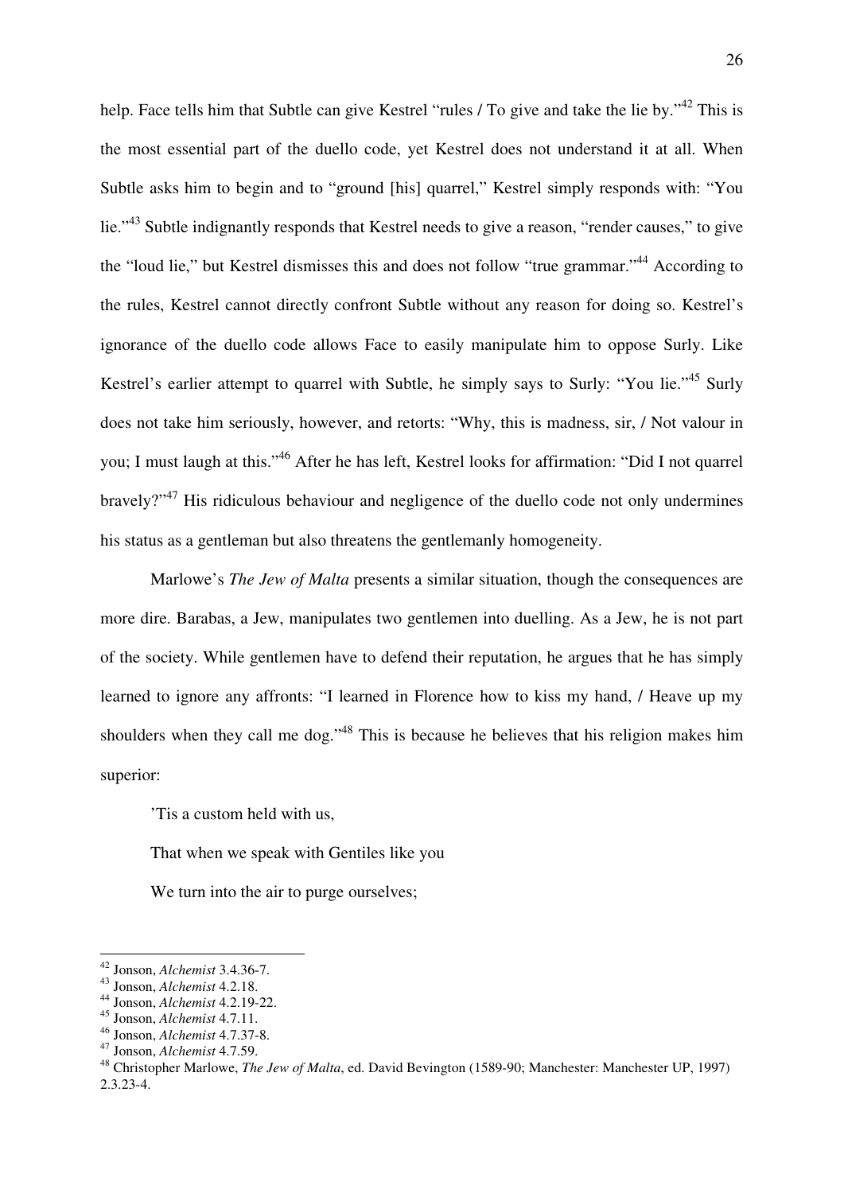help. Face tells him that Subtle can give Kestrel "rules / To give and take the lie by."[42] This is the most essential part of the duello code, yet Kestrel does not understand it at all. When Subtle asks him to begin and to "ground [his] quarrel," Kestrel simply responds with: "You lie."[43] Subtle indignantly responds that Kestrel needs to give a reason, "render causes," to give the "loud lie," but Kestrel dismisses this and does not follow "true grammar."[44] According to the rules, Kestrel cannot directly confront Subtle without any reason for doing so. Kestrel's ignorance of the duello code allows Face to easily manipulate him to oppose Surly. Like Kestrel's earlier attempt to quarrel with Subtle, he simply says to Surly: "You lie."[45] Surly does not take him seriously, however, and retorts: "Why, this is madness, sir, / Not valour in you; I must laugh at this."[46] After he has left, Kestrel looks for affirmation: "Did I not quarrel bravely?"[47] His ridiculous behaviour and negligence of the duello code not only undermines his status as a gentleman but also threatens the gentlemanly homogeneity.

Marlowe's *The Jew of Malta* presents a similar situation, though the consequences are more dire. Barabas, a Jew, manipulates two gentlemen into duelling. As a Jew, he is not part of the society. While gentlemen have to defend their reputation, he argues that he has simply learned to ignore any affronts: "I learned in Florence how to kiss my hand, / Heave up my shoulders when they call me dog."[48] This is because he believes that his religion makes him superior:

> 'Tis a custom held with us,
>
> That when we speak with Gentiles like you
>
> We turn into the air to purge ourselves;

---

[42] Jonson, *Alchemist* 3.4.36-7.
[43] Jonson, *Alchemist* 4.2.18.
[44] Jonson, *Alchemist* 4.2.19-22.
[45] Jonson, *Alchemist* 4.7.11.
[46] Jonson, *Alchemist* 4.7.37-8.
[47] Jonson, *Alchemist* 4.7.59.
[48] Christopher Marlowe, *The Jew of Malta*, ed. David Bevington (1589-90; Manchester: Manchester UP, 1997) 2.3.23-4.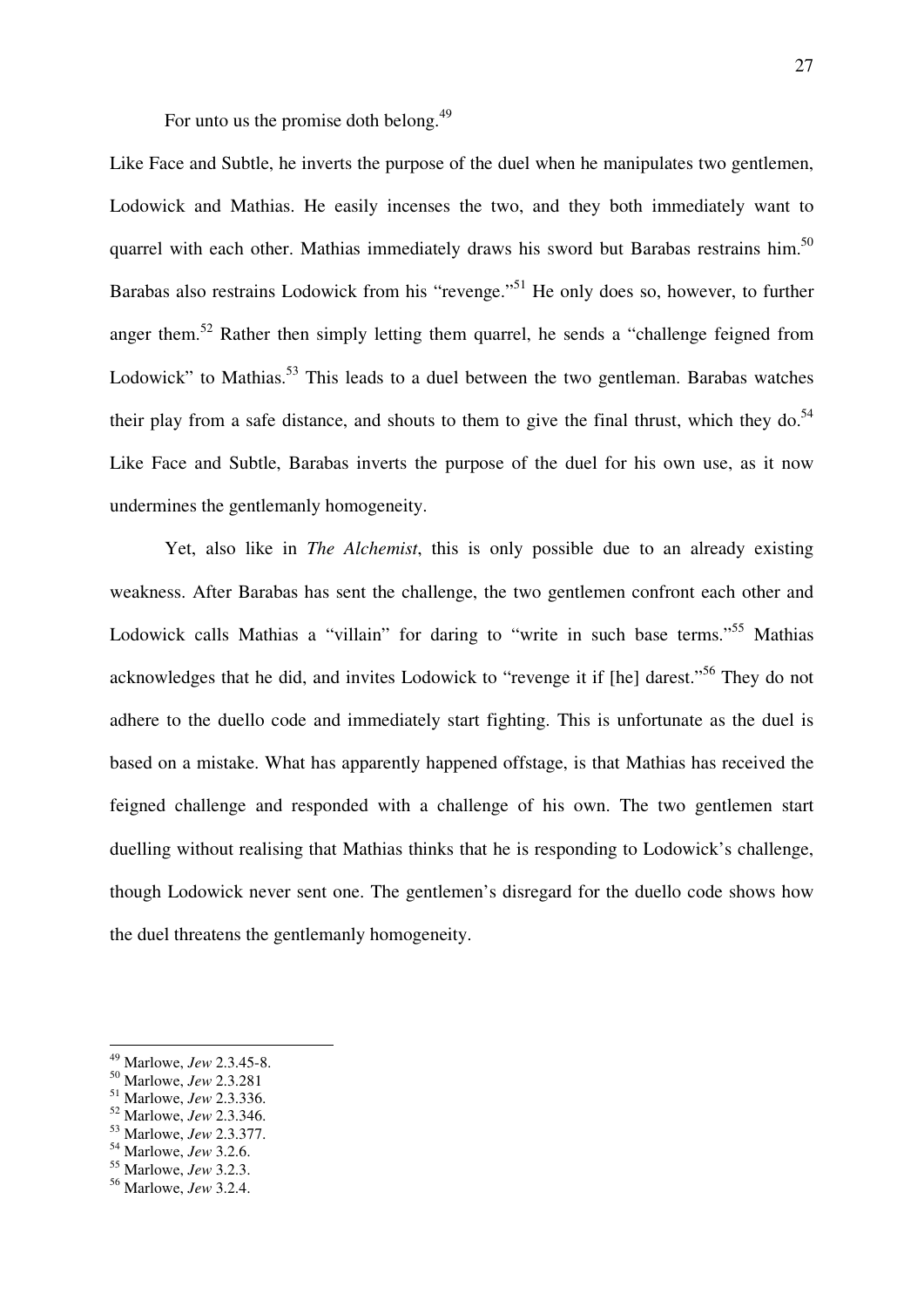For unto us the promise doth belong.[49]

Like Face and Subtle, he inverts the purpose of the duel when he manipulates two gentlemen, Lodowick and Mathias. He easily incenses the two, and they both immediately want to quarrel with each other. Mathias immediately draws his sword but Barabas restrains him.[50] Barabas also restrains Lodowick from his "revenge."[51] He only does so, however, to further anger them.[52] Rather then simply letting them quarrel, he sends a "challenge feigned from Lodowick" to Mathias.[53] This leads to a duel between the two gentleman. Barabas watches their play from a safe distance, and shouts to them to give the final thrust, which they do.[54] Like Face and Subtle, Barabas inverts the purpose of the duel for his own use, as it now undermines the gentlemanly homogeneity.

Yet, also like in *The Alchemist*, this is only possible due to an already existing weakness. After Barabas has sent the challenge, the two gentlemen confront each other and Lodowick calls Mathias a "villain" for daring to "write in such base terms."[55] Mathias acknowledges that he did, and invites Lodowick to "revenge it if [he] darest."[56] They do not adhere to the duello code and immediately start fighting. This is unfortunate as the duel is based on a mistake. What has apparently happened offstage, is that Mathias has received the feigned challenge and responded with a challenge of his own. The two gentlemen start duelling without realising that Mathias thinks that he is responding to Lodowick's challenge, though Lodowick never sent one. The gentlemen's disregard for the duello code shows how the duel threatens the gentlemanly homogeneity.

---

[49] Marlowe, *Jew* 2.3.45-8.
[50] Marlowe, *Jew* 2.3.281
[51] Marlowe, *Jew* 2.3.336.
[52] Marlowe, *Jew* 2.3.346.
[53] Marlowe, *Jew* 2.3.377.
[54] Marlowe, *Jew* 3.2.6.
[55] Marlowe, *Jew* 3.2.3.
[56] Marlowe, *Jew* 3.2.4.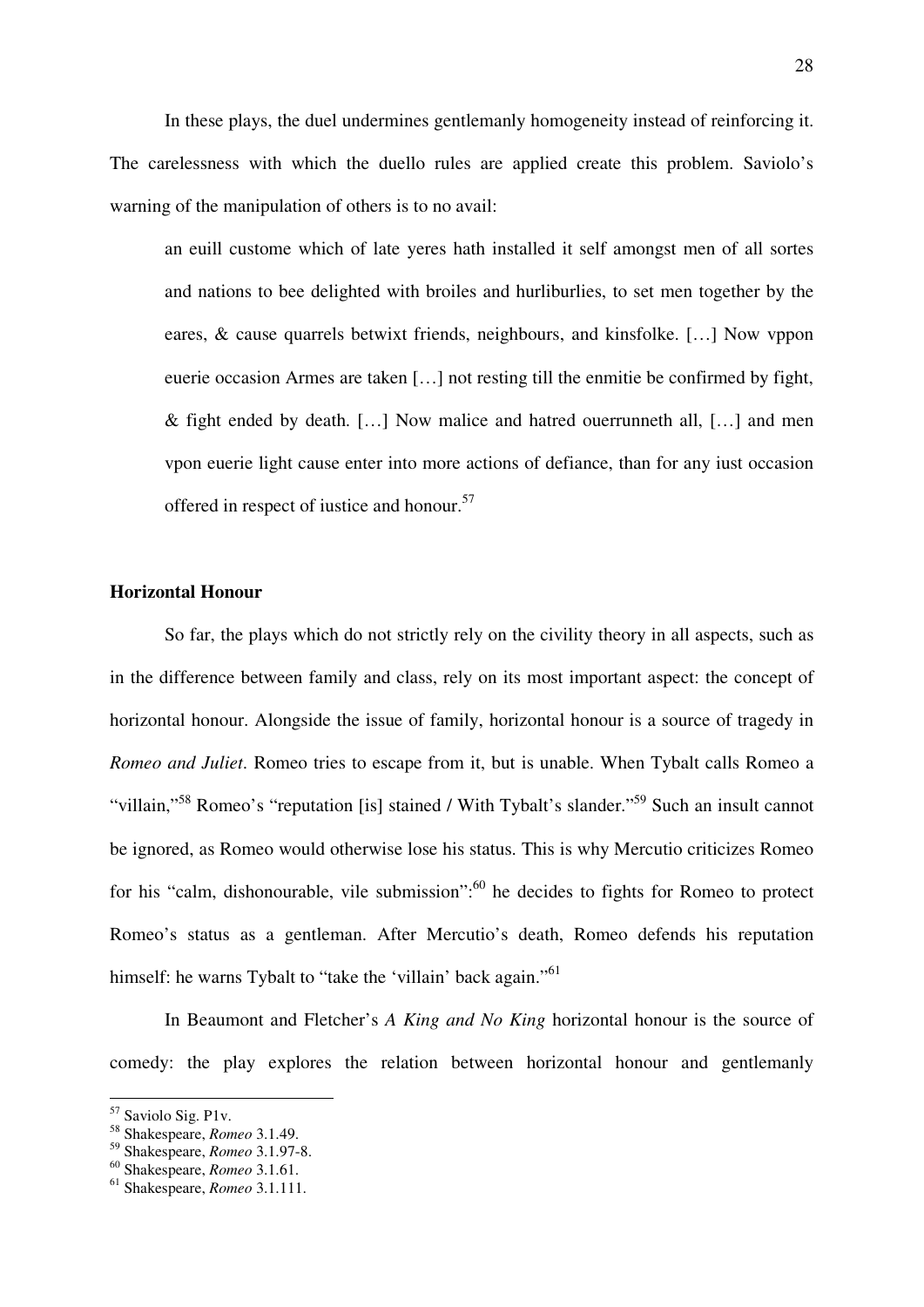In these plays, the duel undermines gentlemanly homogeneity instead of reinforcing it. The carelessness with which the duello rules are applied create this problem. Saviolo's warning of the manipulation of others is to no avail:

> an euill custome which of late yeres hath installed it self amongst men of all sortes and nations to bee delighted with broiles and hurliburlies, to set men together by the eares, & cause quarrels betwixt friends, neighbours, and kinsfolke. […] Now vppon euerie occasion Armes are taken […] not resting till the enmitie be confirmed by fight, & fight ended by death. […] Now malice and hatred ouerrunneth all, […] and men vpon euerie light cause enter into more actions of defiance, than for any iust occasion offered in respect of iustice and honour.[57]

### Horizontal Honour

So far, the plays which do not strictly rely on the civility theory in all aspects, such as in the difference between family and class, rely on its most important aspect: the concept of horizontal honour. Alongside the issue of family, horizontal honour is a source of tragedy in *Romeo and Juliet*. Romeo tries to escape from it, but is unable. When Tybalt calls Romeo a "villain,"[58] Romeo's "reputation [is] stained / With Tybalt's slander."[59] Such an insult cannot be ignored, as Romeo would otherwise lose his status. This is why Mercutio criticizes Romeo for his "calm, dishonourable, vile submission":[60] he decides to fights for Romeo to protect Romeo's status as a gentleman. After Mercutio's death, Romeo defends his reputation himself: he warns Tybalt to "take the 'villain' back again."[61]

In Beaumont and Fletcher's *A King and No King* horizontal honour is the source of comedy: the play explores the relation between horizontal honour and gentlemanly

---

[57] Saviolo Sig. P1v.
[58] Shakespeare, *Romeo* 3.1.49.
[59] Shakespeare, *Romeo* 3.1.97-8.
[60] Shakespeare, *Romeo* 3.1.61.
[61] Shakespeare, *Romeo* 3.1.111.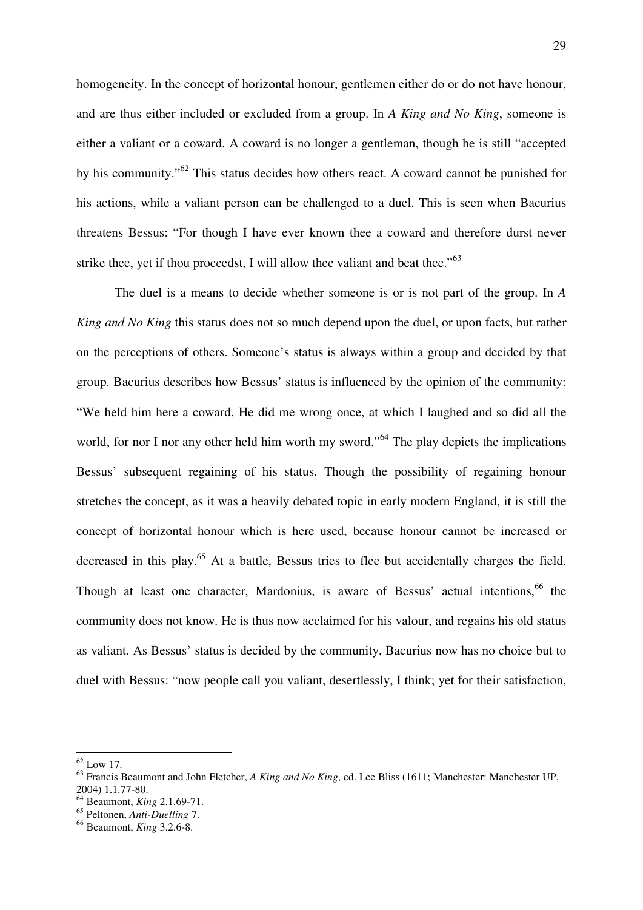homogeneity. In the concept of horizontal honour, gentlemen either do or do not have honour, and are thus either included or excluded from a group. In *A King and No King*, someone is either a valiant or a coward. A coward is no longer a gentleman, though he is still "accepted by his community."[62] This status decides how others react. A coward cannot be punished for his actions, while a valiant person can be challenged to a duel. This is seen when Bacurius threatens Bessus: "For though I have ever known thee a coward and therefore durst never strike thee, yet if thou proceedst, I will allow thee valiant and beat thee."[63]

The duel is a means to decide whether someone is or is not part of the group. In *A King and No King* this status does not so much depend upon the duel, or upon facts, but rather on the perceptions of others. Someone's status is always within a group and decided by that group. Bacurius describes how Bessus' status is influenced by the opinion of the community: "We held him here a coward. He did me wrong once, at which I laughed and so did all the world, for nor I nor any other held him worth my sword."[64] The play depicts the implications Bessus' subsequent regaining of his status. Though the possibility of regaining honour stretches the concept, as it was a heavily debated topic in early modern England, it is still the concept of horizontal honour which is here used, because honour cannot be increased or decreased in this play.[65] At a battle, Bessus tries to flee but accidentally charges the field. Though at least one character, Mardonius, is aware of Bessus' actual intentions,[66] the community does not know. He is thus now acclaimed for his valour, and regains his old status as valiant. As Bessus' status is decided by the community, Bacurius now has no choice but to duel with Bessus: "now people call you valiant, desertlessly, I think; yet for their satisfaction,

---

[62] Low 17.

[63] Francis Beaumont and John Fletcher, *A King and No King*, ed. Lee Bliss (1611; Manchester: Manchester UP, 2004) 1.1.77-80.

[64] Beaumont, *King* 2.1.69-71.

[65] Peltonen, *Anti-Duelling* 7.

[66] Beaumont, *King* 3.2.6-8.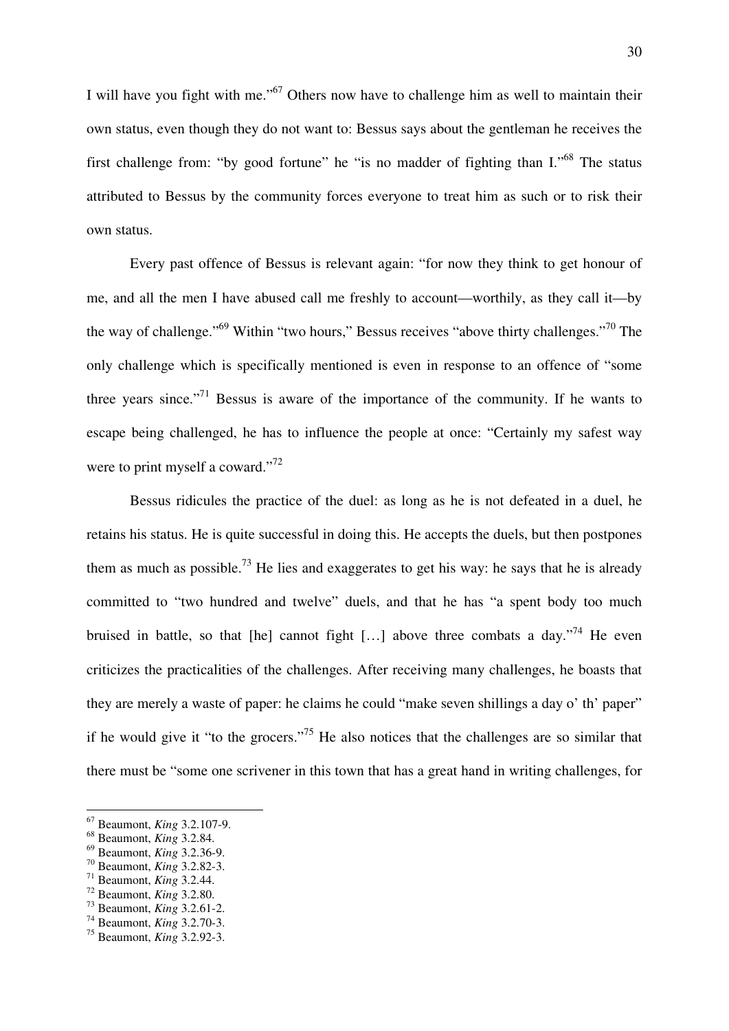I will have you fight with me."[67] Others now have to challenge him as well to maintain their own status, even though they do not want to: Bessus says about the gentleman he receives the first challenge from: "by good fortune" he "is no madder of fighting than I."[68] The status attributed to Bessus by the community forces everyone to treat him as such or to risk their own status.

Every past offence of Bessus is relevant again: "for now they think to get honour of me, and all the men I have abused call me freshly to account—worthily, as they call it—by the way of challenge."[69] Within "two hours," Bessus receives "above thirty challenges."[70] The only challenge which is specifically mentioned is even in response to an offence of "some three years since."[71] Bessus is aware of the importance of the community. If he wants to escape being challenged, he has to influence the people at once: "Certainly my safest way were to print myself a coward."[72]

Bessus ridicules the practice of the duel: as long as he is not defeated in a duel, he retains his status. He is quite successful in doing this. He accepts the duels, but then postpones them as much as possible.[73] He lies and exaggerates to get his way: he says that he is already committed to "two hundred and twelve" duels, and that he has "a spent body too much bruised in battle, so that [he] cannot fight […] above three combats a day."[74] He even criticizes the practicalities of the challenges. After receiving many challenges, he boasts that they are merely a waste of paper: he claims he could "make seven shillings a day o' th' paper" if he would give it "to the grocers."[75] He also notices that the challenges are so similar that there must be "some one scrivener in this town that has a great hand in writing challenges, for

---

[67] Beaumont, *King* 3.2.107-9.
[68] Beaumont, *King* 3.2.84.
[69] Beaumont, *King* 3.2.36-9.
[70] Beaumont, *King* 3.2.82-3.
[71] Beaumont, *King* 3.2.44.
[72] Beaumont, *King* 3.2.80.
[73] Beaumont, *King* 3.2.61-2.
[74] Beaumont, *King* 3.2.70-3.
[75] Beaumont, *King* 3.2.92-3.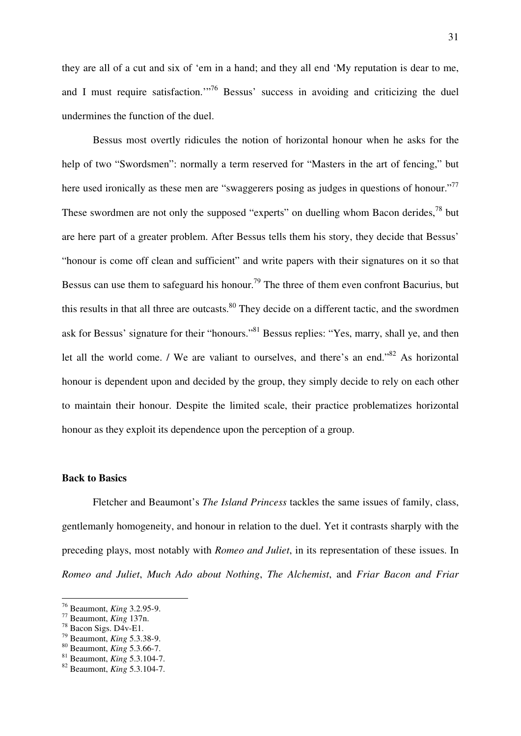they are all of a cut and six of 'em in a hand; and they all end 'My reputation is dear to me, and I must require satisfaction.'"[76] Bessus' success in avoiding and criticizing the duel undermines the function of the duel.

Bessus most overtly ridicules the notion of horizontal honour when he asks for the help of two "Swordsmen": normally a term reserved for "Masters in the art of fencing," but here used ironically as these men are "swaggerers posing as judges in questions of honour."[77] These swordmen are not only the supposed "experts" on duelling whom Bacon derides,[78] but are here part of a greater problem. After Bessus tells them his story, they decide that Bessus' "honour is come off clean and sufficient" and write papers with their signatures on it so that Bessus can use them to safeguard his honour.[79] The three of them even confront Bacurius, but this results in that all three are outcasts.[80] They decide on a different tactic, and the swordmen ask for Bessus' signature for their "honours."[81] Bessus replies: "Yes, marry, shall ye, and then let all the world come. / We are valiant to ourselves, and there's an end."[82] As horizontal honour is dependent upon and decided by the group, they simply decide to rely on each other to maintain their honour. Despite the limited scale, their practice problematizes horizontal honour as they exploit its dependence upon the perception of a group.

### Back to Basics

Fletcher and Beaumont's *The Island Princess* tackles the same issues of family, class, gentlemanly homogeneity, and honour in relation to the duel. Yet it contrasts sharply with the preceding plays, most notably with *Romeo and Juliet*, in its representation of these issues. In *Romeo and Juliet*, *Much Ado about Nothing*, *The Alchemist*, and *Friar Bacon and Friar*

---

[76] Beaumont, *King* 3.2.95-9.
[77] Beaumont, *King* 137n.
[78] Bacon Sigs. D4v-E1.
[79] Beaumont, *King* 5.3.38-9.
[80] Beaumont, *King* 5.3.66-7.
[81] Beaumont, *King* 5.3.104-7.
[82] Beaumont, *King* 5.3.104-7.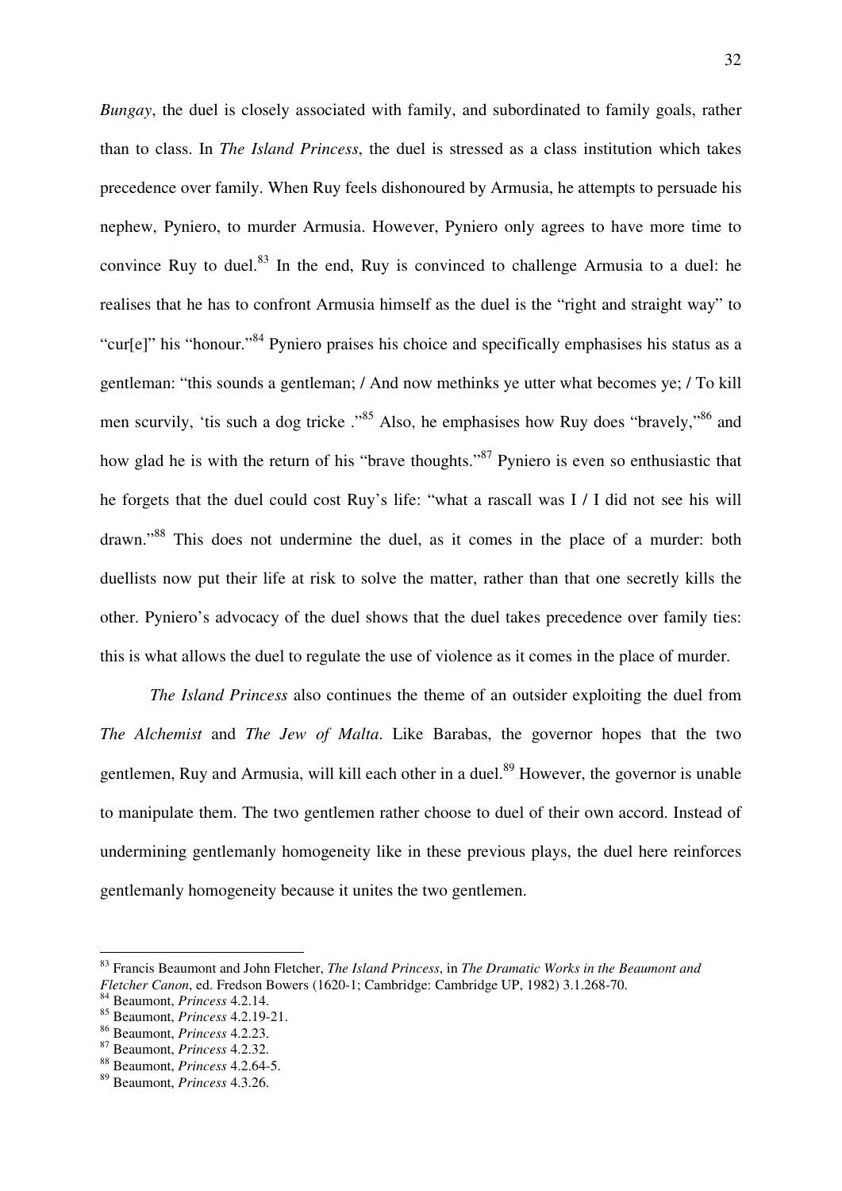*Bungay*, the duel is closely associated with family, and subordinated to family goals, rather than to class. In *The Island Princess*, the duel is stressed as a class institution which takes precedence over family. When Ruy feels dishonoured by Armusia, he attempts to persuade his nephew, Pyniero, to murder Armusia. However, Pyniero only agrees to have more time to convince Ruy to duel.[83] In the end, Ruy is convinced to challenge Armusia to a duel: he realises that he has to confront Armusia himself as the duel is the "right and straight way" to "cur[e]" his "honour."[84] Pyniero praises his choice and specifically emphasises his status as a gentleman: "this sounds a gentleman; / And now methinks ye utter what becomes ye; / To kill men scurvily, 'tis such a dog tricke ."[85] Also, he emphasises how Ruy does "bravely,"[86] and how glad he is with the return of his "brave thoughts."[87] Pyniero is even so enthusiastic that he forgets that the duel could cost Ruy's life: "what a rascall was I / I did not see his will drawn."[88] This does not undermine the duel, as it comes in the place of a murder: both duellists now put their life at risk to solve the matter, rather than that one secretly kills the other. Pyniero's advocacy of the duel shows that the duel takes precedence over family ties: this is what allows the duel to regulate the use of violence as it comes in the place of murder.

*The Island Princess* also continues the theme of an outsider exploiting the duel from *The Alchemist* and *The Jew of Malta*. Like Barabas, the governor hopes that the two gentlemen, Ruy and Armusia, will kill each other in a duel.[89] However, the governor is unable to manipulate them. The two gentlemen rather choose to duel of their own accord. Instead of undermining gentlemanly homogeneity like in these previous plays, the duel here reinforces gentlemanly homogeneity because it unites the two gentlemen.

---

[83] Francis Beaumont and John Fletcher, *The Island Princess*, in *The Dramatic Works in the Beaumont and Fletcher Canon*, ed. Fredson Bowers (1620-1; Cambridge: Cambridge UP, 1982) 3.1.268-70.
[84] Beaumont, *Princess* 4.2.14.
[85] Beaumont, *Princess* 4.2.19-21.
[86] Beaumont, *Princess* 4.2.23.
[87] Beaumont, *Princess* 4.2.32.
[88] Beaumont, *Princess* 4.2.64-5.
[89] Beaumont, *Princess* 4.3.26.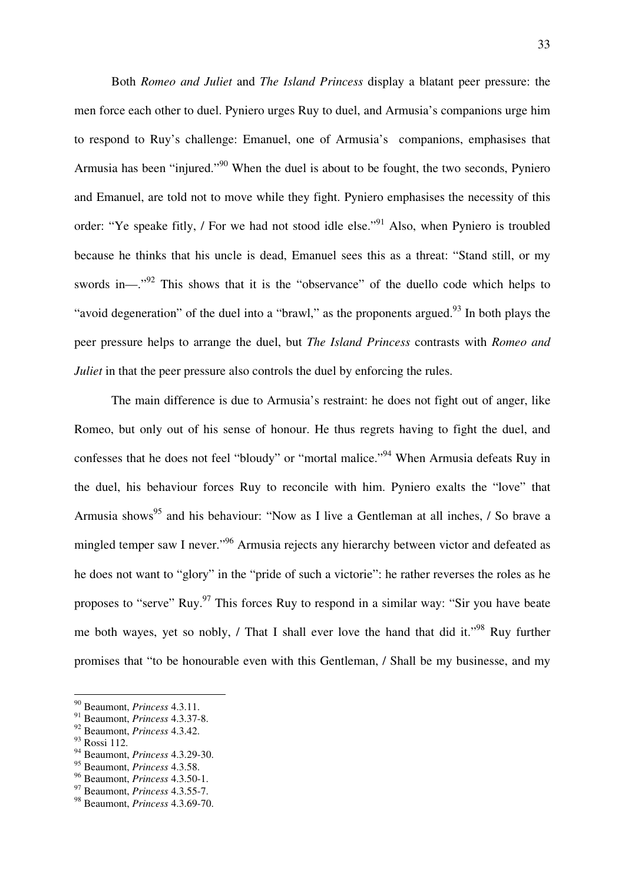Both *Romeo and Juliet* and *The Island Princess* display a blatant peer pressure: the men force each other to duel. Pyniero urges Ruy to duel, and Armusia's companions urge him to respond to Ruy's challenge: Emanuel, one of Armusia's companions, emphasises that Armusia has been "injured."[90] When the duel is about to be fought, the two seconds, Pyniero and Emanuel, are told not to move while they fight. Pyniero emphasises the necessity of this order: "Ye speake fitly, / For we had not stood idle else."[91] Also, when Pyniero is troubled because he thinks that his uncle is dead, Emanuel sees this as a threat: "Stand still, or my swords in—."[92] This shows that it is the "observance" of the duello code which helps to "avoid degeneration" of the duel into a "brawl," as the proponents argued.[93] In both plays the peer pressure helps to arrange the duel, but *The Island Princess* contrasts with *Romeo and Juliet* in that the peer pressure also controls the duel by enforcing the rules.

The main difference is due to Armusia's restraint: he does not fight out of anger, like Romeo, but only out of his sense of honour. He thus regrets having to fight the duel, and confesses that he does not feel "bloudy" or "mortal malice."[94] When Armusia defeats Ruy in the duel, his behaviour forces Ruy to reconcile with him. Pyniero exalts the "love" that Armusia shows[95] and his behaviour: "Now as I live a Gentleman at all inches, / So brave a mingled temper saw I never."[96] Armusia rejects any hierarchy between victor and defeated as he does not want to "glory" in the "pride of such a victorie": he rather reverses the roles as he proposes to "serve" Ruy.[97] This forces Ruy to respond in a similar way: "Sir you have beate me both wayes, yet so nobly, / That I shall ever love the hand that did it."[98] Ruy further promises that "to be honourable even with this Gentleman, / Shall be my businesse, and my

---

[90] Beaumont, *Princess* 4.3.11.
[91] Beaumont, *Princess* 4.3.37-8.
[92] Beaumont, *Princess* 4.3.42.
[93] Rossi 112.
[94] Beaumont, *Princess* 4.3.29-30.
[95] Beaumont, *Princess* 4.3.58.
[96] Beaumont, *Princess* 4.3.50-1.
[97] Beaumont, *Princess* 4.3.55-7.
[98] Beaumont, *Princess* 4.3.69-70.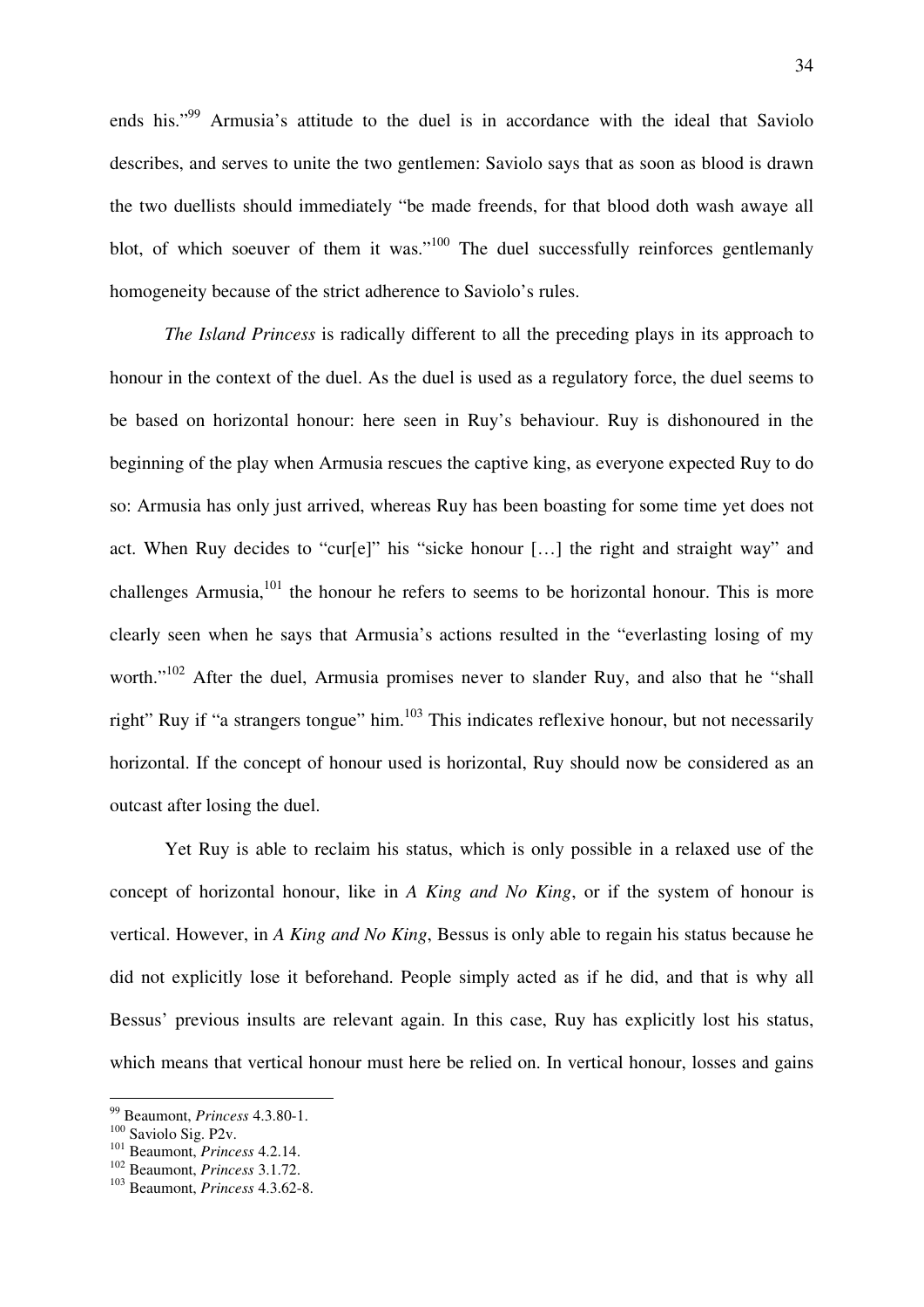ends his."[99] Armusia's attitude to the duel is in accordance with the ideal that Saviolo describes, and serves to unite the two gentlemen: Saviolo says that as soon as blood is drawn the two duellists should immediately "be made freends, for that blood doth wash awaye all blot, of which soeuver of them it was."[100] The duel successfully reinforces gentlemanly homogeneity because of the strict adherence to Saviolo's rules.

*The Island Princess* is radically different to all the preceding plays in its approach to honour in the context of the duel. As the duel is used as a regulatory force, the duel seems to be based on horizontal honour: here seen in Ruy's behaviour. Ruy is dishonoured in the beginning of the play when Armusia rescues the captive king, as everyone expected Ruy to do so: Armusia has only just arrived, whereas Ruy has been boasting for some time yet does not act. When Ruy decides to "cur[e]" his "sicke honour […] the right and straight way" and challenges Armusia,[101] the honour he refers to seems to be horizontal honour. This is more clearly seen when he says that Armusia's actions resulted in the "everlasting losing of my worth."[102] After the duel, Armusia promises never to slander Ruy, and also that he "shall right" Ruy if "a strangers tongue" him.[103] This indicates reflexive honour, but not necessarily horizontal. If the concept of honour used is horizontal, Ruy should now be considered as an outcast after losing the duel.

Yet Ruy is able to reclaim his status, which is only possible in a relaxed use of the concept of horizontal honour, like in *A King and No King*, or if the system of honour is vertical. However, in *A King and No King*, Bessus is only able to regain his status because he did not explicitly lose it beforehand. People simply acted as if he did, and that is why all Bessus' previous insults are relevant again. In this case, Ruy has explicitly lost his status, which means that vertical honour must here be relied on. In vertical honour, losses and gains

---

[99] Beaumont, *Princess* 4.3.80-1.

[100] Saviolo Sig. P2v.

[101] Beaumont, *Princess* 4.2.14.

[102] Beaumont, *Princess* 3.1.72.

[103] Beaumont, *Princess* 4.3.62-8.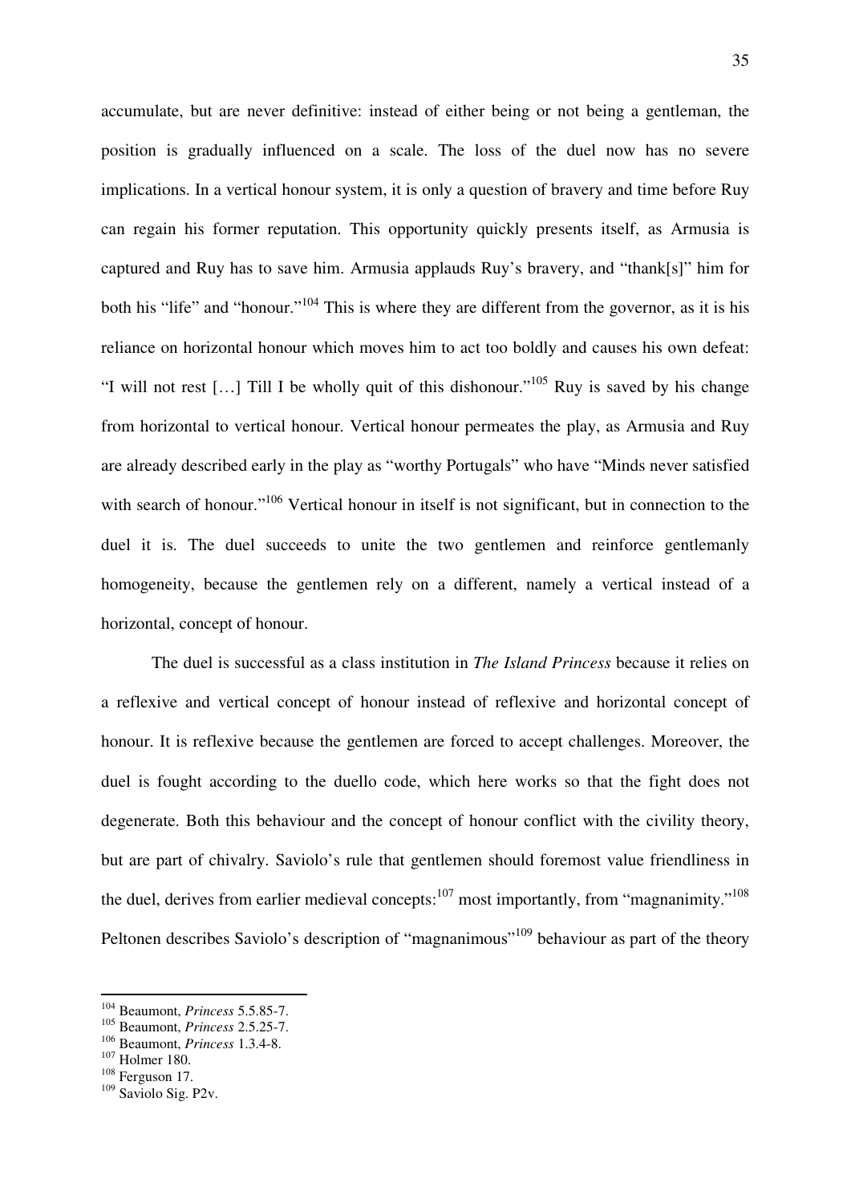accumulate, but are never definitive: instead of either being or not being a gentleman, the position is gradually influenced on a scale. The loss of the duel now has no severe implications. In a vertical honour system, it is only a question of bravery and time before Ruy can regain his former reputation. This opportunity quickly presents itself, as Armusia is captured and Ruy has to save him. Armusia applauds Ruy's bravery, and "thank[s]" him for both his "life" and "honour."[104] This is where they are different from the governor, as it is his reliance on horizontal honour which moves him to act too boldly and causes his own defeat: "I will not rest […] Till I be wholly quit of this dishonour."[105] Ruy is saved by his change from horizontal to vertical honour. Vertical honour permeates the play, as Armusia and Ruy are already described early in the play as "worthy Portugals" who have "Minds never satisfied with search of honour."[106] Vertical honour in itself is not significant, but in connection to the duel it is. The duel succeeds to unite the two gentlemen and reinforce gentlemanly homogeneity, because the gentlemen rely on a different, namely a vertical instead of a horizontal, concept of honour.

The duel is successful as a class institution in *The Island Princess* because it relies on a reflexive and vertical concept of honour instead of reflexive and horizontal concept of honour. It is reflexive because the gentlemen are forced to accept challenges. Moreover, the duel is fought according to the duello code, which here works so that the fight does not degenerate. Both this behaviour and the concept of honour conflict with the civility theory, but are part of chivalry. Saviolo's rule that gentlemen should foremost value friendliness in the duel, derives from earlier medieval concepts:[107] most importantly, from "magnanimity."[108] Peltonen describes Saviolo's description of "magnanimous"[109] behaviour as part of the theory

---

[104] Beaumont, *Princess* 5.5.85-7.
[105] Beaumont, *Princess* 2.5.25-7.
[106] Beaumont, *Princess* 1.3.4-8.
[107] Holmer 180.
[108] Ferguson 17.
[109] Saviolo Sig. P2v.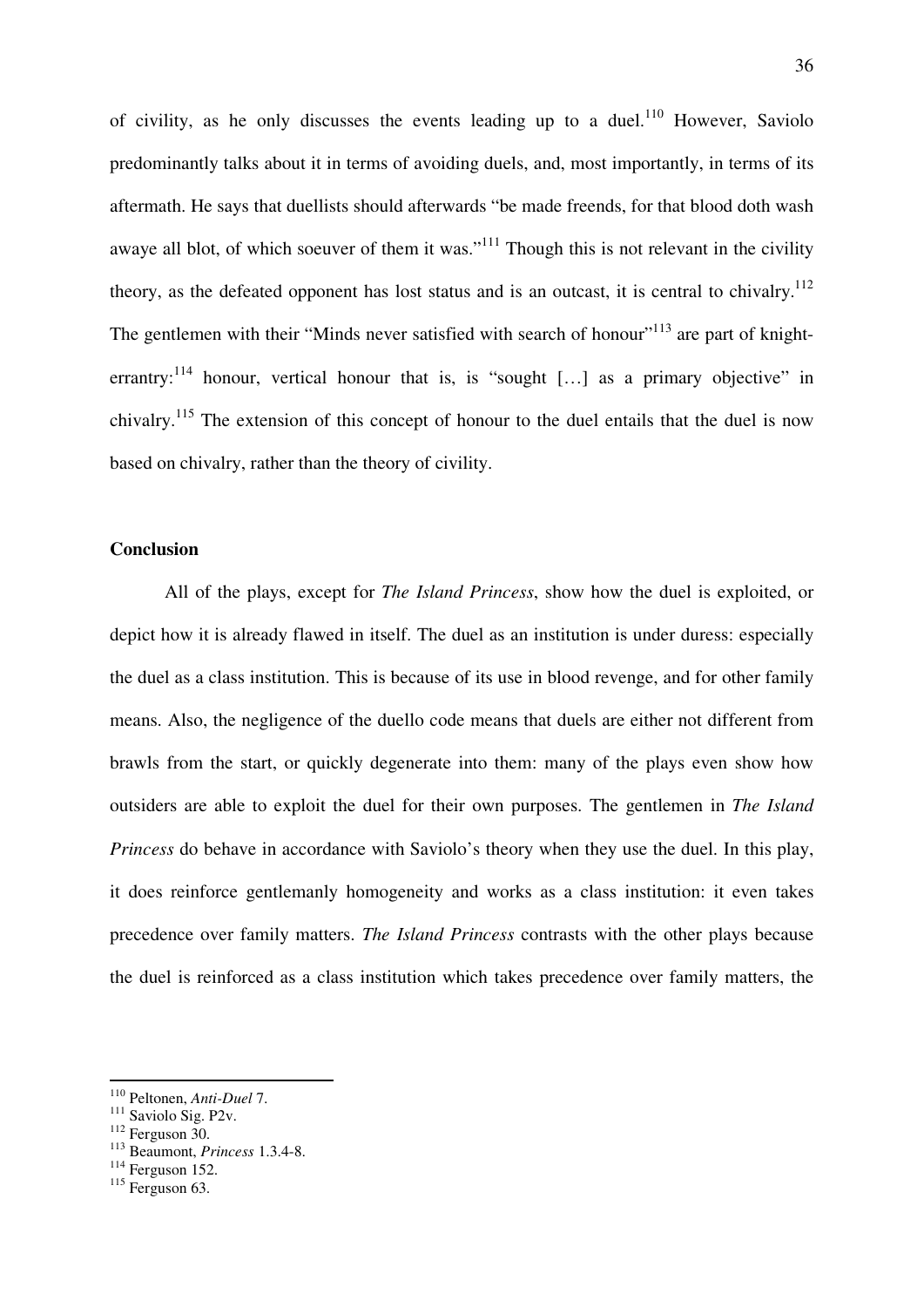of civility, as he only discusses the events leading up to a duel.[110] However, Saviolo predominantly talks about it in terms of avoiding duels, and, most importantly, in terms of its aftermath. He says that duellists should afterwards "be made freends, for that blood doth wash awaye all blot, of which soeuver of them it was."[111] Though this is not relevant in the civility theory, as the defeated opponent has lost status and is an outcast, it is central to chivalry.[112] The gentlemen with their "Minds never satisfied with search of honour"[113] are part of knight-errantry:[114] honour, vertical honour that is, is "sought […] as a primary objective" in chivalry.[115] The extension of this concept of honour to the duel entails that the duel is now based on chivalry, rather than the theory of civility.

**Conclusion**

All of the plays, except for *The Island Princess*, show how the duel is exploited, or depict how it is already flawed in itself. The duel as an institution is under duress: especially the duel as a class institution. This is because of its use in blood revenge, and for other family means. Also, the negligence of the duello code means that duels are either not different from brawls from the start, or quickly degenerate into them: many of the plays even show how outsiders are able to exploit the duel for their own purposes. The gentlemen in *The Island Princess* do behave in accordance with Saviolo's theory when they use the duel. In this play, it does reinforce gentlemanly homogeneity and works as a class institution: it even takes precedence over family matters. *The Island Princess* contrasts with the other plays because the duel is reinforced as a class institution which takes precedence over family matters, the

---

[110] Peltonen, *Anti-Duel* 7.

[111] Saviolo Sig. P2v.

[112] Ferguson 30.

[113] Beaumont, *Princess* 1.3.4-8.

[114] Ferguson 152.

[115] Ferguson 63.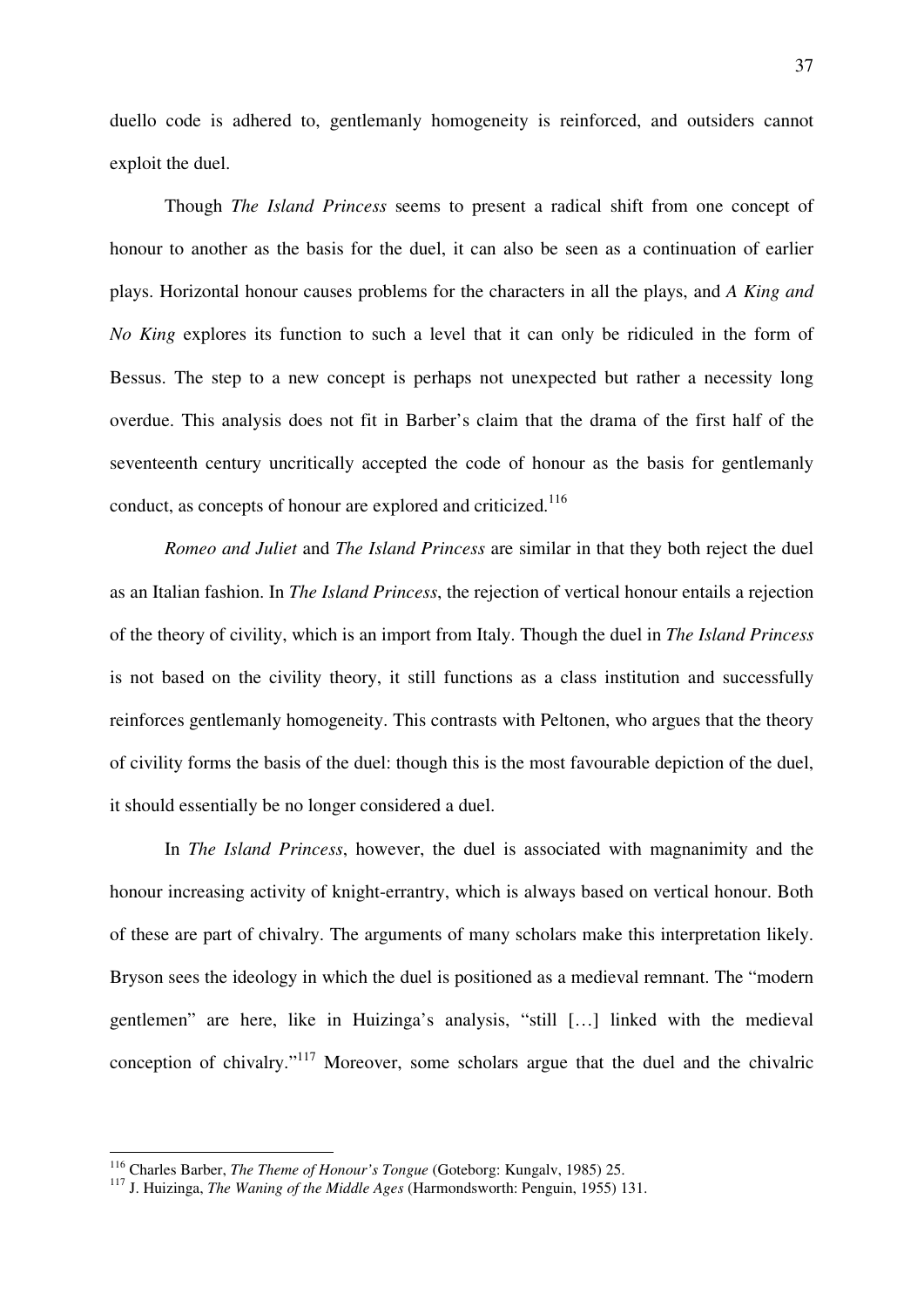duello code is adhered to, gentlemanly homogeneity is reinforced, and outsiders cannot exploit the duel.

Though *The Island Princess* seems to present a radical shift from one concept of honour to another as the basis for the duel, it can also be seen as a continuation of earlier plays. Horizontal honour causes problems for the characters in all the plays, and *A King and No King* explores its function to such a level that it can only be ridiculed in the form of Bessus. The step to a new concept is perhaps not unexpected but rather a necessity long overdue. This analysis does not fit in Barber's claim that the drama of the first half of the seventeenth century uncritically accepted the code of honour as the basis for gentlemanly conduct, as concepts of honour are explored and criticized.[116]

*Romeo and Juliet* and *The Island Princess* are similar in that they both reject the duel as an Italian fashion. In *The Island Princess*, the rejection of vertical honour entails a rejection of the theory of civility, which is an import from Italy. Though the duel in *The Island Princess* is not based on the civility theory, it still functions as a class institution and successfully reinforces gentlemanly homogeneity. This contrasts with Peltonen, who argues that the theory of civility forms the basis of the duel: though this is the most favourable depiction of the duel, it should essentially be no longer considered a duel.

In *The Island Princess*, however, the duel is associated with magnanimity and the honour increasing activity of knight-errantry, which is always based on vertical honour. Both of these are part of chivalry. The arguments of many scholars make this interpretation likely. Bryson sees the ideology in which the duel is positioned as a medieval remnant. The "modern gentlemen" are here, like in Huizinga's analysis, "still […] linked with the medieval conception of chivalry."[117] Moreover, some scholars argue that the duel and the chivalric

---

[116] Charles Barber, *The Theme of Honour's Tongue* (Goteborg: Kungalv, 1985) 25.

[117] J. Huizinga, *The Waning of the Middle Ages* (Harmondsworth: Penguin, 1955) 131.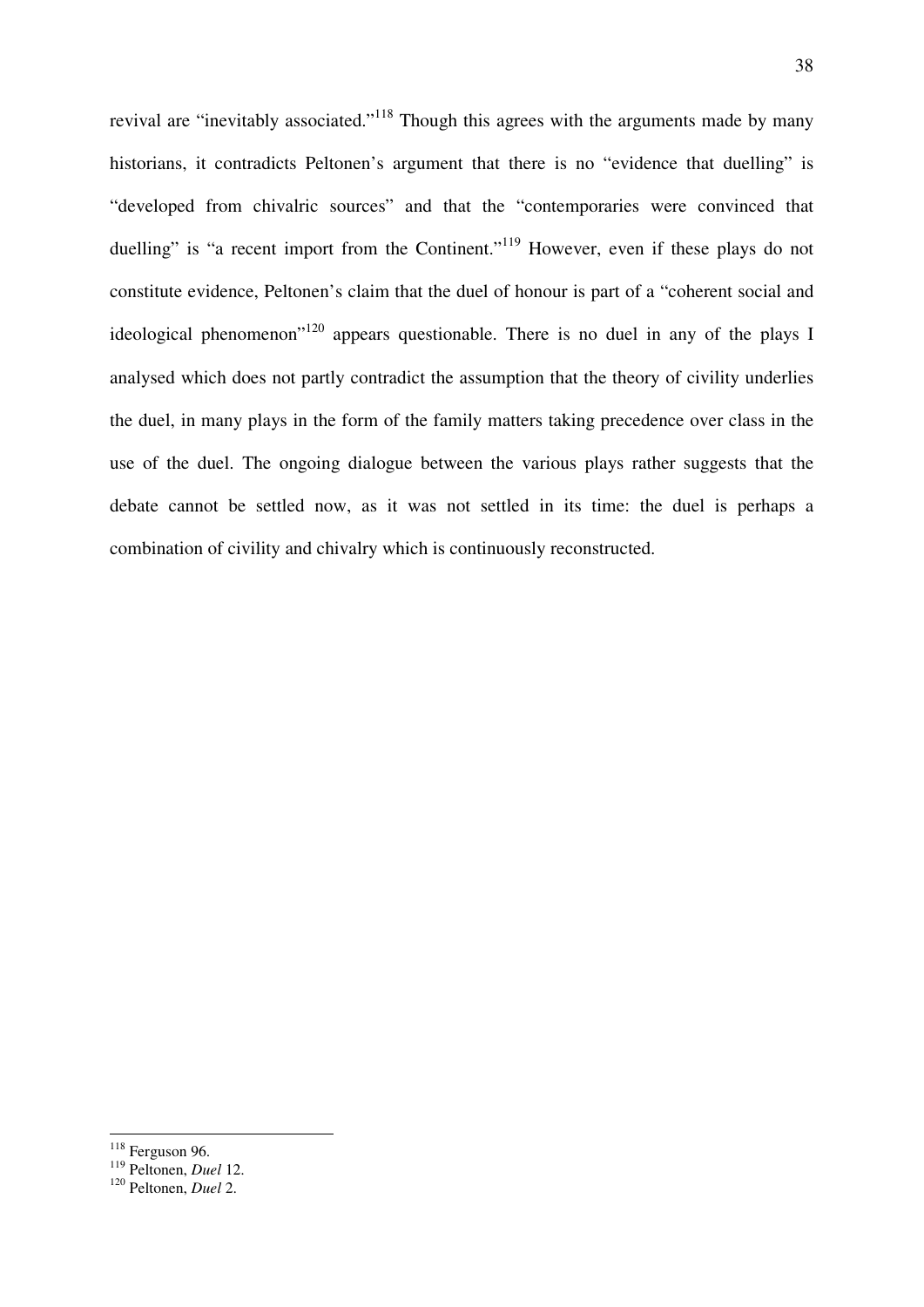revival are "inevitably associated."[118] Though this agrees with the arguments made by many historians, it contradicts Peltonen's argument that there is no "evidence that duelling" is "developed from chivalric sources" and that the "contemporaries were convinced that duelling" is "a recent import from the Continent."[119] However, even if these plays do not constitute evidence, Peltonen's claim that the duel of honour is part of a "coherent social and ideological phenomenon"[120] appears questionable. There is no duel in any of the plays I analysed which does not partly contradict the assumption that the theory of civility underlies the duel, in many plays in the form of the family matters taking precedence over class in the use of the duel. The ongoing dialogue between the various plays rather suggests that the debate cannot be settled now, as it was not settled in its time: the duel is perhaps a combination of civility and chivalry which is continuously reconstructed.

---

[118] Ferguson 96.

[119] Peltonen, *Duel* 12.

[120] Peltonen, *Duel* 2.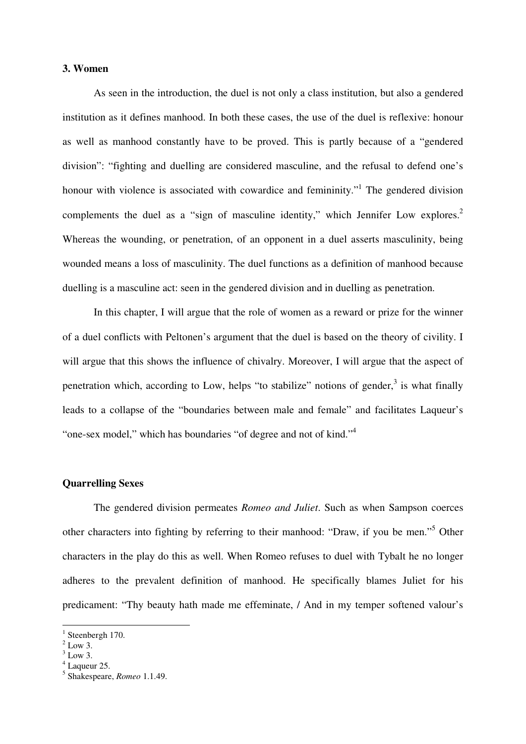### 3. Women

As seen in the introduction, the duel is not only a class institution, but also a gendered institution as it defines manhood. In both these cases, the use of the duel is reflexive: honour as well as manhood constantly have to be proved. This is partly because of a "gendered division": "fighting and duelling are considered masculine, and the refusal to defend one's honour with violence is associated with cowardice and femininity."[1] The gendered division complements the duel as a "sign of masculine identity," which Jennifer Low explores.[2] Whereas the wounding, or penetration, of an opponent in a duel asserts masculinity, being wounded means a loss of masculinity. The duel functions as a definition of manhood because duelling is a masculine act: seen in the gendered division and in duelling as penetration.

In this chapter, I will argue that the role of women as a reward or prize for the winner of a duel conflicts with Peltonen's argument that the duel is based on the theory of civility. I will argue that this shows the influence of chivalry. Moreover, I will argue that the aspect of penetration which, according to Low, helps "to stabilize" notions of gender,[3] is what finally leads to a collapse of the "boundaries between male and female" and facilitates Laqueur's "one-sex model," which has boundaries "of degree and not of kind."[4]

#### Quarrelling Sexes

The gendered division permeates *Romeo and Juliet*. Such as when Sampson coerces other characters into fighting by referring to their manhood: "Draw, if you be men."[5] Other characters in the play do this as well. When Romeo refuses to duel with Tybalt he no longer adheres to the prevalent definition of manhood. He specifically blames Juliet for his predicament: "Thy beauty hath made me effeminate, / And in my temper softened valour's

---

[1] Steenbergh 170.
[2] Low 3.
[3] Low 3.
[4] Laqueur 25.
[5] Shakespeare, *Romeo* 1.1.49.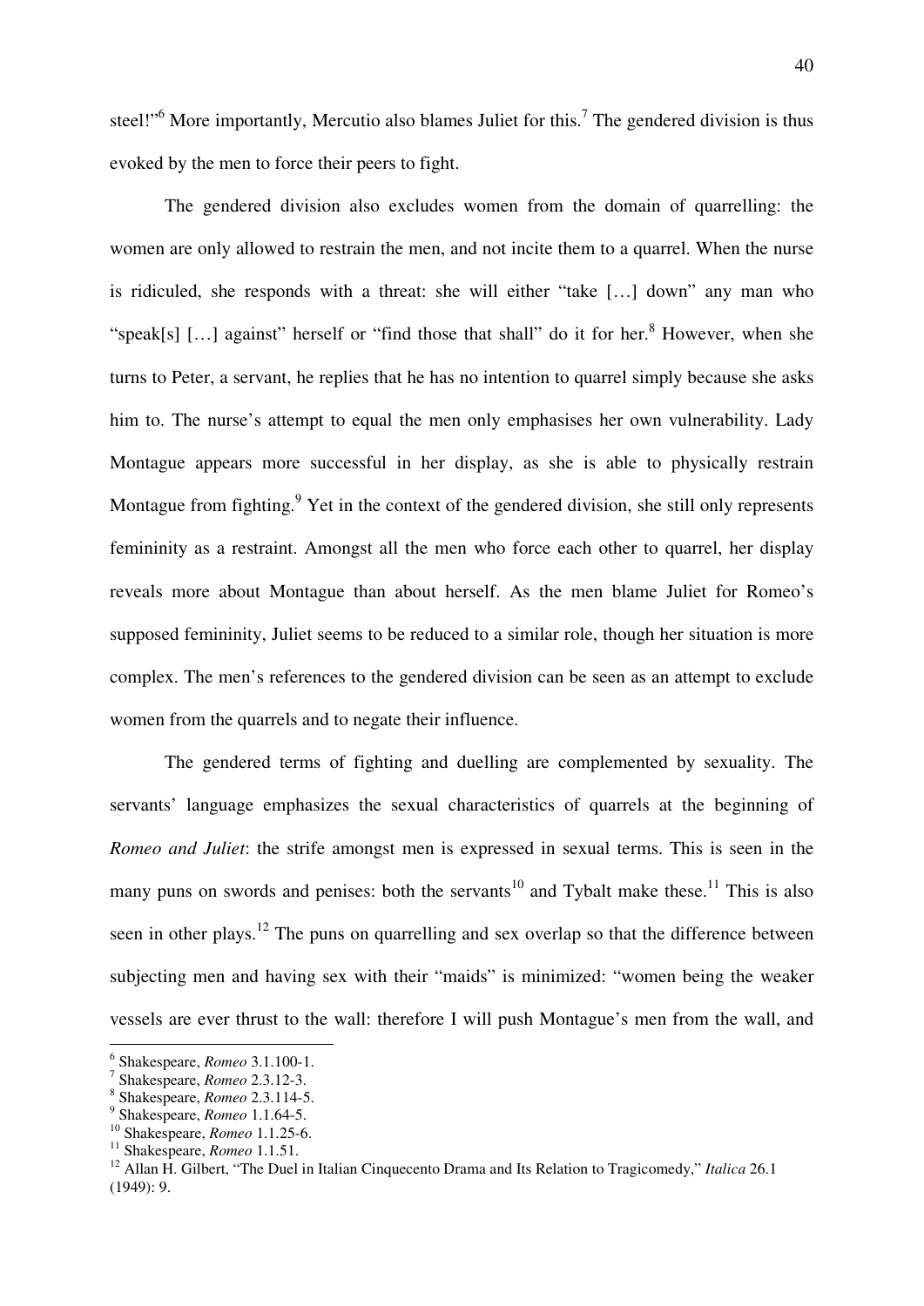steel!"[6] More importantly, Mercutio also blames Juliet for this.[7] The gendered division is thus evoked by the men to force their peers to fight.

The gendered division also excludes women from the domain of quarrelling: the women are only allowed to restrain the men, and not incite them to a quarrel. When the nurse is ridiculed, she responds with a threat: she will either "take […] down" any man who "speak[s] […] against" herself or "find those that shall" do it for her.[8] However, when she turns to Peter, a servant, he replies that he has no intention to quarrel simply because she asks him to. The nurse's attempt to equal the men only emphasises her own vulnerability. Lady Montague appears more successful in her display, as she is able to physically restrain Montague from fighting.[9] Yet in the context of the gendered division, she still only represents femininity as a restraint. Amongst all the men who force each other to quarrel, her display reveals more about Montague than about herself. As the men blame Juliet for Romeo's supposed femininity, Juliet seems to be reduced to a similar role, though her situation is more complex. The men's references to the gendered division can be seen as an attempt to exclude women from the quarrels and to negate their influence.

The gendered terms of fighting and duelling are complemented by sexuality. The servants' language emphasizes the sexual characteristics of quarrels at the beginning of *Romeo and Juliet*: the strife amongst men is expressed in sexual terms. This is seen in the many puns on swords and penises: both the servants[10] and Tybalt make these.[11] This is also seen in other plays.[12] The puns on quarrelling and sex overlap so that the difference between subjecting men and having sex with their "maids" is minimized: "women being the weaker vessels are ever thrust to the wall: therefore I will push Montague's men from the wall, and

---

[6] Shakespeare, *Romeo* 3.1.100-1.

[7] Shakespeare, *Romeo* 2.3.12-3.

[8] Shakespeare, *Romeo* 2.3.114-5.

[9] Shakespeare, *Romeo* 1.1.64-5.

[10] Shakespeare, *Romeo* 1.1.25-6.

[11] Shakespeare, *Romeo* 1.1.51.

[12] Allan H. Gilbert, "The Duel in Italian Cinquecento Drama and Its Relation to Tragicomedy," *Italica* 26.1 (1949): 9.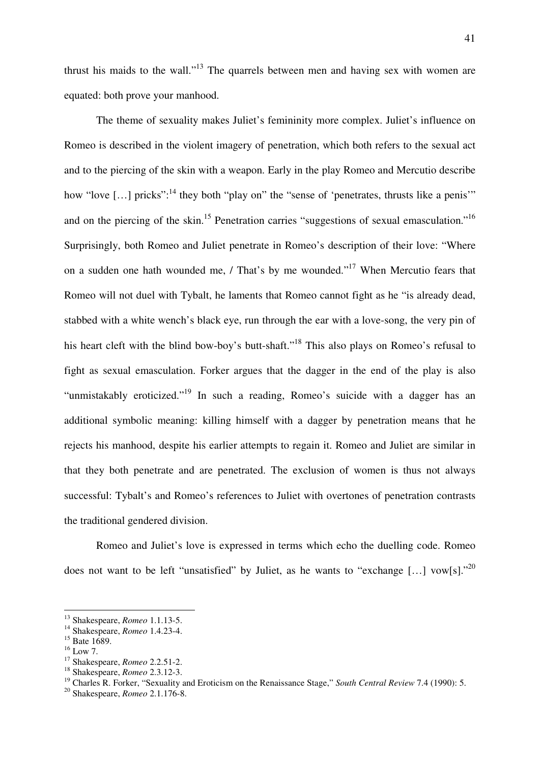thrust his maids to the wall."[13] The quarrels between men and having sex with women are equated: both prove your manhood.

The theme of sexuality makes Juliet's femininity more complex. Juliet's influence on Romeo is described in the violent imagery of penetration, which both refers to the sexual act and to the piercing of the skin with a weapon. Early in the play Romeo and Mercutio describe how "love […] pricks":[14] they both "play on" the "sense of 'penetrates, thrusts like a penis'" and on the piercing of the skin.[15] Penetration carries "suggestions of sexual emasculation."[16] Surprisingly, both Romeo and Juliet penetrate in Romeo's description of their love: "Where on a sudden one hath wounded me, / That's by me wounded."[17] When Mercutio fears that Romeo will not duel with Tybalt, he laments that Romeo cannot fight as he "is already dead, stabbed with a white wench's black eye, run through the ear with a love-song, the very pin of his heart cleft with the blind bow-boy's butt-shaft."[18] This also plays on Romeo's refusal to fight as sexual emasculation. Forker argues that the dagger in the end of the play is also "unmistakably eroticized."[19] In such a reading, Romeo's suicide with a dagger has an additional symbolic meaning: killing himself with a dagger by penetration means that he rejects his manhood, despite his earlier attempts to regain it. Romeo and Juliet are similar in that they both penetrate and are penetrated. The exclusion of women is thus not always successful: Tybalt's and Romeo's references to Juliet with overtones of penetration contrasts the traditional gendered division.

Romeo and Juliet's love is expressed in terms which echo the duelling code. Romeo does not want to be left "unsatisfied" by Juliet, as he wants to "exchange […] vow[s]."[20]

---

[13] Shakespeare, *Romeo* 1.1.13-5.
[14] Shakespeare, *Romeo* 1.4.23-4.
[15] Bate 1689.
[16] Low 7.
[17] Shakespeare, *Romeo* 2.2.51-2.
[18] Shakespeare, *Romeo* 2.3.12-3.
[19] Charles R. Forker, "Sexuality and Eroticism on the Renaissance Stage," *South Central Review* 7.4 (1990): 5.
[20] Shakespeare, *Romeo* 2.1.176-8.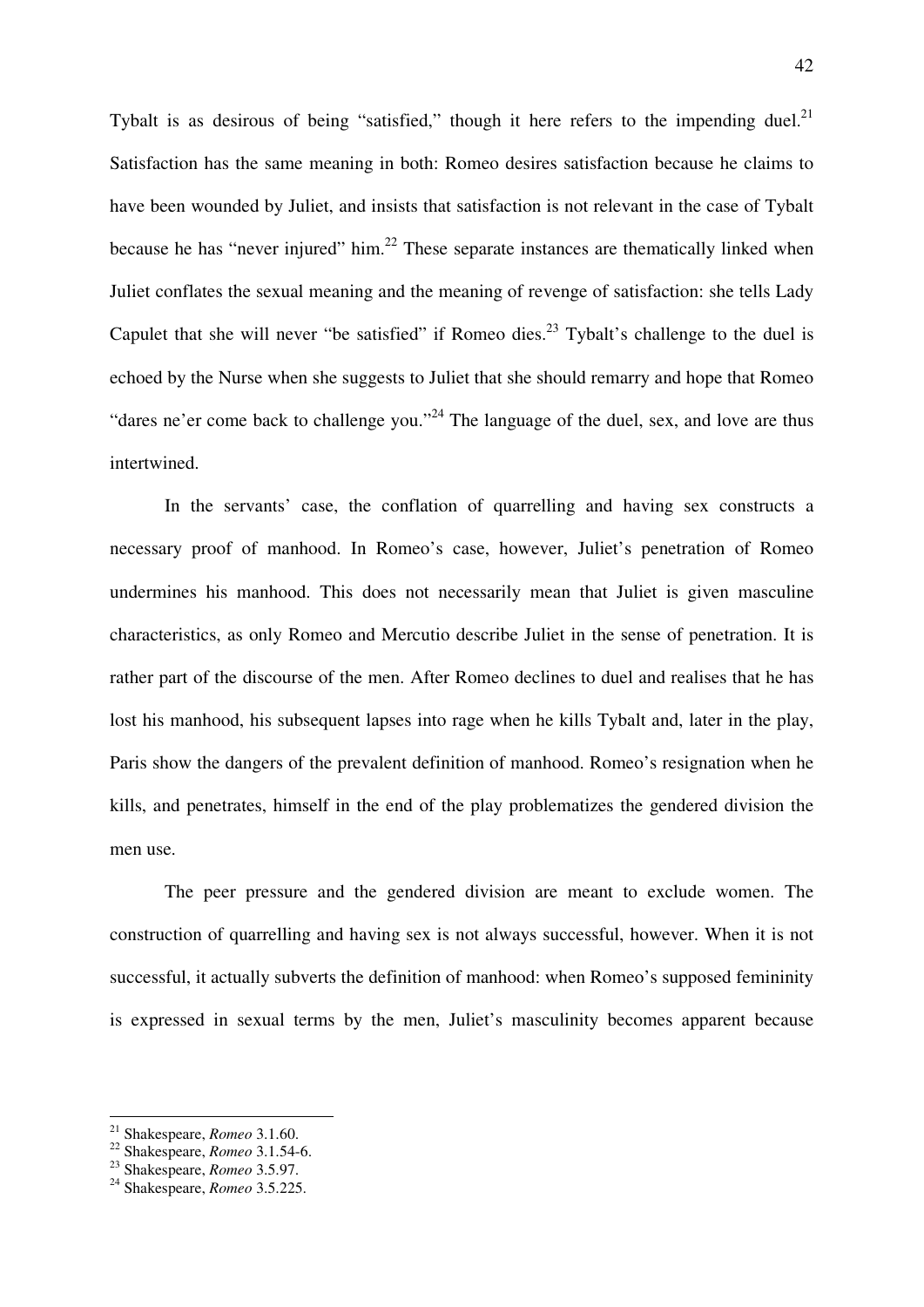Tybalt is as desirous of being "satisfied," though it here refers to the impending duel.[21] Satisfaction has the same meaning in both: Romeo desires satisfaction because he claims to have been wounded by Juliet, and insists that satisfaction is not relevant in the case of Tybalt because he has "never injured" him.[22] These separate instances are thematically linked when Juliet conflates the sexual meaning and the meaning of revenge of satisfaction: she tells Lady Capulet that she will never "be satisfied" if Romeo dies.[23] Tybalt's challenge to the duel is echoed by the Nurse when she suggests to Juliet that she should remarry and hope that Romeo "dares ne'er come back to challenge you."[24] The language of the duel, sex, and love are thus intertwined.

In the servants' case, the conflation of quarrelling and having sex constructs a necessary proof of manhood. In Romeo's case, however, Juliet's penetration of Romeo undermines his manhood. This does not necessarily mean that Juliet is given masculine characteristics, as only Romeo and Mercutio describe Juliet in the sense of penetration. It is rather part of the discourse of the men. After Romeo declines to duel and realises that he has lost his manhood, his subsequent lapses into rage when he kills Tybalt and, later in the play, Paris show the dangers of the prevalent definition of manhood. Romeo's resignation when he kills, and penetrates, himself in the end of the play problematizes the gendered division the men use.

The peer pressure and the gendered division are meant to exclude women. The construction of quarrelling and having sex is not always successful, however. When it is not successful, it actually subverts the definition of manhood: when Romeo's supposed femininity is expressed in sexual terms by the men, Juliet's masculinity becomes apparent because

---

[21] Shakespeare, *Romeo* 3.1.60.

[22] Shakespeare, *Romeo* 3.1.54-6.

[23] Shakespeare, *Romeo* 3.5.97.

[24] Shakespeare, *Romeo* 3.5.225.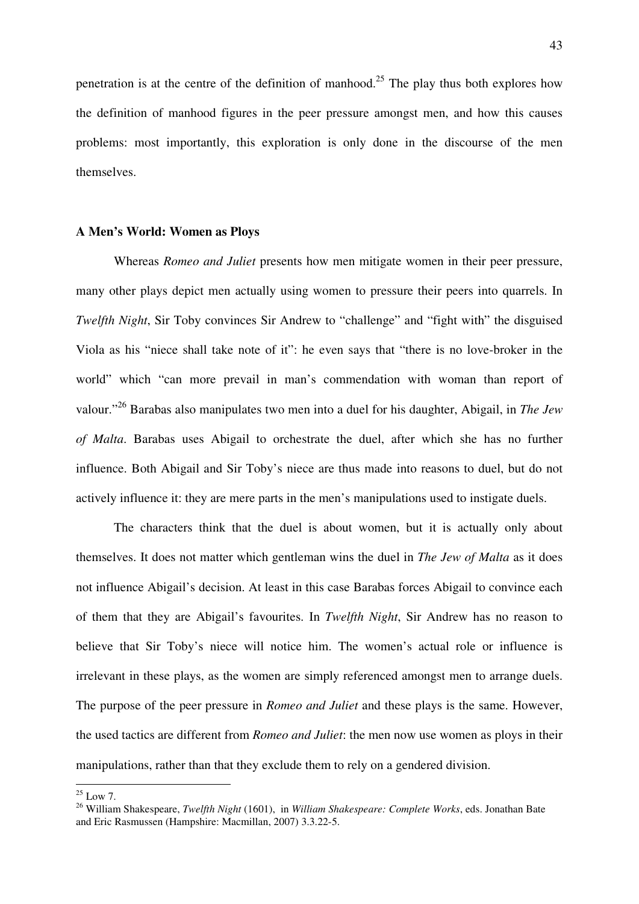penetration is at the centre of the definition of manhood.[25] The play thus both explores how the definition of manhood figures in the peer pressure amongst men, and how this causes problems: most importantly, this exploration is only done in the discourse of the men themselves.

### A Men's World: Women as Ploys

Whereas *Romeo and Juliet* presents how men mitigate women in their peer pressure, many other plays depict men actually using women to pressure their peers into quarrels. In *Twelfth Night*, Sir Toby convinces Sir Andrew to "challenge" and "fight with" the disguised Viola as his "niece shall take note of it": he even says that "there is no love-broker in the world" which "can more prevail in man's commendation with woman than report of valour."[26] Barabas also manipulates two men into a duel for his daughter, Abigail, in *The Jew of Malta*. Barabas uses Abigail to orchestrate the duel, after which she has no further influence. Both Abigail and Sir Toby's niece are thus made into reasons to duel, but do not actively influence it: they are mere parts in the men's manipulations used to instigate duels.

The characters think that the duel is about women, but it is actually only about themselves. It does not matter which gentleman wins the duel in *The Jew of Malta* as it does not influence Abigail's decision. At least in this case Barabas forces Abigail to convince each of them that they are Abigail's favourites. In *Twelfth Night*, Sir Andrew has no reason to believe that Sir Toby's niece will notice him. The women's actual role or influence is irrelevant in these plays, as the women are simply referenced amongst men to arrange duels. The purpose of the peer pressure in *Romeo and Juliet* and these plays is the same. However, the used tactics are different from *Romeo and Juliet*: the men now use women as ploys in their manipulations, rather than that they exclude them to rely on a gendered division.

---

[25] Low 7.

[26] William Shakespeare, *Twelfth Night* (1601), in *William Shakespeare: Complete Works*, eds. Jonathan Bate and Eric Rasmussen (Hampshire: Macmillan, 2007) 3.3.22-5.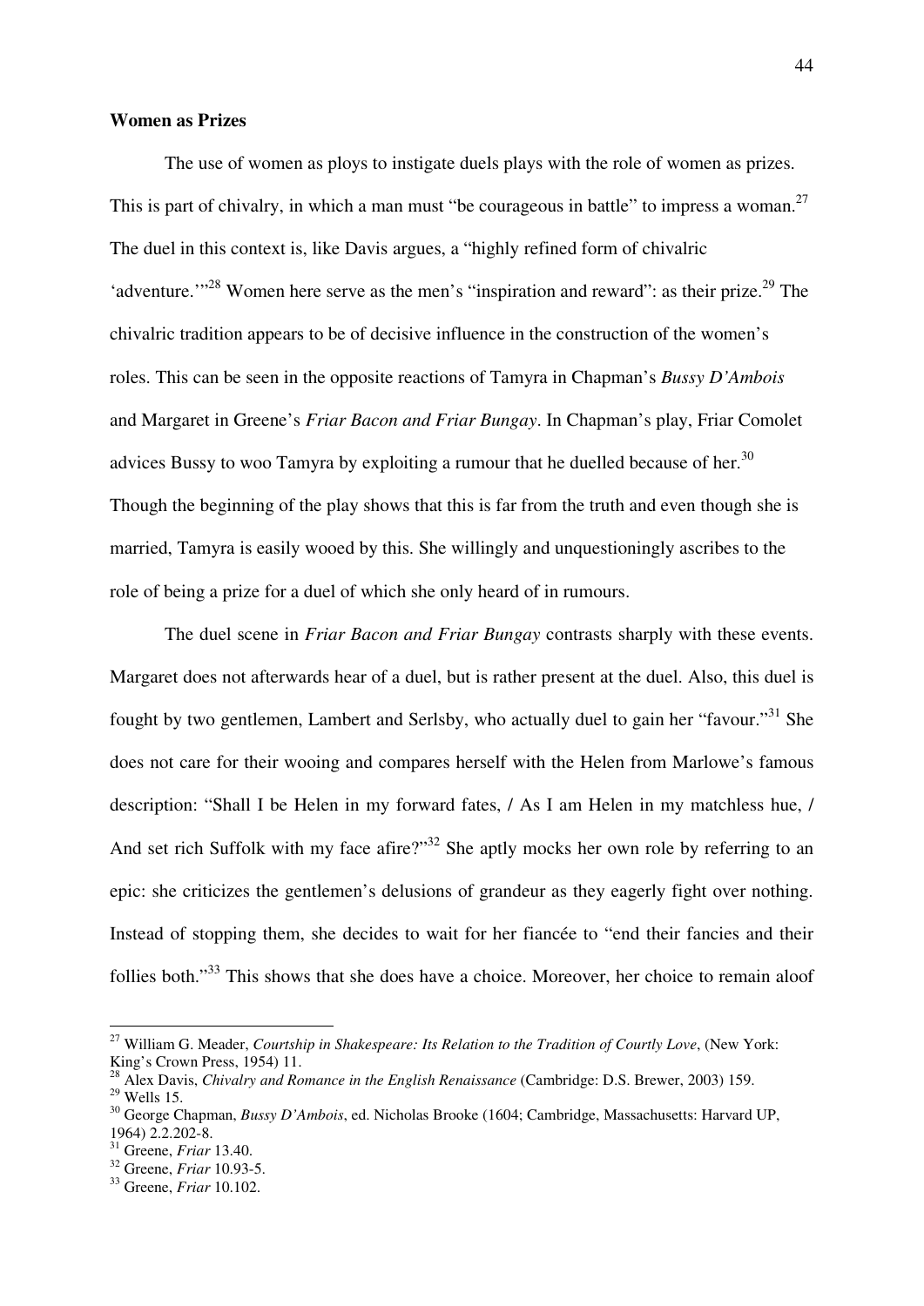**Women as Prizes**

The use of women as ploys to instigate duels plays with the role of women as prizes. This is part of chivalry, in which a man must "be courageous in battle" to impress a woman.[27] The duel in this context is, like Davis argues, a "highly refined form of chivalric 'adventure.'"[28] Women here serve as the men's "inspiration and reward": as their prize.[29] The chivalric tradition appears to be of decisive influence in the construction of the women's roles. This can be seen in the opposite reactions of Tamyra in Chapman's *Bussy D'Ambois* and Margaret in Greene's *Friar Bacon and Friar Bungay*. In Chapman's play, Friar Comolet advices Bussy to woo Tamyra by exploiting a rumour that he duelled because of her.[30] Though the beginning of the play shows that this is far from the truth and even though she is married, Tamyra is easily wooed by this. She willingly and unquestioningly ascribes to the role of being a prize for a duel of which she only heard of in rumours.

The duel scene in *Friar Bacon and Friar Bungay* contrasts sharply with these events. Margaret does not afterwards hear of a duel, but is rather present at the duel. Also, this duel is fought by two gentlemen, Lambert and Serlsby, who actually duel to gain her "favour."[31] She does not care for their wooing and compares herself with the Helen from Marlowe's famous description: "Shall I be Helen in my forward fates, / As I am Helen in my matchless hue, / And set rich Suffolk with my face afire?"[32] She aptly mocks her own role by referring to an epic: she criticizes the gentlemen's delusions of grandeur as they eagerly fight over nothing. Instead of stopping them, she decides to wait for her fiancée to "end their fancies and their follies both."[33] This shows that she does have a choice. Moreover, her choice to remain aloof

---

[27] William G. Meader, *Courtship in Shakespeare: Its Relation to the Tradition of Courtly Love*, (New York: King's Crown Press, 1954) 11.

[28] Alex Davis, *Chivalry and Romance in the English Renaissance* (Cambridge: D.S. Brewer, 2003) 159.

[29] Wells 15.

[30] George Chapman, *Bussy D'Ambois*, ed. Nicholas Brooke (1604; Cambridge, Massachusetts: Harvard UP, 1964) 2.2.202-8.

[31] Greene, *Friar* 13.40.

[32] Greene, *Friar* 10.93-5.

[33] Greene, *Friar* 10.102.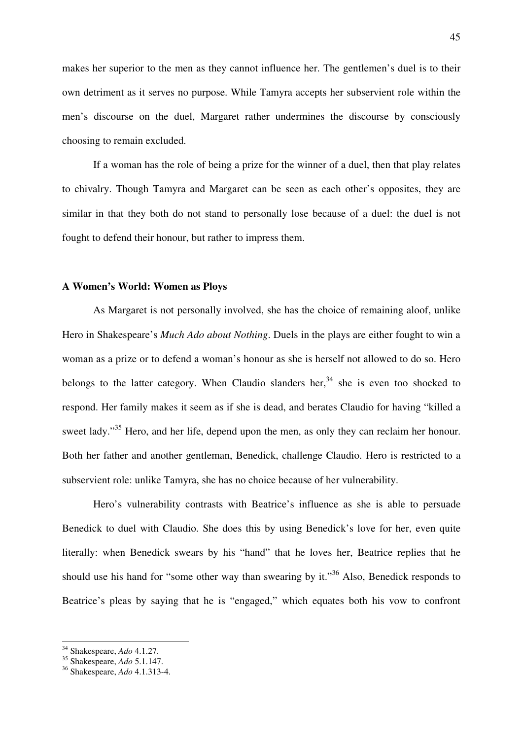makes her superior to the men as they cannot influence her. The gentlemen's duel is to their own detriment as it serves no purpose. While Tamyra accepts her subservient role within the men's discourse on the duel, Margaret rather undermines the discourse by consciously choosing to remain excluded.

If a woman has the role of being a prize for the winner of a duel, then that play relates to chivalry. Though Tamyra and Margaret can be seen as each other's opposites, they are similar in that they both do not stand to personally lose because of a duel: the duel is not fought to defend their honour, but rather to impress them.

**A Women's World: Women as Ploys**

As Margaret is not personally involved, she has the choice of remaining aloof, unlike Hero in Shakespeare's *Much Ado about Nothing*. Duels in the plays are either fought to win a woman as a prize or to defend a woman's honour as she is herself not allowed to do so. Hero belongs to the latter category. When Claudio slanders her,[34] she is even too shocked to respond. Her family makes it seem as if she is dead, and berates Claudio for having "killed a sweet lady."[35] Hero, and her life, depend upon the men, as only they can reclaim her honour. Both her father and another gentleman, Benedick, challenge Claudio. Hero is restricted to a subservient role: unlike Tamyra, she has no choice because of her vulnerability.

Hero's vulnerability contrasts with Beatrice's influence as she is able to persuade Benedick to duel with Claudio. She does this by using Benedick's love for her, even quite literally: when Benedick swears by his "hand" that he loves her, Beatrice replies that he should use his hand for "some other way than swearing by it."[36] Also, Benedick responds to Beatrice's pleas by saying that he is "engaged," which equates both his vow to confront

---

[34] Shakespeare, *Ado* 4.1.27.
[35] Shakespeare, *Ado* 5.1.147.
[36] Shakespeare, *Ado* 4.1.313-4.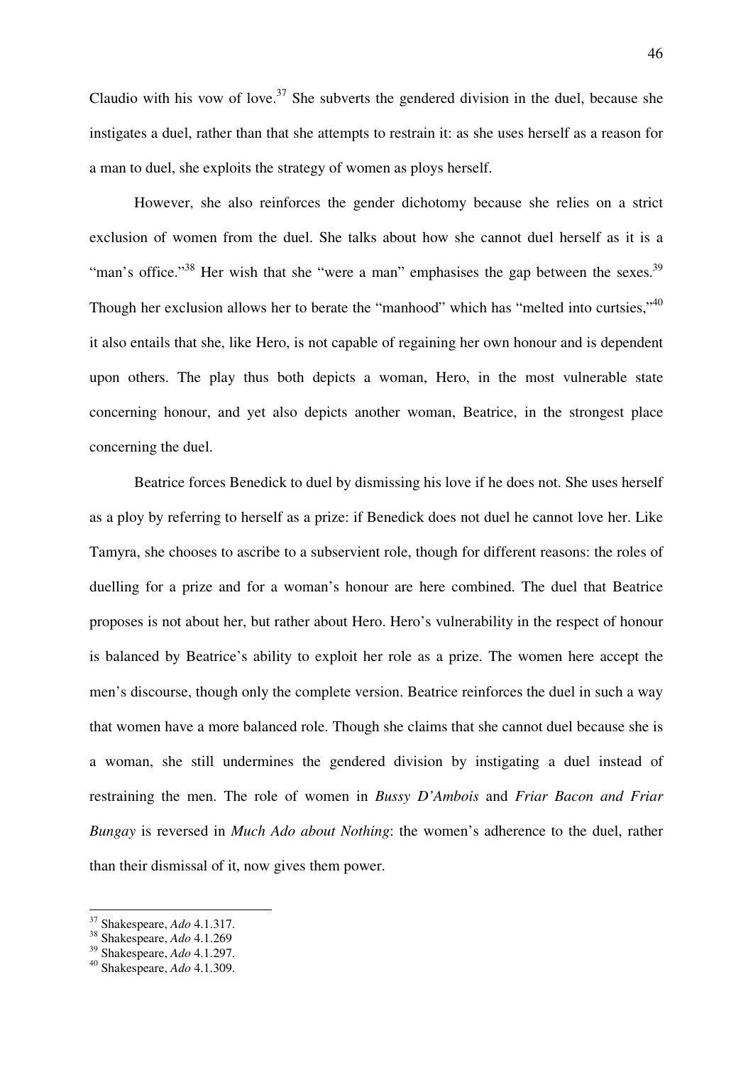Claudio with his vow of love.[37] She subverts the gendered division in the duel, because she instigates a duel, rather than that she attempts to restrain it: as she uses herself as a reason for a man to duel, she exploits the strategy of women as ploys herself.

However, she also reinforces the gender dichotomy because she relies on a strict exclusion of women from the duel. She talks about how she cannot duel herself as it is a "man's office."[38] Her wish that she "were a man" emphasises the gap between the sexes.[39] Though her exclusion allows her to berate the "manhood" which has "melted into curtsies,"[40] it also entails that she, like Hero, is not capable of regaining her own honour and is dependent upon others. The play thus both depicts a woman, Hero, in the most vulnerable state concerning honour, and yet also depicts another woman, Beatrice, in the strongest place concerning the duel.

Beatrice forces Benedick to duel by dismissing his love if he does not. She uses herself as a ploy by referring to herself as a prize: if Benedick does not duel he cannot love her. Like Tamyra, she chooses to ascribe to a subservient role, though for different reasons: the roles of duelling for a prize and for a woman's honour are here combined. The duel that Beatrice proposes is not about her, but rather about Hero. Hero's vulnerability in the respect of honour is balanced by Beatrice's ability to exploit her role as a prize. The women here accept the men's discourse, though only the complete version. Beatrice reinforces the duel in such a way that women have a more balanced role. Though she claims that she cannot duel because she is a woman, she still undermines the gendered division by instigating a duel instead of restraining the men. The role of women in *Bussy D'Ambois* and *Friar Bacon and Friar Bungay* is reversed in *Much Ado about Nothing*: the women's adherence to the duel, rather than their dismissal of it, now gives them power.

---

[37] Shakespeare, *Ado* 4.1.317.

[38] Shakespeare, *Ado* 4.1.269

[39] Shakespeare, *Ado* 4.1.297.

[40] Shakespeare, *Ado* 4.1.309.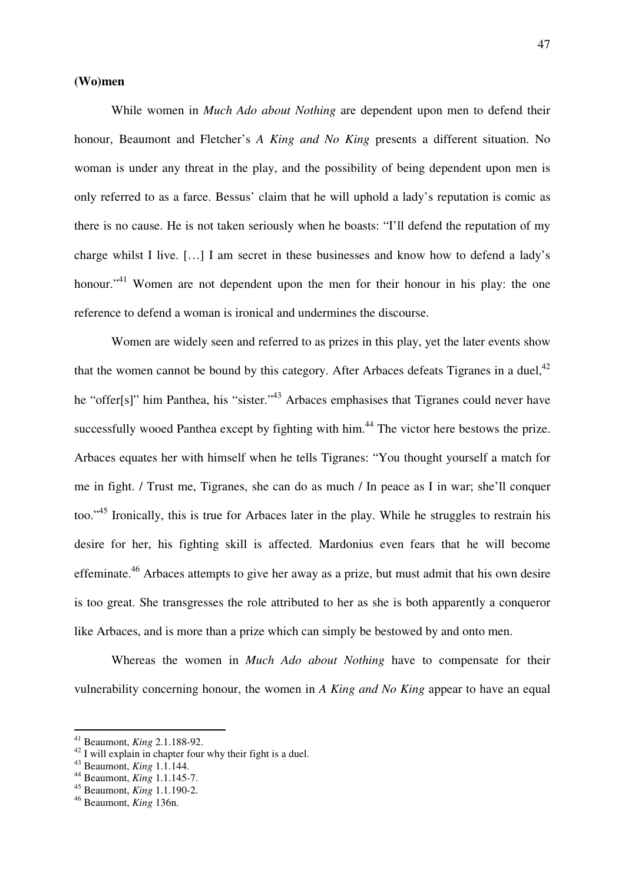**(Wo)men**

While women in *Much Ado about Nothing* are dependent upon men to defend their honour, Beaumont and Fletcher's *A King and No King* presents a different situation. No woman is under any threat in the play, and the possibility of being dependent upon men is only referred to as a farce. Bessus' claim that he will uphold a lady's reputation is comic as there is no cause. He is not taken seriously when he boasts: "I'll defend the reputation of my charge whilst I live. […] I am secret in these businesses and know how to defend a lady's honour."[41] Women are not dependent upon the men for their honour in his play: the one reference to defend a woman is ironical and undermines the discourse.

Women are widely seen and referred to as prizes in this play, yet the later events show that the women cannot be bound by this category. After Arbaces defeats Tigranes in a duel,[42] he "offer[s]" him Panthea, his "sister."[43] Arbaces emphasises that Tigranes could never have successfully wooed Panthea except by fighting with him.[44] The victor here bestows the prize. Arbaces equates her with himself when he tells Tigranes: "You thought yourself a match for me in fight. / Trust me, Tigranes, she can do as much / In peace as I in war; she'll conquer too."[45] Ironically, this is true for Arbaces later in the play. While he struggles to restrain his desire for her, his fighting skill is affected. Mardonius even fears that he will become effeminate.[46] Arbaces attempts to give her away as a prize, but must admit that his own desire is too great. She transgresses the role attributed to her as she is both apparently a conqueror like Arbaces, and is more than a prize which can simply be bestowed by and onto men.

Whereas the women in *Much Ado about Nothing* have to compensate for their vulnerability concerning honour, the women in *A King and No King* appear to have an equal

---

[41] Beaumont, *King* 2.1.188-92.
[42] I will explain in chapter four why their fight is a duel.
[43] Beaumont, *King* 1.1.144.
[44] Beaumont, *King* 1.1.145-7.
[45] Beaumont, *King* 1.1.190-2.
[46] Beaumont, *King* 136n.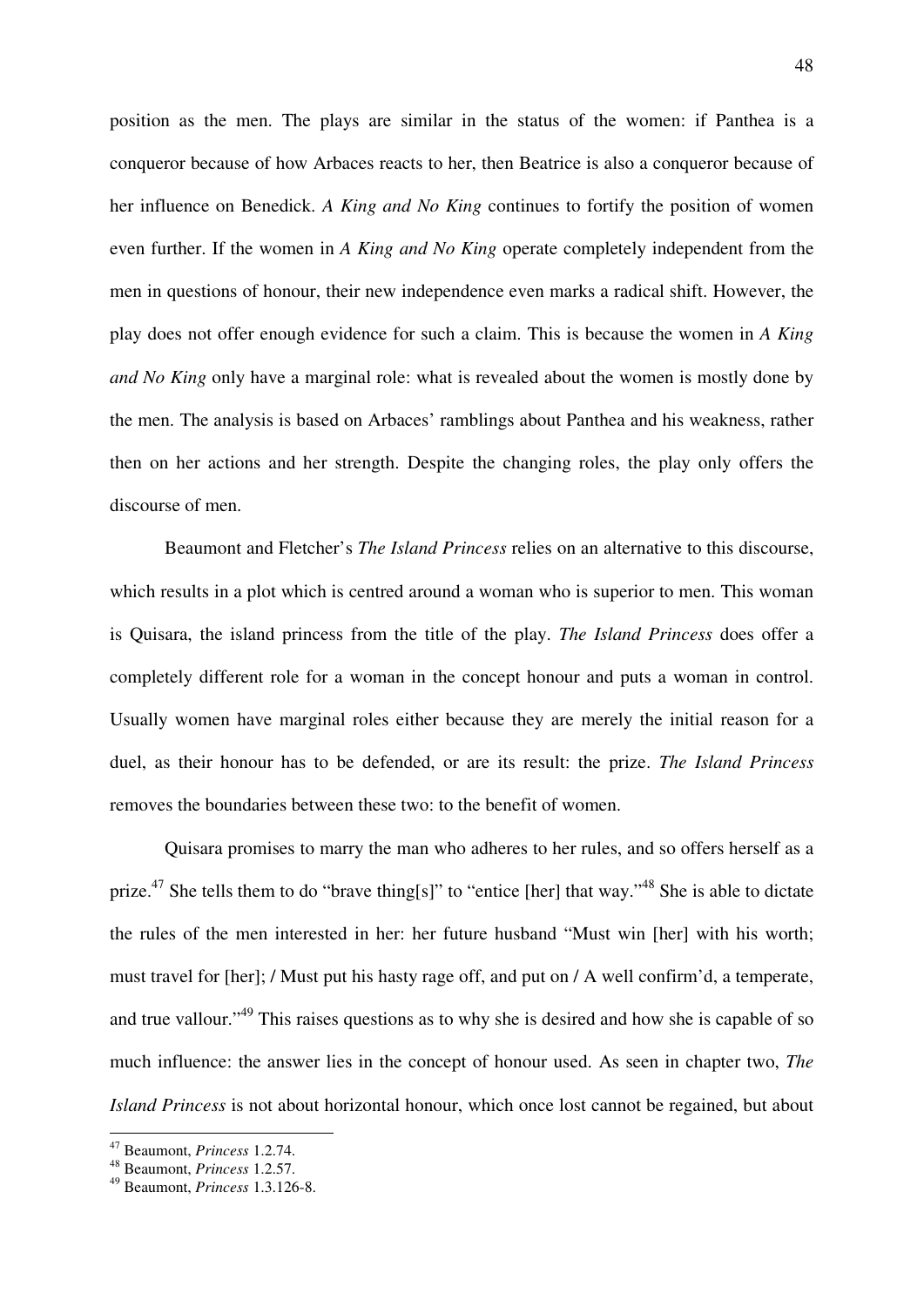position as the men. The plays are similar in the status of the women: if Panthea is a conqueror because of how Arbaces reacts to her, then Beatrice is also a conqueror because of her influence on Benedick. *A King and No King* continues to fortify the position of women even further. If the women in *A King and No King* operate completely independent from the men in questions of honour, their new independence even marks a radical shift. However, the play does not offer enough evidence for such a claim. This is because the women in *A King and No King* only have a marginal role: what is revealed about the women is mostly done by the men. The analysis is based on Arbaces' ramblings about Panthea and his weakness, rather then on her actions and her strength. Despite the changing roles, the play only offers the discourse of men.

Beaumont and Fletcher's *The Island Princess* relies on an alternative to this discourse, which results in a plot which is centred around a woman who is superior to men. This woman is Quisara, the island princess from the title of the play. *The Island Princess* does offer a completely different role for a woman in the concept honour and puts a woman in control. Usually women have marginal roles either because they are merely the initial reason for a duel, as their honour has to be defended, or are its result: the prize. *The Island Princess* removes the boundaries between these two: to the benefit of women.

Quisara promises to marry the man who adheres to her rules, and so offers herself as a prize.[47] She tells them to do "brave thing[s]" to "entice [her] that way."[48] She is able to dictate the rules of the men interested in her: her future husband "Must win [her] with his worth; must travel for [her]; / Must put his hasty rage off, and put on / A well confirm'd, a temperate, and true vallour."[49] This raises questions as to why she is desired and how she is capable of so much influence: the answer lies in the concept of honour used. As seen in chapter two, *The Island Princess* is not about horizontal honour, which once lost cannot be regained, but about

[47] Beaumont, *Princess* 1.2.74.
[48] Beaumont, *Princess* 1.2.57.
[49] Beaumont, *Princess* 1.3.126-8.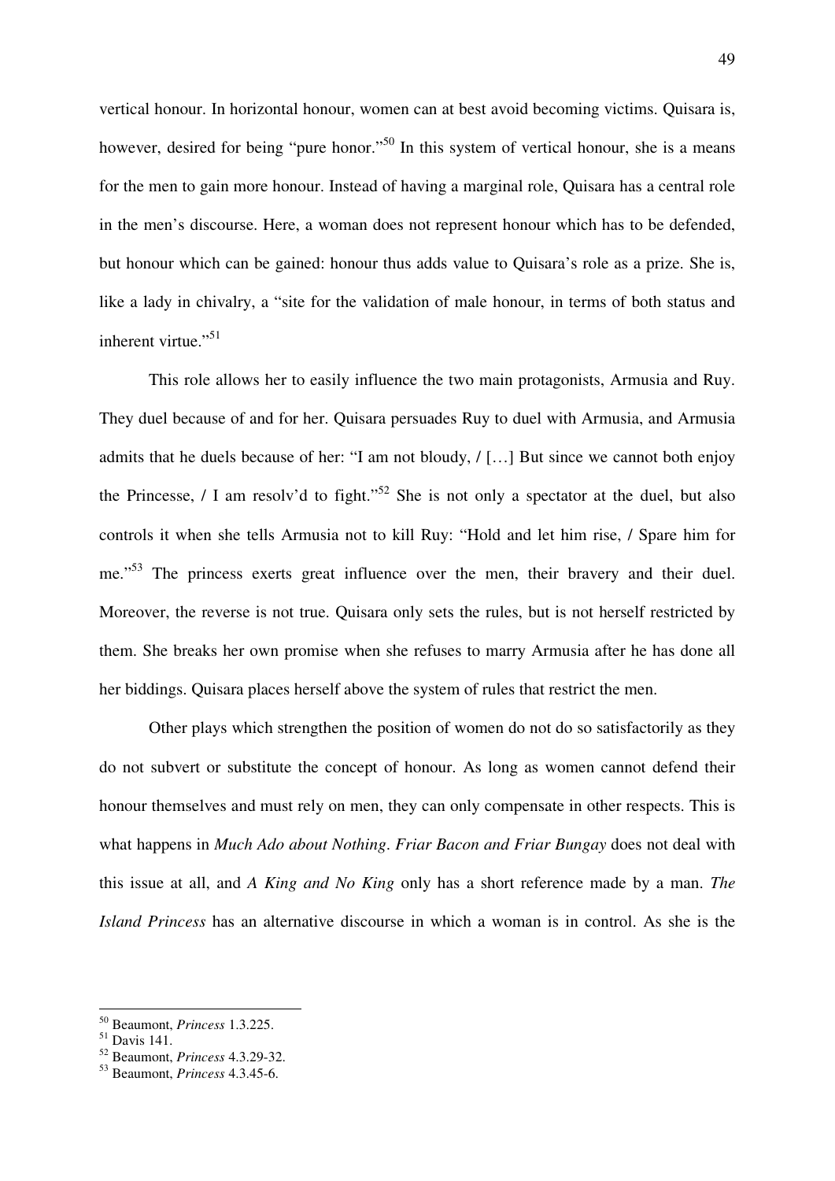vertical honour. In horizontal honour, women can at best avoid becoming victims. Quisara is, however, desired for being "pure honor."[50] In this system of vertical honour, she is a means for the men to gain more honour. Instead of having a marginal role, Quisara has a central role in the men's discourse. Here, a woman does not represent honour which has to be defended, but honour which can be gained: honour thus adds value to Quisara's role as a prize. She is, like a lady in chivalry, a "site for the validation of male honour, in terms of both status and inherent virtue."[51]

This role allows her to easily influence the two main protagonists, Armusia and Ruy. They duel because of and for her. Quisara persuades Ruy to duel with Armusia, and Armusia admits that he duels because of her: "I am not bloudy, / […] But since we cannot both enjoy the Princesse, / I am resolv'd to fight."[52] She is not only a spectator at the duel, but also controls it when she tells Armusia not to kill Ruy: "Hold and let him rise, / Spare him for me."[53] The princess exerts great influence over the men, their bravery and their duel. Moreover, the reverse is not true. Quisara only sets the rules, but is not herself restricted by them. She breaks her own promise when she refuses to marry Armusia after he has done all her biddings. Quisara places herself above the system of rules that restrict the men.

Other plays which strengthen the position of women do not do so satisfactorily as they do not subvert or substitute the concept of honour. As long as women cannot defend their honour themselves and must rely on men, they can only compensate in other respects. This is what happens in *Much Ado about Nothing*. *Friar Bacon and Friar Bungay* does not deal with this issue at all, and *A King and No King* only has a short reference made by a man. *The Island Princess* has an alternative discourse in which a woman is in control. As she is the

---

[50] Beaumont, *Princess* 1.3.225.

[51] Davis 141.

[52] Beaumont, *Princess* 4.3.29-32.

[53] Beaumont, *Princess* 4.3.45-6.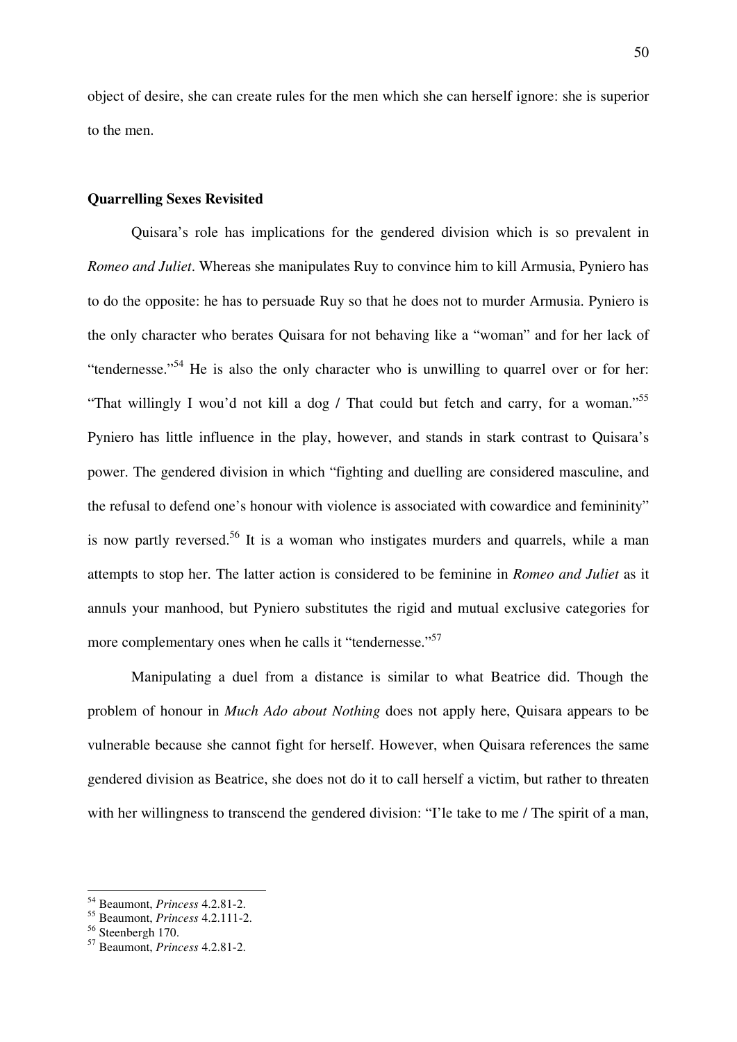object of desire, she can create rules for the men which she can herself ignore: she is superior to the men.

## Quarrelling Sexes Revisited

Quisara's role has implications for the gendered division which is so prevalent in *Romeo and Juliet*. Whereas she manipulates Ruy to convince him to kill Armusia, Pyniero has to do the opposite: he has to persuade Ruy so that he does not to murder Armusia. Pyniero is the only character who berates Quisara for not behaving like a "woman" and for her lack of "tendernesse."[54] He is also the only character who is unwilling to quarrel over or for her: "That willingly I wou'd not kill a dog / That could but fetch and carry, for a woman."[55] Pyniero has little influence in the play, however, and stands in stark contrast to Quisara's power. The gendered division in which "fighting and duelling are considered masculine, and the refusal to defend one's honour with violence is associated with cowardice and femininity" is now partly reversed.[56] It is a woman who instigates murders and quarrels, while a man attempts to stop her. The latter action is considered to be feminine in *Romeo and Juliet* as it annuls your manhood, but Pyniero substitutes the rigid and mutual exclusive categories for more complementary ones when he calls it "tendernesse."[57]

Manipulating a duel from a distance is similar to what Beatrice did. Though the problem of honour in *Much Ado about Nothing* does not apply here, Quisara appears to be vulnerable because she cannot fight for herself. However, when Quisara references the same gendered division as Beatrice, she does not do it to call herself a victim, but rather to threaten with her willingness to transcend the gendered division: "I'le take to me / The spirit of a man,

---

[54] Beaumont, *Princess* 4.2.81-2.

[55] Beaumont, *Princess* 4.2.111-2.

[56] Steenbergh 170.

[57] Beaumont, *Princess* 4.2.81-2.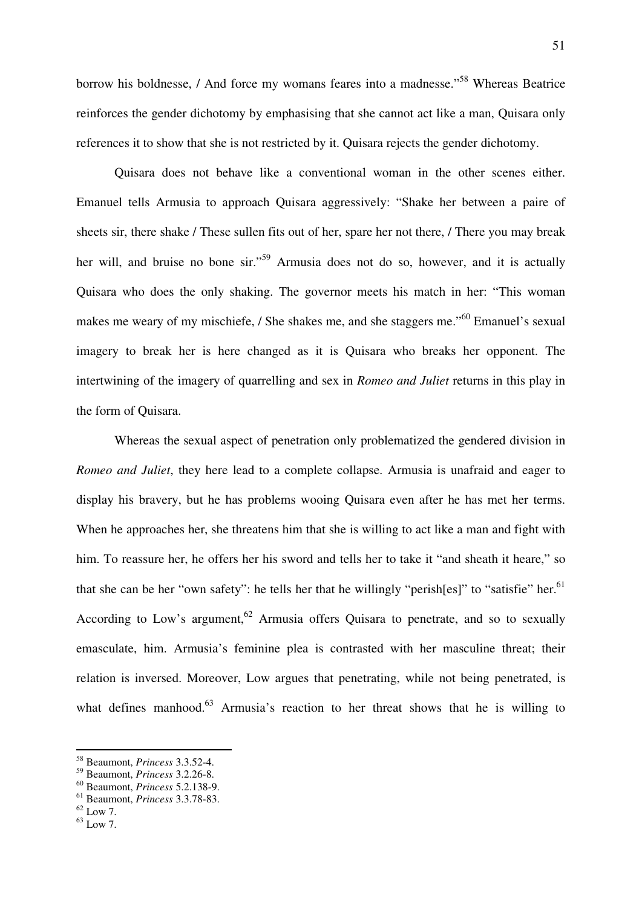borrow his boldnesse, / And force my womans feares into a madnesse."[58] Whereas Beatrice reinforces the gender dichotomy by emphasising that she cannot act like a man, Quisara only references it to show that she is not restricted by it. Quisara rejects the gender dichotomy.

Quisara does not behave like a conventional woman in the other scenes either. Emanuel tells Armusia to approach Quisara aggressively: "Shake her between a paire of sheets sir, there shake / These sullen fits out of her, spare her not there, / There you may break her will, and bruise no bone sir."[59] Armusia does not do so, however, and it is actually Quisara who does the only shaking. The governor meets his match in her: "This woman makes me weary of my mischiefe, / She shakes me, and she staggers me."[60] Emanuel's sexual imagery to break her is here changed as it is Quisara who breaks her opponent. The intertwining of the imagery of quarrelling and sex in *Romeo and Juliet* returns in this play in the form of Quisara.

Whereas the sexual aspect of penetration only problematized the gendered division in *Romeo and Juliet*, they here lead to a complete collapse. Armusia is unafraid and eager to display his bravery, but he has problems wooing Quisara even after he has met her terms. When he approaches her, she threatens him that she is willing to act like a man and fight with him. To reassure her, he offers her his sword and tells her to take it "and sheath it heare," so that she can be her "own safety": he tells her that he willingly "perish[es]" to "satisfie" her.[61] According to Low's argument,[62] Armusia offers Quisara to penetrate, and so to sexually emasculate, him. Armusia's feminine plea is contrasted with her masculine threat; their relation is inversed. Moreover, Low argues that penetrating, while not being penetrated, is what defines manhood.[63] Armusia's reaction to her threat shows that he is willing to

---

[58] Beaumont, *Princess* 3.3.52-4.
[59] Beaumont, *Princess* 3.2.26-8.
[60] Beaumont, *Princess* 5.2.138-9.
[61] Beaumont, *Princess* 3.3.78-83.
[62] Low 7.
[63] Low 7.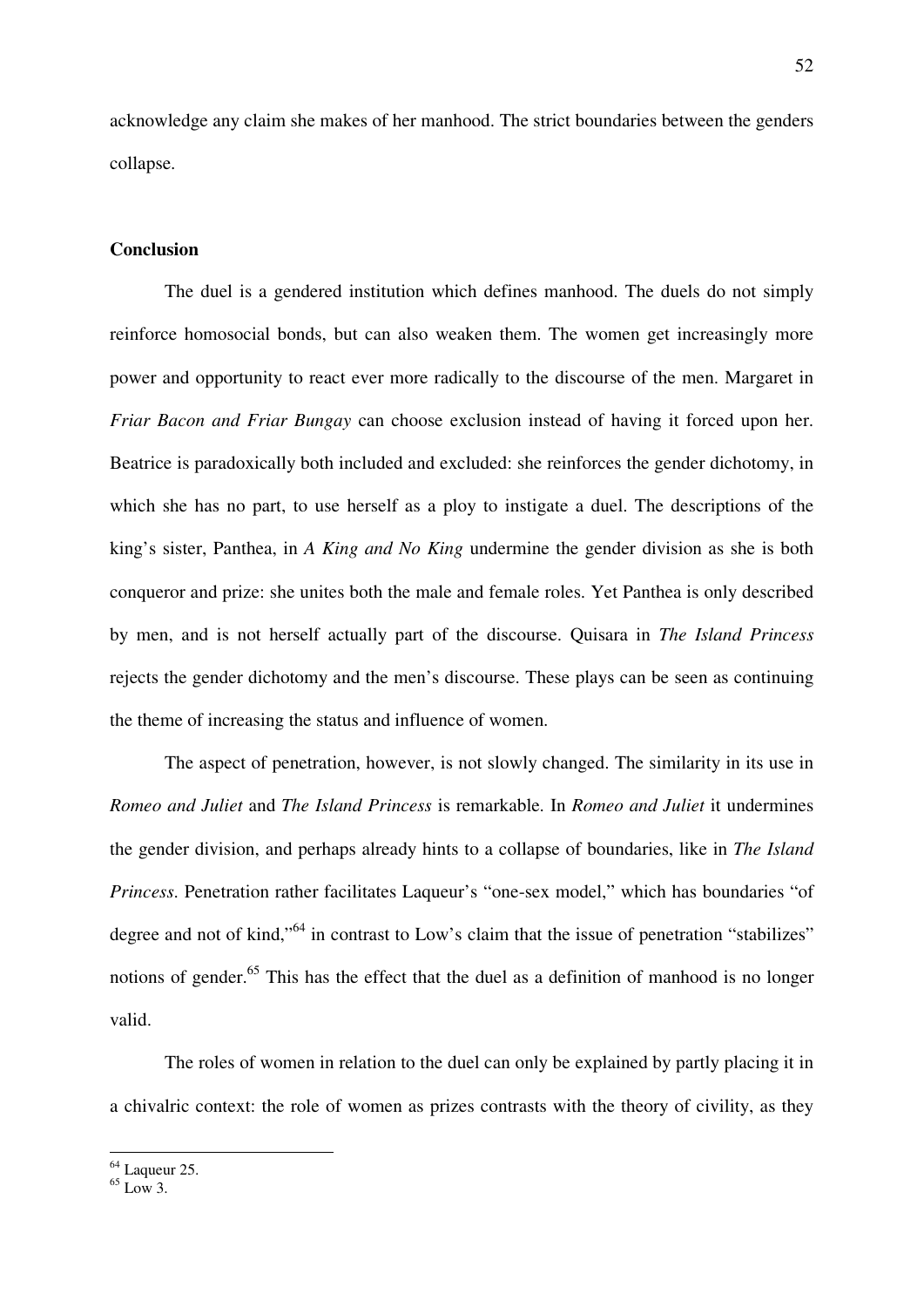acknowledge any claim she makes of her manhood. The strict boundaries between the genders collapse.

**Conclusion**

The duel is a gendered institution which defines manhood. The duels do not simply reinforce homosocial bonds, but can also weaken them. The women get increasingly more power and opportunity to react ever more radically to the discourse of the men. Margaret in *Friar Bacon and Friar Bungay* can choose exclusion instead of having it forced upon her. Beatrice is paradoxically both included and excluded: she reinforces the gender dichotomy, in which she has no part, to use herself as a ploy to instigate a duel. The descriptions of the king's sister, Panthea, in *A King and No King* undermine the gender division as she is both conqueror and prize: she unites both the male and female roles. Yet Panthea is only described by men, and is not herself actually part of the discourse. Quisara in *The Island Princess* rejects the gender dichotomy and the men's discourse. These plays can be seen as continuing the theme of increasing the status and influence of women.

The aspect of penetration, however, is not slowly changed. The similarity in its use in *Romeo and Juliet* and *The Island Princess* is remarkable. In *Romeo and Juliet* it undermines the gender division, and perhaps already hints to a collapse of boundaries, like in *The Island Princess*. Penetration rather facilitates Laqueur's "one-sex model," which has boundaries "of degree and not of kind,"[64] in contrast to Low's claim that the issue of penetration "stabilizes" notions of gender.[65] This has the effect that the duel as a definition of manhood is no longer valid.

The roles of women in relation to the duel can only be explained by partly placing it in a chivalric context: the role of women as prizes contrasts with the theory of civility, as they

[64] Laqueur 25.
[65] Low 3.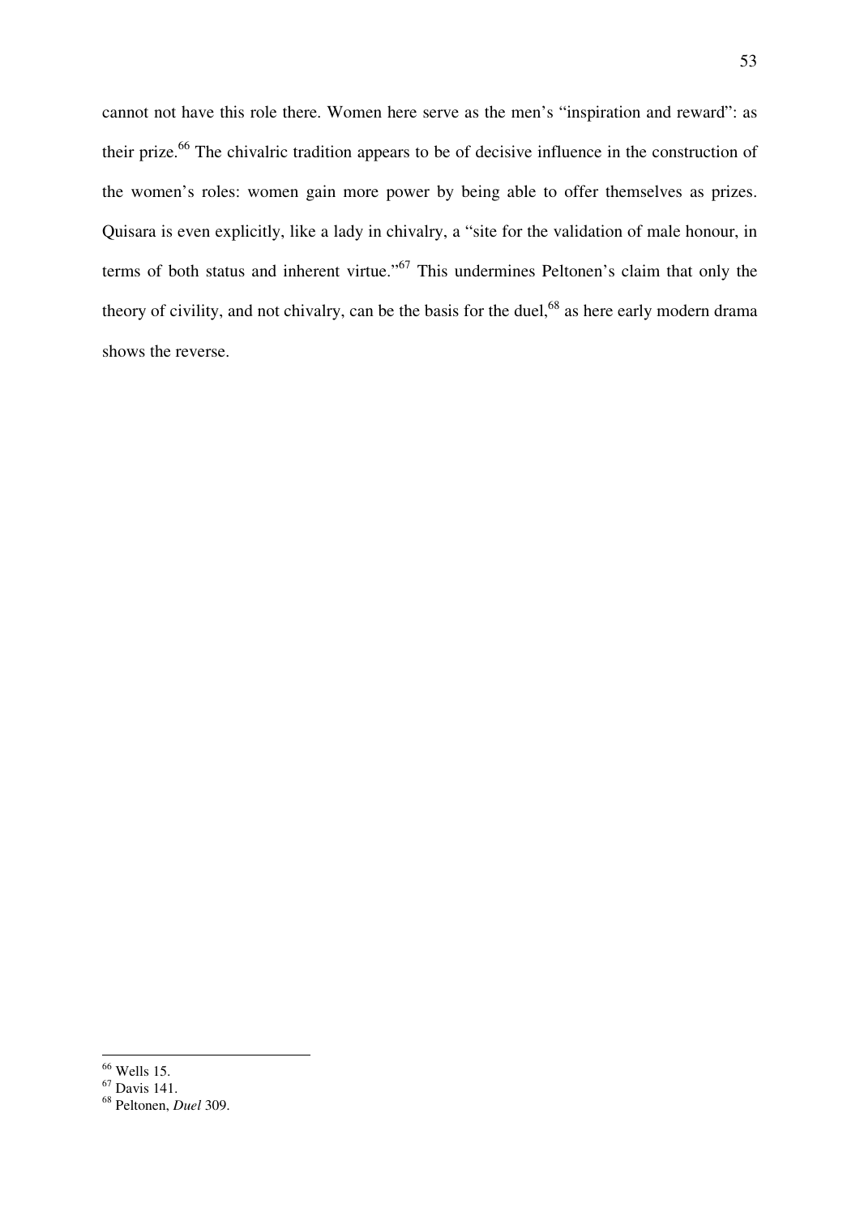cannot not have this role there. Women here serve as the men's "inspiration and reward": as their prize.[66] The chivalric tradition appears to be of decisive influence in the construction of the women's roles: women gain more power by being able to offer themselves as prizes. Quisara is even explicitly, like a lady in chivalry, a "site for the validation of male honour, in terms of both status and inherent virtue."[67] This undermines Peltonen's claim that only the theory of civility, and not chivalry, can be the basis for the duel,[68] as here early modern drama shows the reverse.

---

[66] Wells 15.
[67] Davis 141.
[68] Peltonen, *Duel* 309.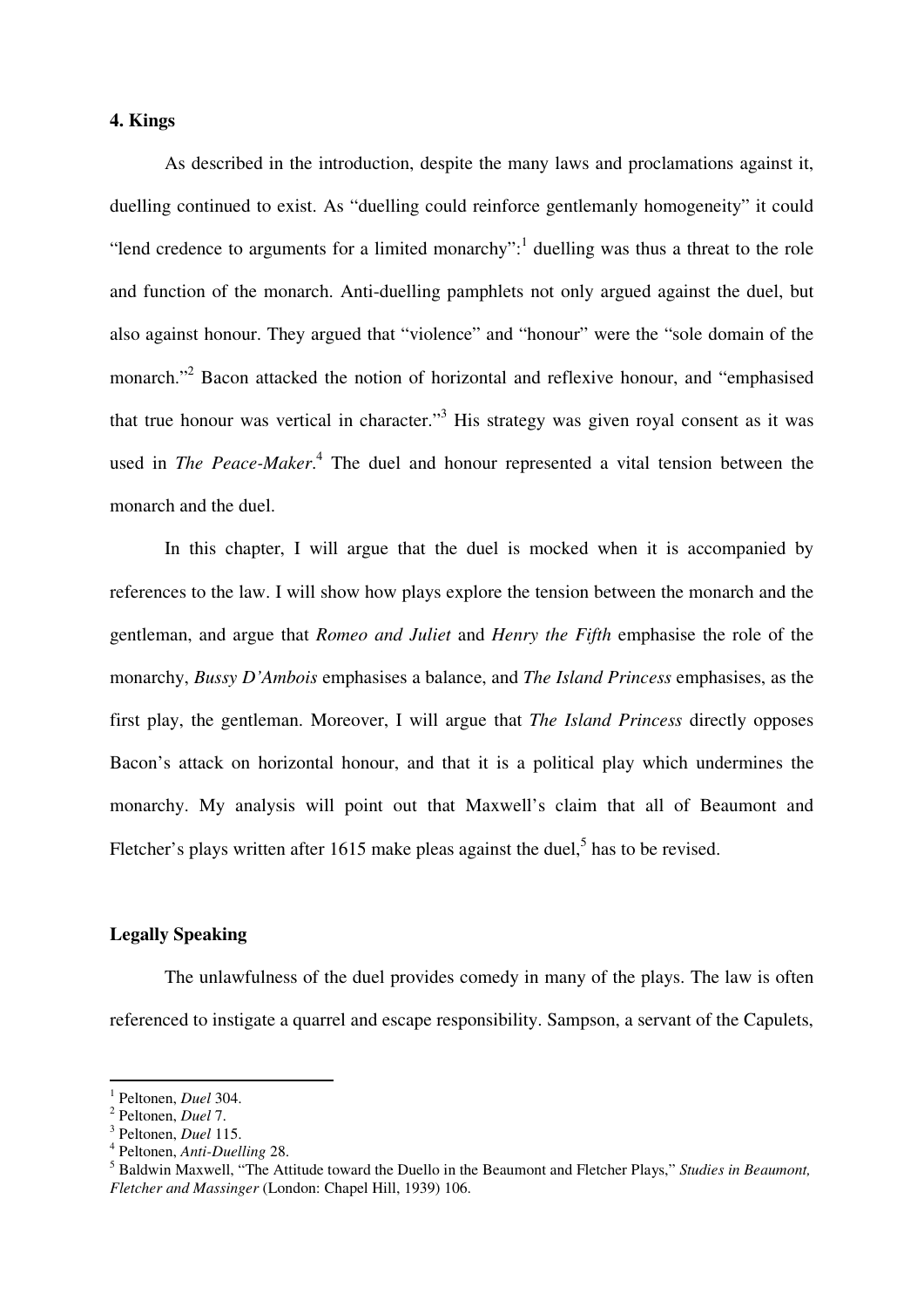## 4. Kings

As described in the introduction, despite the many laws and proclamations against it, duelling continued to exist. As "duelling could reinforce gentlemanly homogeneity" it could "lend credence to arguments for a limited monarchy":[1] duelling was thus a threat to the role and function of the monarch. Anti-duelling pamphlets not only argued against the duel, but also against honour. They argued that "violence" and "honour" were the "sole domain of the monarch."[2] Bacon attacked the notion of horizontal and reflexive honour, and "emphasised that true honour was vertical in character."[3] His strategy was given royal consent as it was used in *The Peace-Maker*.[4] The duel and honour represented a vital tension between the monarch and the duel.

In this chapter, I will argue that the duel is mocked when it is accompanied by references to the law. I will show how plays explore the tension between the monarch and the gentleman, and argue that *Romeo and Juliet* and *Henry the Fifth* emphasise the role of the monarchy, *Bussy D'Ambois* emphasises a balance, and *The Island Princess* emphasises, as the first play, the gentleman. Moreover, I will argue that *The Island Princess* directly opposes Bacon's attack on horizontal honour, and that it is a political play which undermines the monarchy. My analysis will point out that Maxwell's claim that all of Beaumont and Fletcher's plays written after 1615 make pleas against the duel,[5] has to be revised.

### Legally Speaking

The unlawfulness of the duel provides comedy in many of the plays. The law is often referenced to instigate a quarrel and escape responsibility. Sampson, a servant of the Capulets,

---

[1] Peltonen, *Duel* 304.

[2] Peltonen, *Duel* 7.

[3] Peltonen, *Duel* 115.

[4] Peltonen, *Anti-Duelling* 28.

[5] Baldwin Maxwell, "The Attitude toward the Duello in the Beaumont and Fletcher Plays," *Studies in Beaumont, Fletcher and Massinger* (London: Chapel Hill, 1939) 106.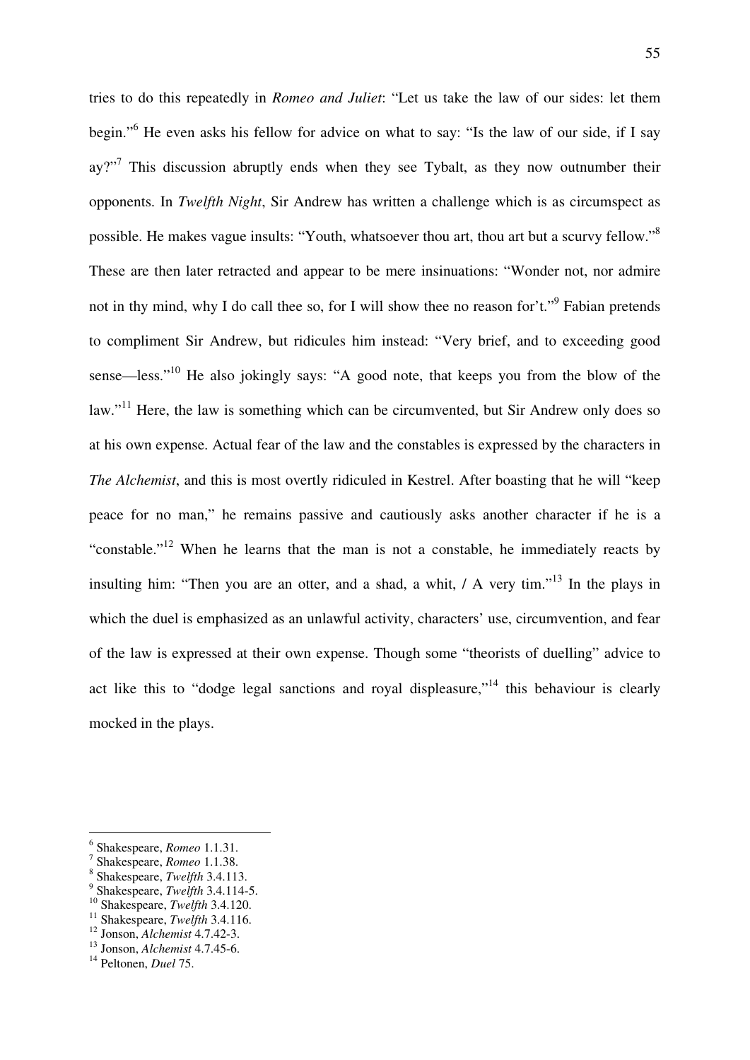tries to do this repeatedly in *Romeo and Juliet*: "Let us take the law of our sides: let them begin."[6] He even asks his fellow for advice on what to say: "Is the law of our side, if I say ay?"[7] This discussion abruptly ends when they see Tybalt, as they now outnumber their opponents. In *Twelfth Night*, Sir Andrew has written a challenge which is as circumspect as possible. He makes vague insults: "Youth, whatsoever thou art, thou art but a scurvy fellow."[8] These are then later retracted and appear to be mere insinuations: "Wonder not, nor admire not in thy mind, why I do call thee so, for I will show thee no reason for't."[9] Fabian pretends to compliment Sir Andrew, but ridicules him instead: "Very brief, and to exceeding good sense—less."[10] He also jokingly says: "A good note, that keeps you from the blow of the law."[11] Here, the law is something which can be circumvented, but Sir Andrew only does so at his own expense. Actual fear of the law and the constables is expressed by the characters in *The Alchemist*, and this is most overtly ridiculed in Kestrel. After boasting that he will "keep peace for no man," he remains passive and cautiously asks another character if he is a "constable."[12] When he learns that the man is not a constable, he immediately reacts by insulting him: "Then you are an otter, and a shad, a whit, / A very tim."[13] In the plays in which the duel is emphasized as an unlawful activity, characters' use, circumvention, and fear of the law is expressed at their own expense. Though some "theorists of duelling" advice to act like this to "dodge legal sanctions and royal displeasure,"[14] this behaviour is clearly mocked in the plays.

---

[6] Shakespeare, *Romeo* 1.1.31.
[7] Shakespeare, *Romeo* 1.1.38.
[8] Shakespeare, *Twelfth* 3.4.113.
[9] Shakespeare, *Twelfth* 3.4.114-5.
[10] Shakespeare, *Twelfth* 3.4.120.
[11] Shakespeare, *Twelfth* 3.4.116.
[12] Jonson, *Alchemist* 4.7.42-3.
[13] Jonson, *Alchemist* 4.7.45-6.
[14] Peltonen, *Duel* 75.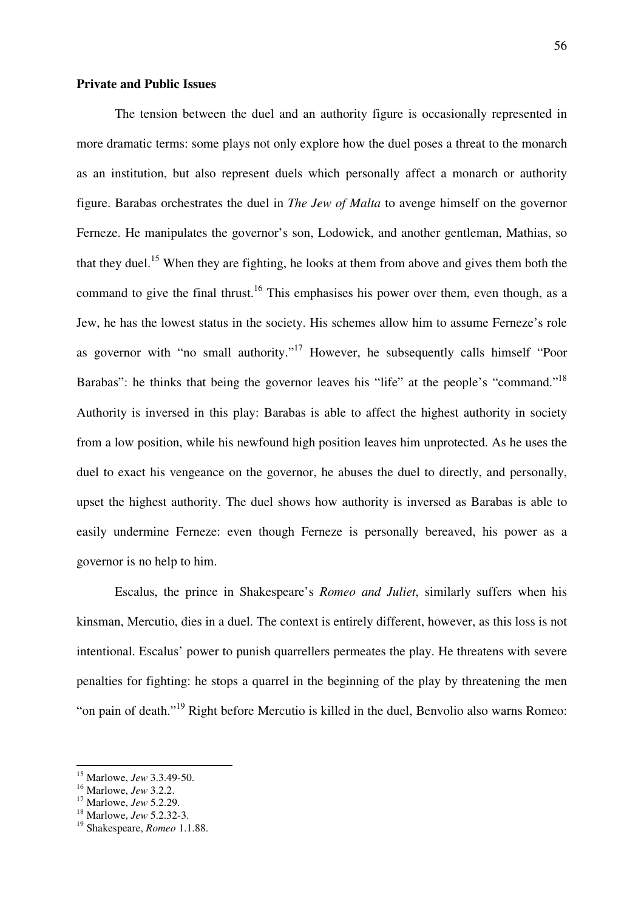**Private and Public Issues**

The tension between the duel and an authority figure is occasionally represented in more dramatic terms: some plays not only explore how the duel poses a threat to the monarch as an institution, but also represent duels which personally affect a monarch or authority figure. Barabas orchestrates the duel in *The Jew of Malta* to avenge himself on the governor Ferneze. He manipulates the governor's son, Lodowick, and another gentleman, Mathias, so that they duel.[15] When they are fighting, he looks at them from above and gives them both the command to give the final thrust.[16] This emphasises his power over them, even though, as a Jew, he has the lowest status in the society. His schemes allow him to assume Ferneze's role as governor with "no small authority."[17] However, he subsequently calls himself "Poor Barabas": he thinks that being the governor leaves his "life" at the people's "command."[18] Authority is inversed in this play: Barabas is able to affect the highest authority in society from a low position, while his newfound high position leaves him unprotected. As he uses the duel to exact his vengeance on the governor, he abuses the duel to directly, and personally, upset the highest authority. The duel shows how authority is inversed as Barabas is able to easily undermine Ferneze: even though Ferneze is personally bereaved, his power as a governor is no help to him.

Escalus, the prince in Shakespeare's *Romeo and Juliet*, similarly suffers when his kinsman, Mercutio, dies in a duel. The context is entirely different, however, as this loss is not intentional. Escalus' power to punish quarrellers permeates the play. He threatens with severe penalties for fighting: he stops a quarrel in the beginning of the play by threatening the men "on pain of death."[19] Right before Mercutio is killed in the duel, Benvolio also warns Romeo:

---

[15] Marlowe, *Jew* 3.3.49-50.

[16] Marlowe, *Jew* 3.2.2.

[17] Marlowe, *Jew* 5.2.29.

[18] Marlowe, *Jew* 5.2.32-3.

[19] Shakespeare, *Romeo* 1.1.88.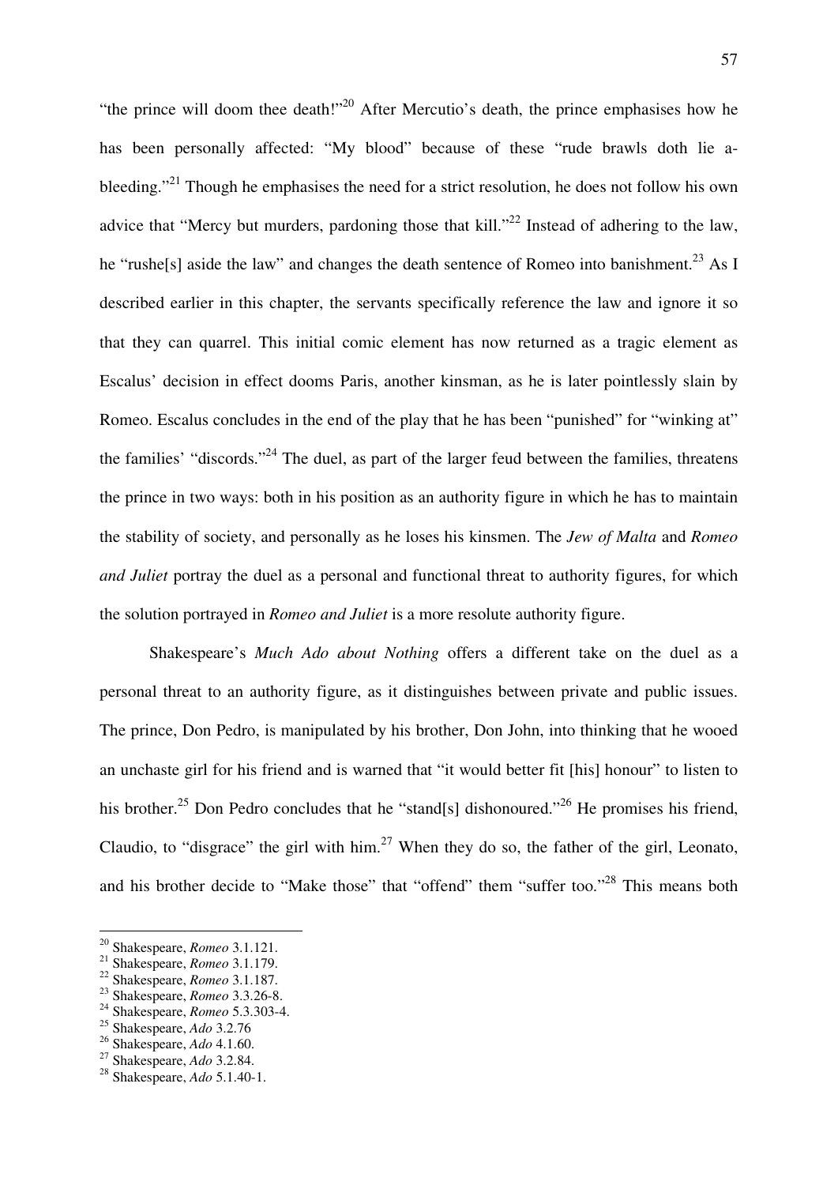"the prince will doom thee death!"[20] After Mercutio's death, the prince emphasises how he has been personally affected: "My blood" because of these "rude brawls doth lie a-bleeding."[21] Though he emphasises the need for a strict resolution, he does not follow his own advice that "Mercy but murders, pardoning those that kill."[22] Instead of adhering to the law, he "rushe[s] aside the law" and changes the death sentence of Romeo into banishment.[23] As I described earlier in this chapter, the servants specifically reference the law and ignore it so that they can quarrel. This initial comic element has now returned as a tragic element as Escalus' decision in effect dooms Paris, another kinsman, as he is later pointlessly slain by Romeo. Escalus concludes in the end of the play that he has been "punished" for "winking at" the families' "discords."[24] The duel, as part of the larger feud between the families, threatens the prince in two ways: both in his position as an authority figure in which he has to maintain the stability of society, and personally as he loses his kinsmen. The *Jew of Malta* and *Romeo and Juliet* portray the duel as a personal and functional threat to authority figures, for which the solution portrayed in *Romeo and Juliet* is a more resolute authority figure.

Shakespeare's *Much Ado about Nothing* offers a different take on the duel as a personal threat to an authority figure, as it distinguishes between private and public issues. The prince, Don Pedro, is manipulated by his brother, Don John, into thinking that he wooed an unchaste girl for his friend and is warned that "it would better fit [his] honour" to listen to his brother.[25] Don Pedro concludes that he "stand[s] dishonoured."[26] He promises his friend, Claudio, to "disgrace" the girl with him.[27] When they do so, the father of the girl, Leonato, and his brother decide to "Make those" that "offend" them "suffer too."[28] This means both

---

[20] Shakespeare, *Romeo* 3.1.121.
[21] Shakespeare, *Romeo* 3.1.179.
[22] Shakespeare, *Romeo* 3.1.187.
[23] Shakespeare, *Romeo* 3.3.26-8.
[24] Shakespeare, *Romeo* 5.3.303-4.
[25] Shakespeare, *Ado* 3.2.76
[26] Shakespeare, *Ado* 4.1.60.
[27] Shakespeare, *Ado* 3.2.84.
[28] Shakespeare, *Ado* 5.1.40-1.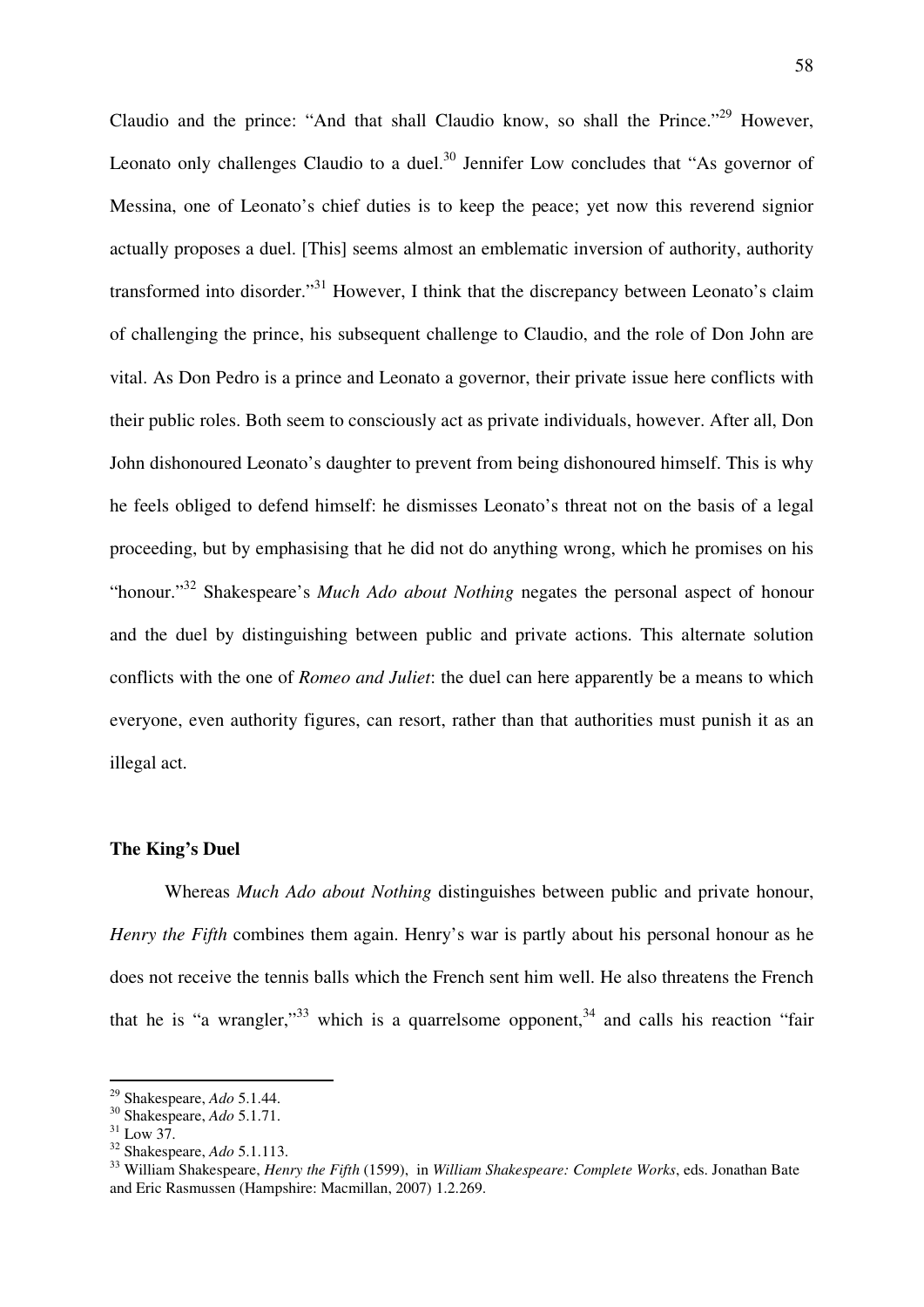Claudio and the prince: "And that shall Claudio know, so shall the Prince."[29] However, Leonato only challenges Claudio to a duel.[30] Jennifer Low concludes that "As governor of Messina, one of Leonato's chief duties is to keep the peace; yet now this reverend signior actually proposes a duel. [This] seems almost an emblematic inversion of authority, authority transformed into disorder."[31] However, I think that the discrepancy between Leonato's claim of challenging the prince, his subsequent challenge to Claudio, and the role of Don John are vital. As Don Pedro is a prince and Leonato a governor, their private issue here conflicts with their public roles. Both seem to consciously act as private individuals, however. After all, Don John dishonoured Leonato's daughter to prevent from being dishonoured himself. This is why he feels obliged to defend himself: he dismisses Leonato's threat not on the basis of a legal proceeding, but by emphasising that he did not do anything wrong, which he promises on his "honour."[32] Shakespeare's *Much Ado about Nothing* negates the personal aspect of honour and the duel by distinguishing between public and private actions. This alternate solution conflicts with the one of *Romeo and Juliet*: the duel can here apparently be a means to which everyone, even authority figures, can resort, rather than that authorities must punish it as an illegal act.

### The King's Duel

Whereas *Much Ado about Nothing* distinguishes between public and private honour, *Henry the Fifth* combines them again. Henry's war is partly about his personal honour as he does not receive the tennis balls which the French sent him well. He also threatens the French that he is "a wrangler,"[33] which is a quarrelsome opponent,[34] and calls his reaction "fair

---

[29] Shakespeare, *Ado* 5.1.44.
[30] Shakespeare, *Ado* 5.1.71.
[31] Low 37.
[32] Shakespeare, *Ado* 5.1.113.
[33] William Shakespeare, *Henry the Fifth* (1599), in *William Shakespeare: Complete Works*, eds. Jonathan Bate and Eric Rasmussen (Hampshire: Macmillan, 2007) 1.2.269.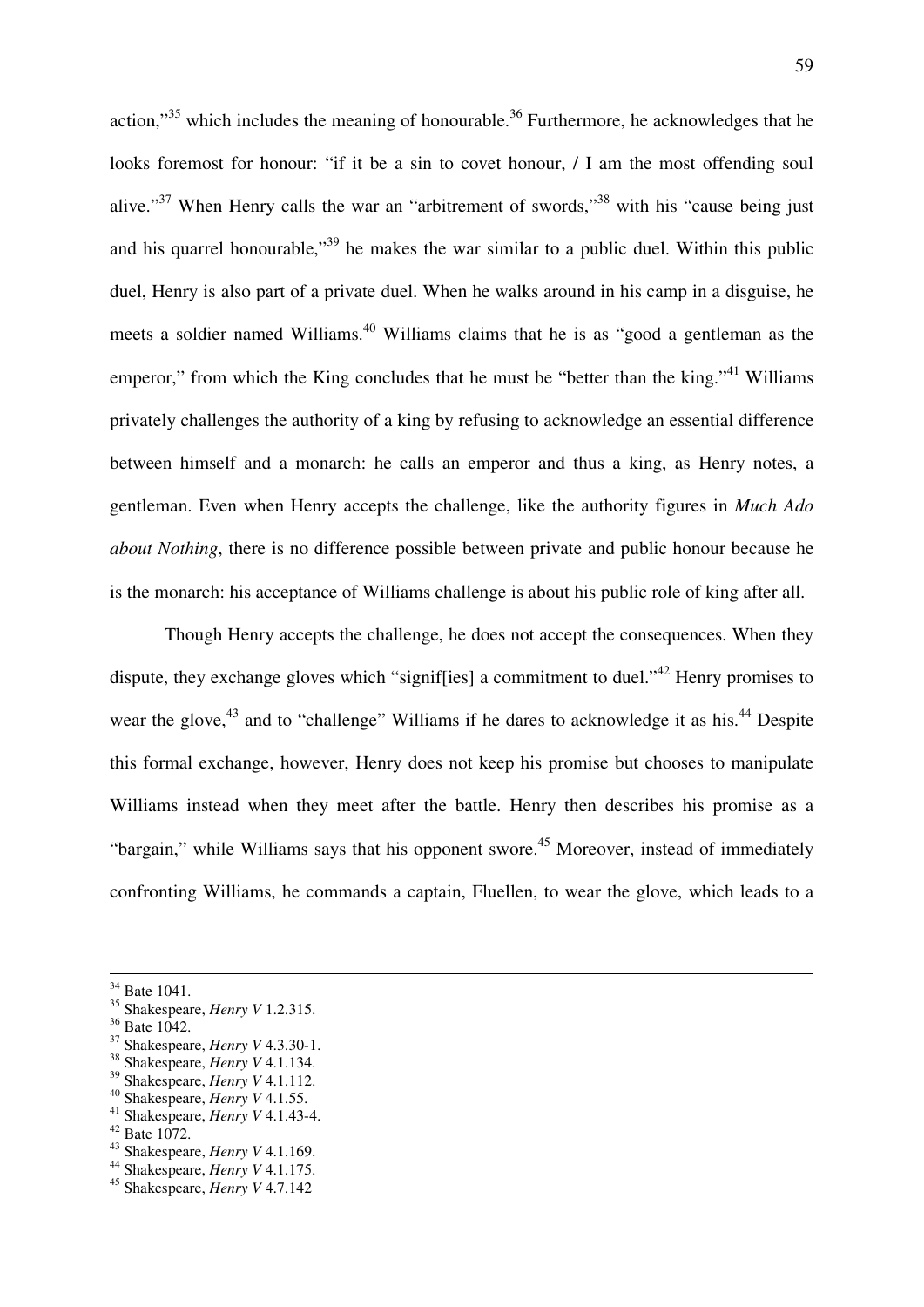action,"[35] which includes the meaning of honourable.[36] Furthermore, he acknowledges that he looks foremost for honour: "if it be a sin to covet honour, / I am the most offending soul alive."[37] When Henry calls the war an "arbitrement of swords,"[38] with his "cause being just and his quarrel honourable,"[39] he makes the war similar to a public duel. Within this public duel, Henry is also part of a private duel. When he walks around in his camp in a disguise, he meets a soldier named Williams.[40] Williams claims that he is as "good a gentleman as the emperor," from which the King concludes that he must be "better than the king."[41] Williams privately challenges the authority of a king by refusing to acknowledge an essential difference between himself and a monarch: he calls an emperor and thus a king, as Henry notes, a gentleman. Even when Henry accepts the challenge, like the authority figures in *Much Ado about Nothing*, there is no difference possible between private and public honour because he is the monarch: his acceptance of Williams challenge is about his public role of king after all.

Though Henry accepts the challenge, he does not accept the consequences. When they dispute, they exchange gloves which "signif[ies] a commitment to duel."[42] Henry promises to wear the glove,[43] and to "challenge" Williams if he dares to acknowledge it as his.[44] Despite this formal exchange, however, Henry does not keep his promise but chooses to manipulate Williams instead when they meet after the battle. Henry then describes his promise as a "bargain," while Williams says that his opponent swore.[45] Moreover, instead of immediately confronting Williams, he commands a captain, Fluellen, to wear the glove, which leads to a

---

[34] Bate 1041.
[35] Shakespeare, *Henry V* 1.2.315.
[36] Bate 1042.
[37] Shakespeare, *Henry V* 4.3.30-1.
[38] Shakespeare, *Henry V* 4.1.134.
[39] Shakespeare, *Henry V* 4.1.112.
[40] Shakespeare, *Henry V* 4.1.55.
[41] Shakespeare, *Henry V* 4.1.43-4.
[42] Bate 1072.
[43] Shakespeare, *Henry V* 4.1.169.
[44] Shakespeare, *Henry V* 4.1.175.
[45] Shakespeare, *Henry V* 4.7.142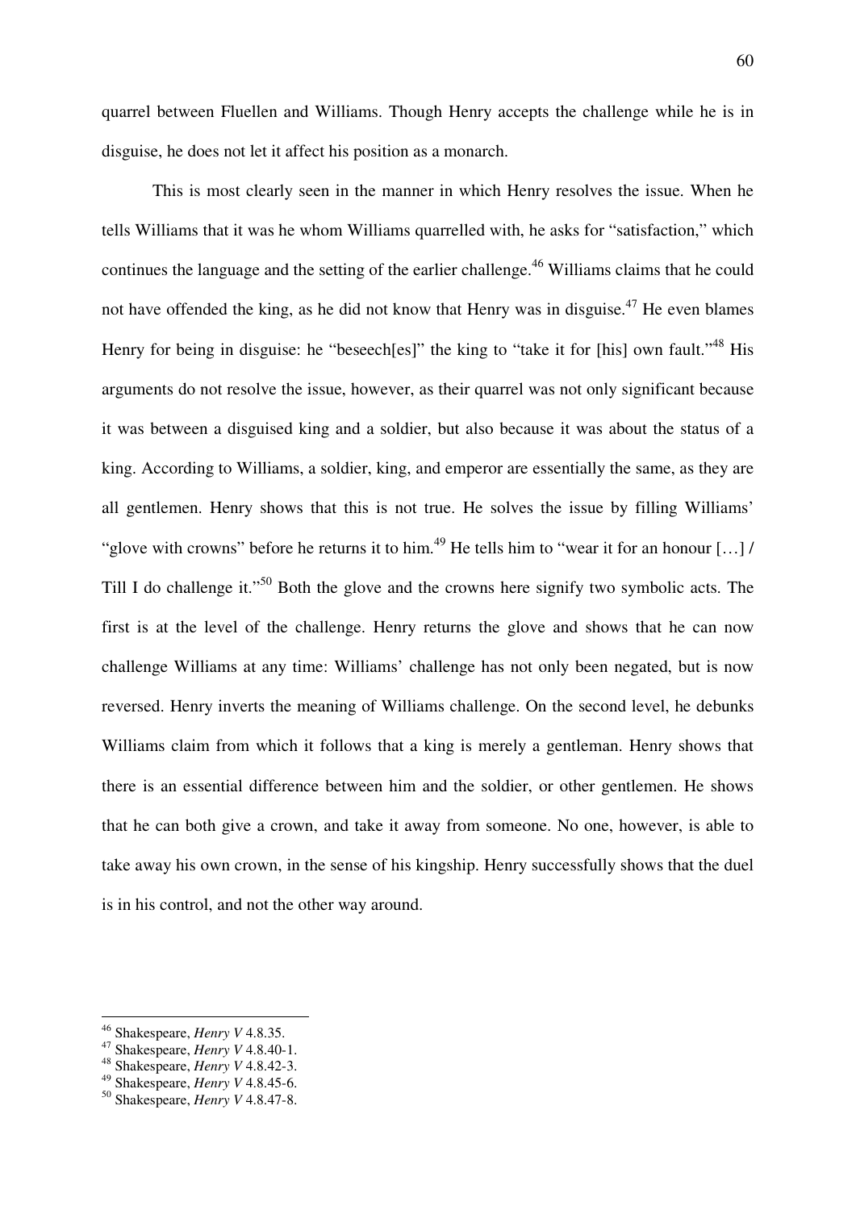quarrel between Fluellen and Williams. Though Henry accepts the challenge while he is in disguise, he does not let it affect his position as a monarch.

This is most clearly seen in the manner in which Henry resolves the issue. When he tells Williams that it was he whom Williams quarrelled with, he asks for "satisfaction," which continues the language and the setting of the earlier challenge.[46] Williams claims that he could not have offended the king, as he did not know that Henry was in disguise.[47] He even blames Henry for being in disguise: he "beseech[es]" the king to "take it for [his] own fault."[48] His arguments do not resolve the issue, however, as their quarrel was not only significant because it was between a disguised king and a soldier, but also because it was about the status of a king. According to Williams, a soldier, king, and emperor are essentially the same, as they are all gentlemen. Henry shows that this is not true. He solves the issue by filling Williams' "glove with crowns" before he returns it to him.[49] He tells him to "wear it for an honour […] / Till I do challenge it."[50] Both the glove and the crowns here signify two symbolic acts. The first is at the level of the challenge. Henry returns the glove and shows that he can now challenge Williams at any time: Williams' challenge has not only been negated, but is now reversed. Henry inverts the meaning of Williams challenge. On the second level, he debunks Williams claim from which it follows that a king is merely a gentleman. Henry shows that there is an essential difference between him and the soldier, or other gentlemen. He shows that he can both give a crown, and take it away from someone. No one, however, is able to take away his own crown, in the sense of his kingship. Henry successfully shows that the duel is in his control, and not the other way around.

---

[46] Shakespeare, *Henry V* 4.8.35.
[47] Shakespeare, *Henry V* 4.8.40-1.
[48] Shakespeare, *Henry V* 4.8.42-3.
[49] Shakespeare, *Henry V* 4.8.45-6.
[50] Shakespeare, *Henry V* 4.8.47-8.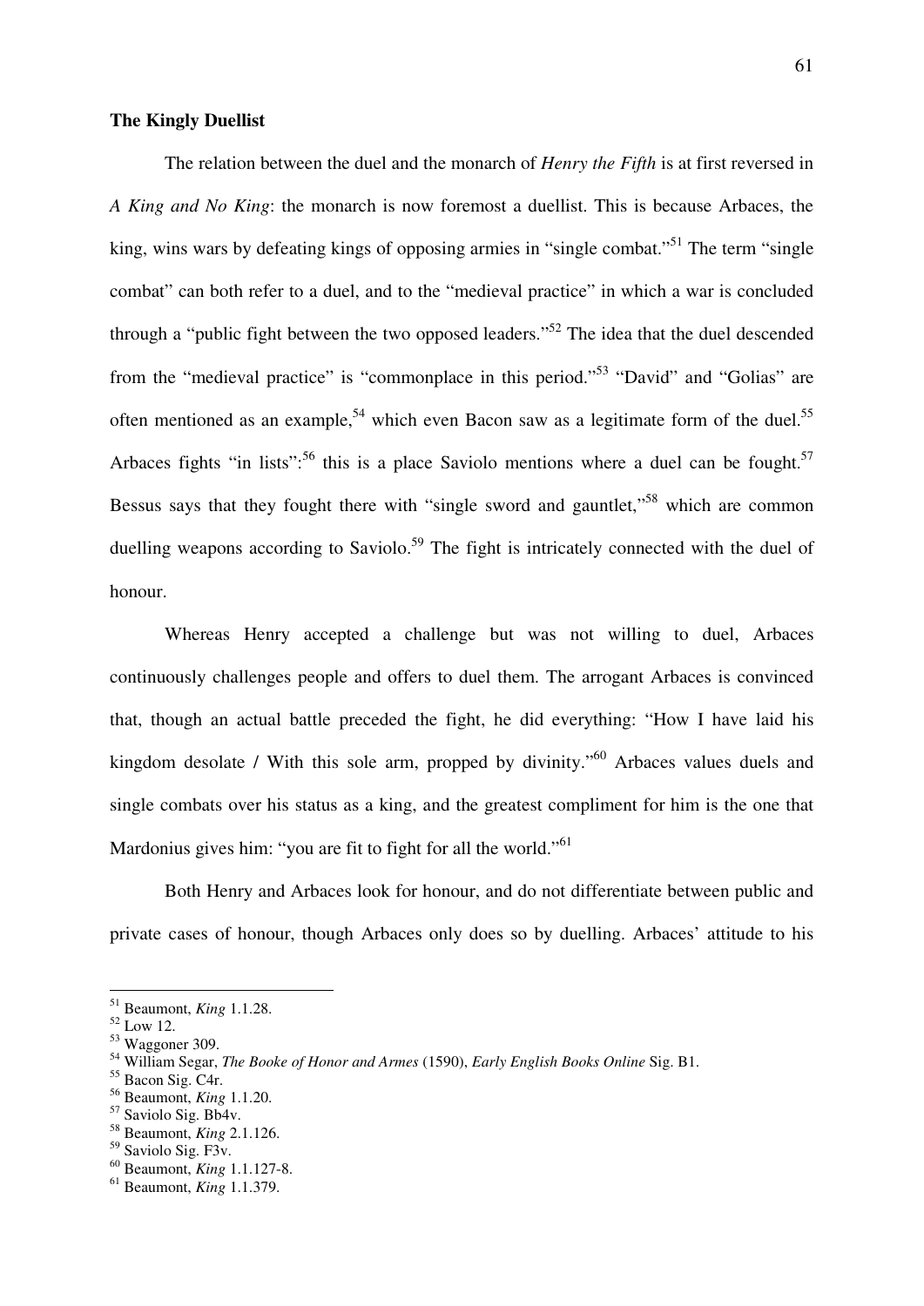**The Kingly Duellist**

The relation between the duel and the monarch of *Henry the Fifth* is at first reversed in *A King and No King*: the monarch is now foremost a duellist. This is because Arbaces, the king, wins wars by defeating kings of opposing armies in "single combat."[51] The term "single combat" can both refer to a duel, and to the "medieval practice" in which a war is concluded through a "public fight between the two opposed leaders."[52] The idea that the duel descended from the "medieval practice" is "commonplace in this period."[53] "David" and "Golias" are often mentioned as an example,[54] which even Bacon saw as a legitimate form of the duel.[55] Arbaces fights "in lists":[56] this is a place Saviolo mentions where a duel can be fought.[57] Bessus says that they fought there with "single sword and gauntlet,"[58] which are common duelling weapons according to Saviolo.[59] The fight is intricately connected with the duel of honour.

Whereas Henry accepted a challenge but was not willing to duel, Arbaces continuously challenges people and offers to duel them. The arrogant Arbaces is convinced that, though an actual battle preceded the fight, he did everything: "How I have laid his kingdom desolate / With this sole arm, propped by divinity."[60] Arbaces values duels and single combats over his status as a king, and the greatest compliment for him is the one that Mardonius gives him: "you are fit to fight for all the world."[61]

Both Henry and Arbaces look for honour, and do not differentiate between public and private cases of honour, though Arbaces only does so by duelling. Arbaces' attitude to his

---

[51] Beaumont, *King* 1.1.28.
[52] Low 12.
[53] Waggoner 309.
[54] William Segar, *The Booke of Honor and Armes* (1590), *Early English Books Online* Sig. B1.
[55] Bacon Sig. C4r.
[56] Beaumont, *King* 1.1.20.
[57] Saviolo Sig. Bb4v.
[58] Beaumont, *King* 2.1.126.
[59] Saviolo Sig. F3v.
[60] Beaumont, *King* 1.1.127-8.
[61] Beaumont, *King* 1.1.379.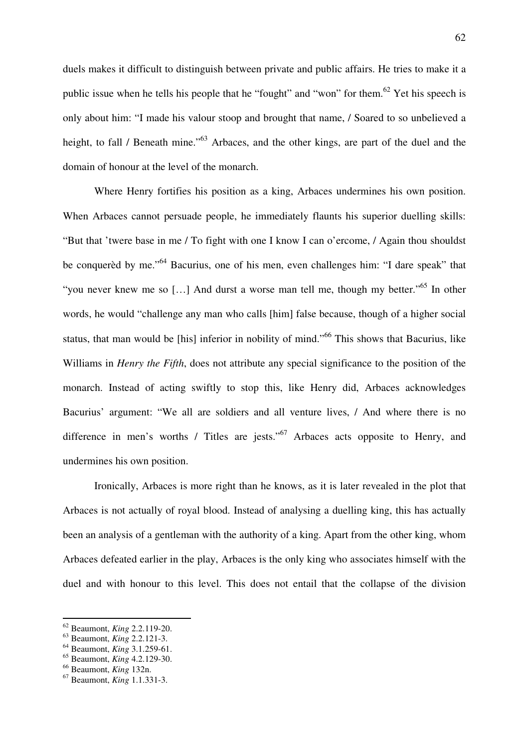duels makes it difficult to distinguish between private and public affairs. He tries to make it a public issue when he tells his people that he "fought" and "won" for them.[62] Yet his speech is only about him: "I made his valour stoop and brought that name, / Soared to so unbelieved a height, to fall / Beneath mine."[63] Arbaces, and the other kings, are part of the duel and the domain of honour at the level of the monarch.

Where Henry fortifies his position as a king, Arbaces undermines his own position. When Arbaces cannot persuade people, he immediately flaunts his superior duelling skills: "But that 'twere base in me / To fight with one I know I can o'ercome, / Again thou shouldst be conquerèd by me."[64] Bacurius, one of his men, even challenges him: "I dare speak" that "you never knew me so […] And durst a worse man tell me, though my better."[65] In other words, he would "challenge any man who calls [him] false because, though of a higher social status, that man would be [his] inferior in nobility of mind."[66] This shows that Bacurius, like Williams in *Henry the Fifth*, does not attribute any special significance to the position of the monarch. Instead of acting swiftly to stop this, like Henry did, Arbaces acknowledges Bacurius' argument: "We all are soldiers and all venture lives, / And where there is no difference in men's worths / Titles are jests."[67] Arbaces acts opposite to Henry, and undermines his own position.

Ironically, Arbaces is more right than he knows, as it is later revealed in the plot that Arbaces is not actually of royal blood. Instead of analysing a duelling king, this has actually been an analysis of a gentleman with the authority of a king. Apart from the other king, whom Arbaces defeated earlier in the play, Arbaces is the only king who associates himself with the duel and with honour to this level. This does not entail that the collapse of the division

---

[62] Beaumont, *King* 2.2.119-20.
[63] Beaumont, *King* 2.2.121-3.
[64] Beaumont, *King* 3.1.259-61.
[65] Beaumont, *King* 4.2.129-30.
[66] Beaumont, *King* 132n.
[67] Beaumont, *King* 1.1.331-3.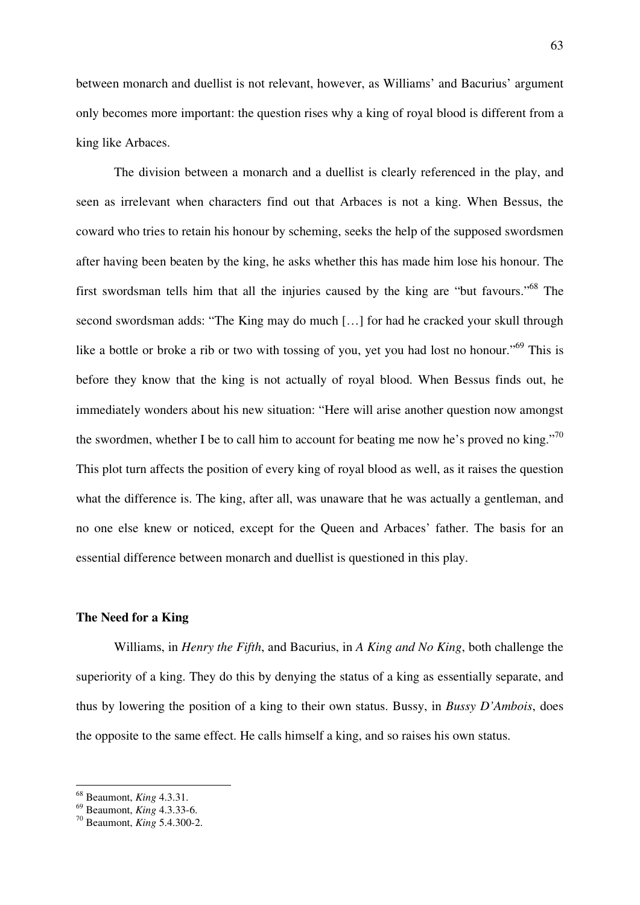between monarch and duellist is not relevant, however, as Williams' and Bacurius' argument only becomes more important: the question rises why a king of royal blood is different from a king like Arbaces.

The division between a monarch and a duellist is clearly referenced in the play, and seen as irrelevant when characters find out that Arbaces is not a king. When Bessus, the coward who tries to retain his honour by scheming, seeks the help of the supposed swordsmen after having been beaten by the king, he asks whether this has made him lose his honour. The first swordsman tells him that all the injuries caused by the king are "but favours."[68] The second swordsman adds: "The King may do much […] for had he cracked your skull through like a bottle or broke a rib or two with tossing of you, yet you had lost no honour."[69] This is before they know that the king is not actually of royal blood. When Bessus finds out, he immediately wonders about his new situation: "Here will arise another question now amongst the swordmen, whether I be to call him to account for beating me now he's proved no king."[70] This plot turn affects the position of every king of royal blood as well, as it raises the question what the difference is. The king, after all, was unaware that he was actually a gentleman, and no one else knew or noticed, except for the Queen and Arbaces' father. The basis for an essential difference between monarch and duellist is questioned in this play.

### The Need for a King

Williams, in *Henry the Fifth*, and Bacurius, in *A King and No King*, both challenge the superiority of a king. They do this by denying the status of a king as essentially separate, and thus by lowering the position of a king to their own status. Bussy, in *Bussy D'Ambois*, does the opposite to the same effect. He calls himself a king, and so raises his own status.

---

[68] Beaumont, *King* 4.3.31.

[69] Beaumont, *King* 4.3.33-6.

[70] Beaumont, *King* 5.4.300-2.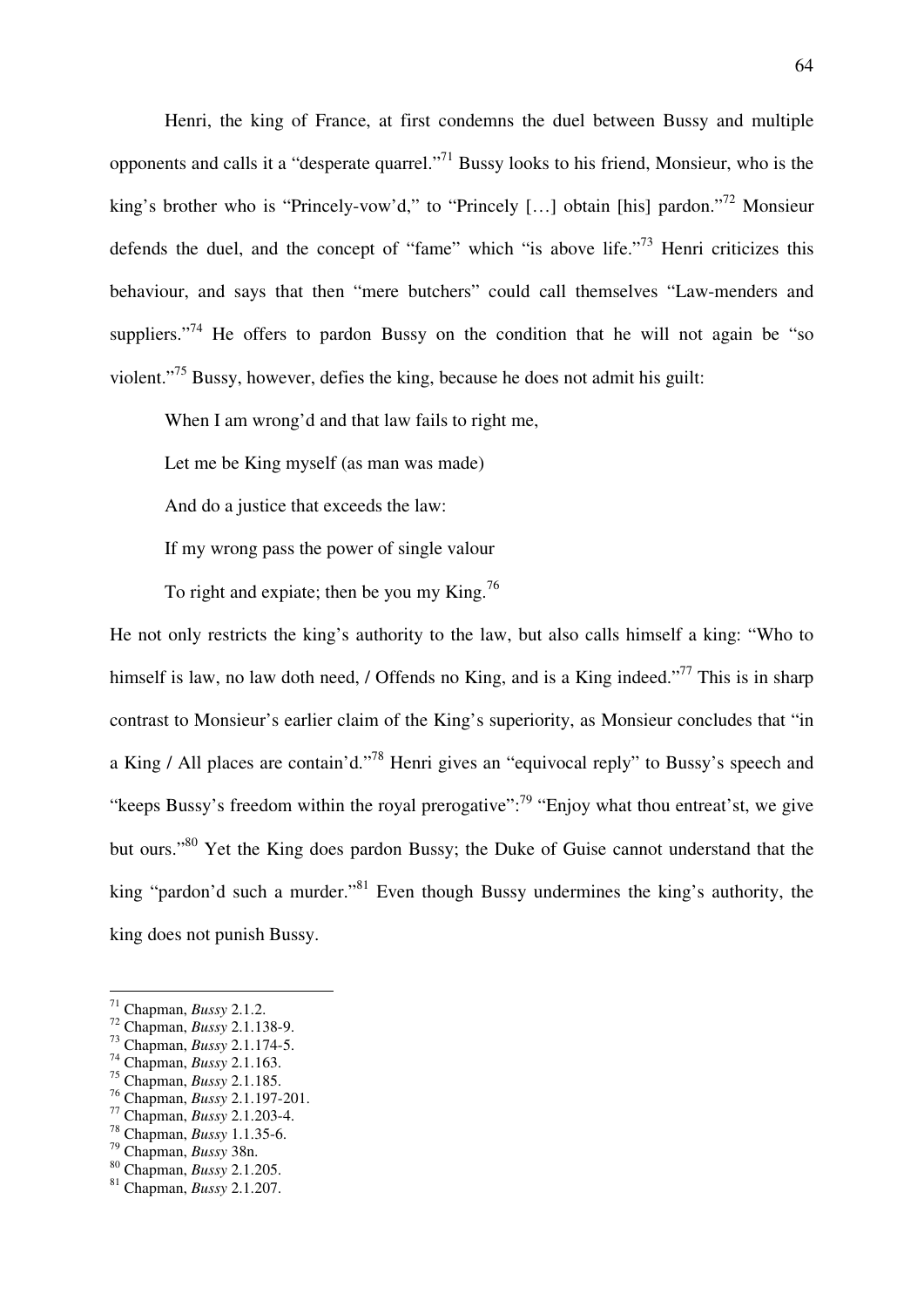Henri, the king of France, at first condemns the duel between Bussy and multiple opponents and calls it a "desperate quarrel."[71] Bussy looks to his friend, Monsieur, who is the king's brother who is "Princely-vow'd," to "Princely […] obtain [his] pardon."[72] Monsieur defends the duel, and the concept of "fame" which "is above life."[73] Henri criticizes this behaviour, and says that then "mere butchers" could call themselves "Law-menders and suppliers."[74] He offers to pardon Bussy on the condition that he will not again be "so violent."[75] Bussy, however, defies the king, because he does not admit his guilt:

> When I am wrong'd and that law fails to right me,
>
> Let me be King myself (as man was made)
>
> And do a justice that exceeds the law:
>
> If my wrong pass the power of single valour
>
> To right and expiate; then be you my King.[76]

He not only restricts the king's authority to the law, but also calls himself a king: "Who to himself is law, no law doth need, / Offends no King, and is a King indeed."[77] This is in sharp contrast to Monsieur's earlier claim of the King's superiority, as Monsieur concludes that "in a King / All places are contain'd."[78] Henri gives an "equivocal reply" to Bussy's speech and "keeps Bussy's freedom within the royal prerogative":[79] "Enjoy what thou entreat'st, we give but ours."[80] Yet the King does pardon Bussy; the Duke of Guise cannot understand that the king "pardon'd such a murder."[81] Even though Bussy undermines the king's authority, the king does not punish Bussy.

---

[71] Chapman, *Bussy* 2.1.2.

[72] Chapman, *Bussy* 2.1.138-9.

[73] Chapman, *Bussy* 2.1.174-5.

[74] Chapman, *Bussy* 2.1.163.

[75] Chapman, *Bussy* 2.1.185.

[76] Chapman, *Bussy* 2.1.197-201.

[77] Chapman, *Bussy* 2.1.203-4.

[78] Chapman, *Bussy* 1.1.35-6.

[79] Chapman, *Bussy* 38n.

[80] Chapman, *Bussy* 2.1.205.

[81] Chapman, *Bussy* 2.1.207.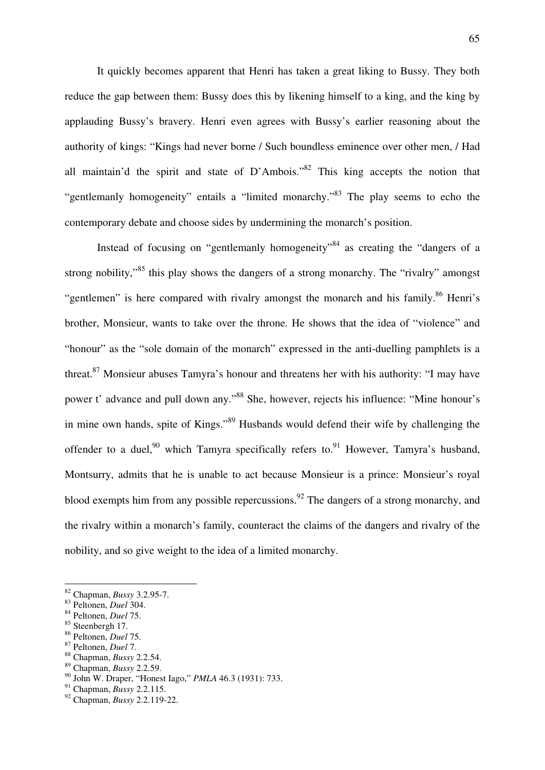It quickly becomes apparent that Henri has taken a great liking to Bussy. They both reduce the gap between them: Bussy does this by likening himself to a king, and the king by applauding Bussy's bravery. Henri even agrees with Bussy's earlier reasoning about the authority of kings: "Kings had never borne / Such boundless eminence over other men, / Had all maintain'd the spirit and state of D'Ambois."[82] This king accepts the notion that "gentlemanly homogeneity" entails a "limited monarchy."[83] The play seems to echo the contemporary debate and choose sides by undermining the monarch's position.

Instead of focusing on "gentlemanly homogeneity"[84] as creating the "dangers of a strong nobility,"[85] this play shows the dangers of a strong monarchy. The "rivalry" amongst "gentlemen" is here compared with rivalry amongst the monarch and his family.[86] Henri's brother, Monsieur, wants to take over the throne. He shows that the idea of "violence" and "honour" as the "sole domain of the monarch" expressed in the anti-duelling pamphlets is a threat.[87] Monsieur abuses Tamyra's honour and threatens her with his authority: "I may have power t' advance and pull down any."[88] She, however, rejects his influence: "Mine honour's in mine own hands, spite of Kings."[89] Husbands would defend their wife by challenging the offender to a duel,[90] which Tamyra specifically refers to.[91] However, Tamyra's husband, Montsurry, admits that he is unable to act because Monsieur is a prince: Monsieur's royal blood exempts him from any possible repercussions.[92] The dangers of a strong monarchy, and the rivalry within a monarch's family, counteract the claims of the dangers and rivalry of the nobility, and so give weight to the idea of a limited monarchy.

---

[82] Chapman, *Bussy* 3.2.95-7.
[83] Peltonen, *Duel* 304.
[84] Peltonen, *Duel* 75.
[85] Steenbergh 17.
[86] Peltonen, *Duel* 75.
[87] Peltonen, *Duel* 7.
[88] Chapman, *Bussy* 2.2.54.
[89] Chapman, *Bussy* 2.2.59.
[90] John W. Draper, "Honest Iago," *PMLA* 46.3 (1931): 733.
[91] Chapman, *Bussy* 2.2.115.
[92] Chapman, *Bussy* 2.2.119-22.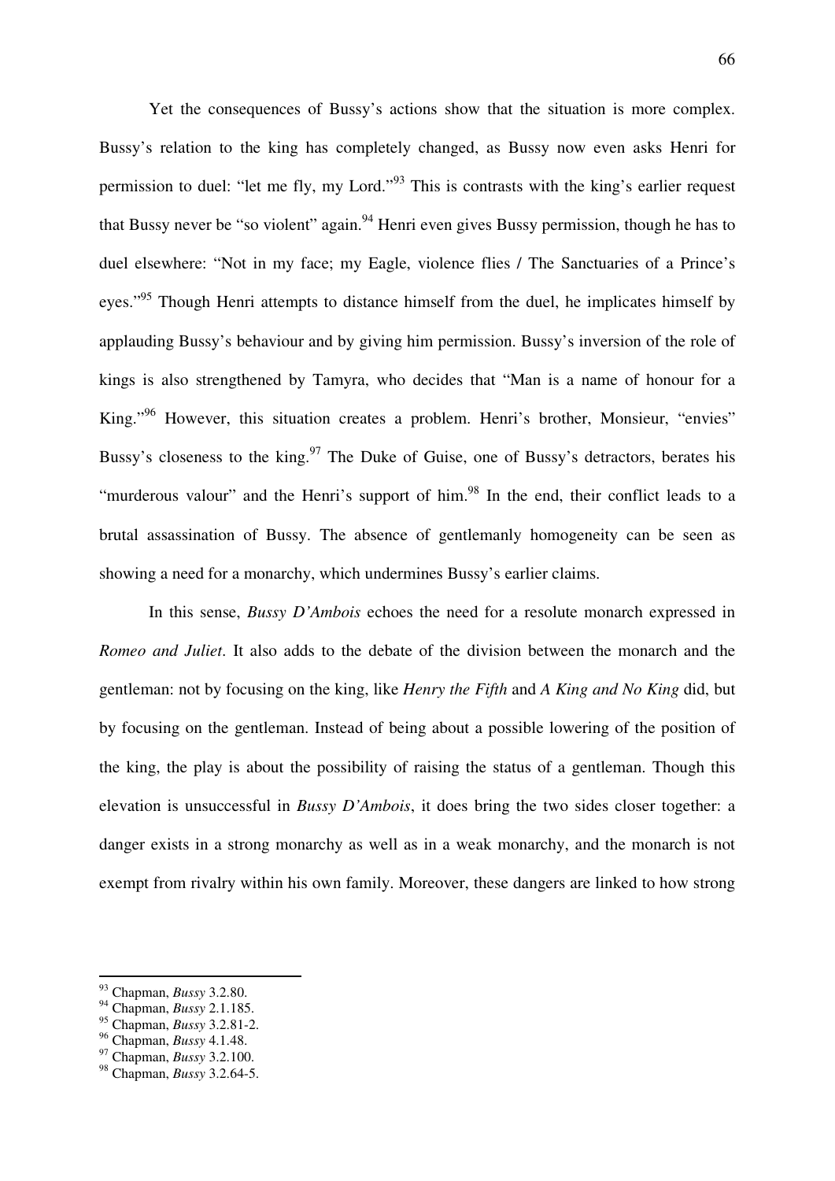Yet the consequences of Bussy's actions show that the situation is more complex. Bussy's relation to the king has completely changed, as Bussy now even asks Henri for permission to duel: "let me fly, my Lord."[93] This is contrasts with the king's earlier request that Bussy never be "so violent" again.[94] Henri even gives Bussy permission, though he has to duel elsewhere: "Not in my face; my Eagle, violence flies / The Sanctuaries of a Prince's eyes."[95] Though Henri attempts to distance himself from the duel, he implicates himself by applauding Bussy's behaviour and by giving him permission. Bussy's inversion of the role of kings is also strengthened by Tamyra, who decides that "Man is a name of honour for a King."[96] However, this situation creates a problem. Henri's brother, Monsieur, "envies" Bussy's closeness to the king.[97] The Duke of Guise, one of Bussy's detractors, berates his "murderous valour" and the Henri's support of him.[98] In the end, their conflict leads to a brutal assassination of Bussy. The absence of gentlemanly homogeneity can be seen as showing a need for a monarchy, which undermines Bussy's earlier claims.

In this sense, *Bussy D'Ambois* echoes the need for a resolute monarch expressed in *Romeo and Juliet*. It also adds to the debate of the division between the monarch and the gentleman: not by focusing on the king, like *Henry the Fifth* and *A King and No King* did, but by focusing on the gentleman. Instead of being about a possible lowering of the position of the king, the play is about the possibility of raising the status of a gentleman. Though this elevation is unsuccessful in *Bussy D'Ambois*, it does bring the two sides closer together: a danger exists in a strong monarchy as well as in a weak monarchy, and the monarch is not exempt from rivalry within his own family. Moreover, these dangers are linked to how strong

---

[93] Chapman, *Bussy* 3.2.80.
[94] Chapman, *Bussy* 2.1.185.
[95] Chapman, *Bussy* 3.2.81-2.
[96] Chapman, *Bussy* 4.1.48.
[97] Chapman, *Bussy* 3.2.100.
[98] Chapman, *Bussy* 3.2.64-5.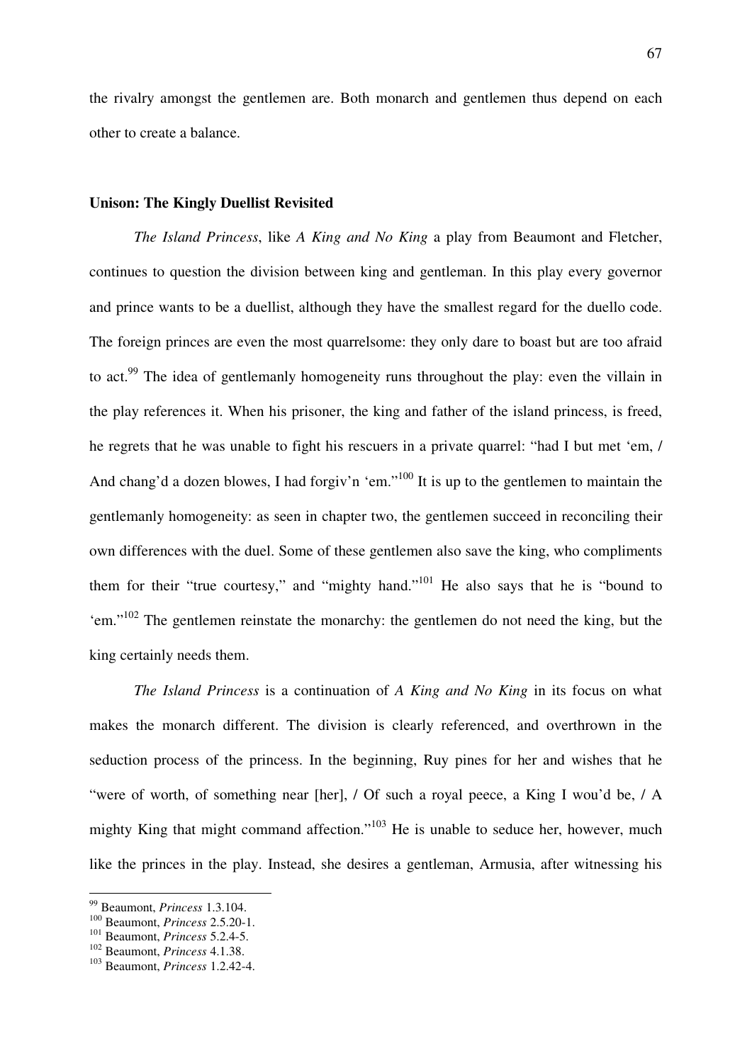the rivalry amongst the gentlemen are. Both monarch and gentlemen thus depend on each other to create a balance.

### Unison: The Kingly Duellist Revisited

*The Island Princess*, like *A King and No King* a play from Beaumont and Fletcher, continues to question the division between king and gentleman. In this play every governor and prince wants to be a duellist, although they have the smallest regard for the duello code. The foreign princes are even the most quarrelsome: they only dare to boast but are too afraid to act.[99] The idea of gentlemanly homogeneity runs throughout the play: even the villain in the play references it. When his prisoner, the king and father of the island princess, is freed, he regrets that he was unable to fight his rescuers in a private quarrel: "had I but met 'em, / And chang'd a dozen blowes, I had forgiv'n 'em."[100] It is up to the gentlemen to maintain the gentlemanly homogeneity: as seen in chapter two, the gentlemen succeed in reconciling their own differences with the duel. Some of these gentlemen also save the king, who compliments them for their "true courtesy," and "mighty hand."[101] He also says that he is "bound to 'em."[102] The gentlemen reinstate the monarchy: the gentlemen do not need the king, but the king certainly needs them.

*The Island Princess* is a continuation of *A King and No King* in its focus on what makes the monarch different. The division is clearly referenced, and overthrown in the seduction process of the princess. In the beginning, Ruy pines for her and wishes that he "were of worth, of something near [her], / Of such a royal peece, a King I wou'd be, / A mighty King that might command affection."[103] He is unable to seduce her, however, much like the princes in the play. Instead, she desires a gentleman, Armusia, after witnessing his

---

[99] Beaumont, *Princess* 1.3.104.

[100] Beaumont, *Princess* 2.5.20-1.

[101] Beaumont, *Princess* 5.2.4-5.

[102] Beaumont, *Princess* 4.1.38.

[103] Beaumont, *Princess* 1.2.42-4.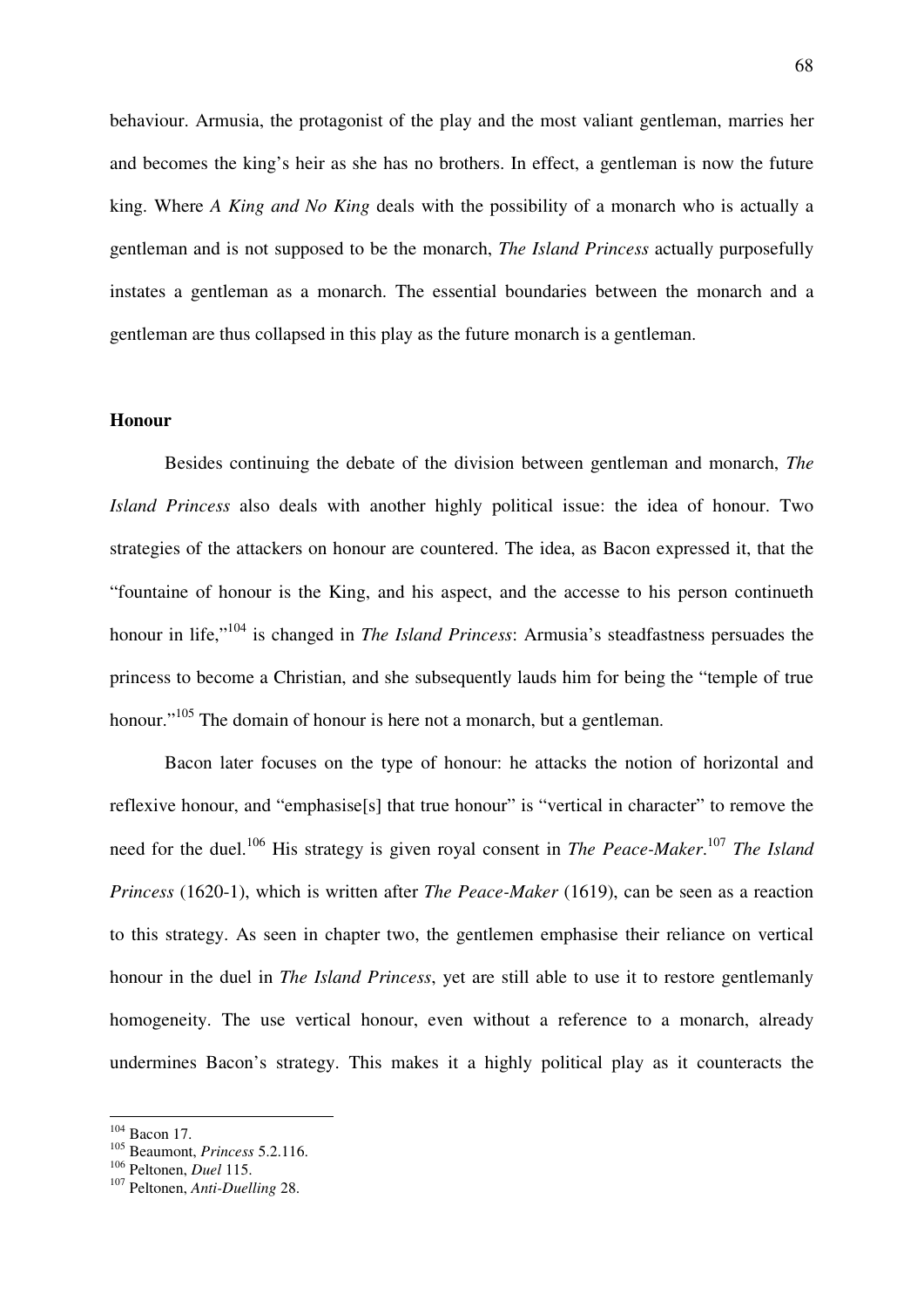behaviour. Armusia, the protagonist of the play and the most valiant gentleman, marries her and becomes the king's heir as she has no brothers. In effect, a gentleman is now the future king. Where *A King and No King* deals with the possibility of a monarch who is actually a gentleman and is not supposed to be the monarch, *The Island Princess* actually purposefully instates a gentleman as a monarch. The essential boundaries between the monarch and a gentleman are thus collapsed in this play as the future monarch is a gentleman.

**Honour**

Besides continuing the debate of the division between gentleman and monarch, *The Island Princess* also deals with another highly political issue: the idea of honour. Two strategies of the attackers on honour are countered. The idea, as Bacon expressed it, that the "fountaine of honour is the King, and his aspect, and the accesse to his person continueth honour in life,"[104] is changed in *The Island Princess*: Armusia's steadfastness persuades the princess to become a Christian, and she subsequently lauds him for being the "temple of true honour."[105] The domain of honour is here not a monarch, but a gentleman.

Bacon later focuses on the type of honour: he attacks the notion of horizontal and reflexive honour, and "emphasise[s] that true honour" is "vertical in character" to remove the need for the duel.[106] His strategy is given royal consent in *The Peace-Maker*.[107] *The Island Princess* (1620-1), which is written after *The Peace-Maker* (1619), can be seen as a reaction to this strategy. As seen in chapter two, the gentlemen emphasise their reliance on vertical honour in the duel in *The Island Princess*, yet are still able to use it to restore gentlemanly homogeneity. The use vertical honour, even without a reference to a monarch, already undermines Bacon's strategy. This makes it a highly political play as it counteracts the

---

[104] Bacon 17.
[105] Beaumont, *Princess* 5.2.116.
[106] Peltonen, *Duel* 115.
[107] Peltonen, *Anti-Duelling* 28.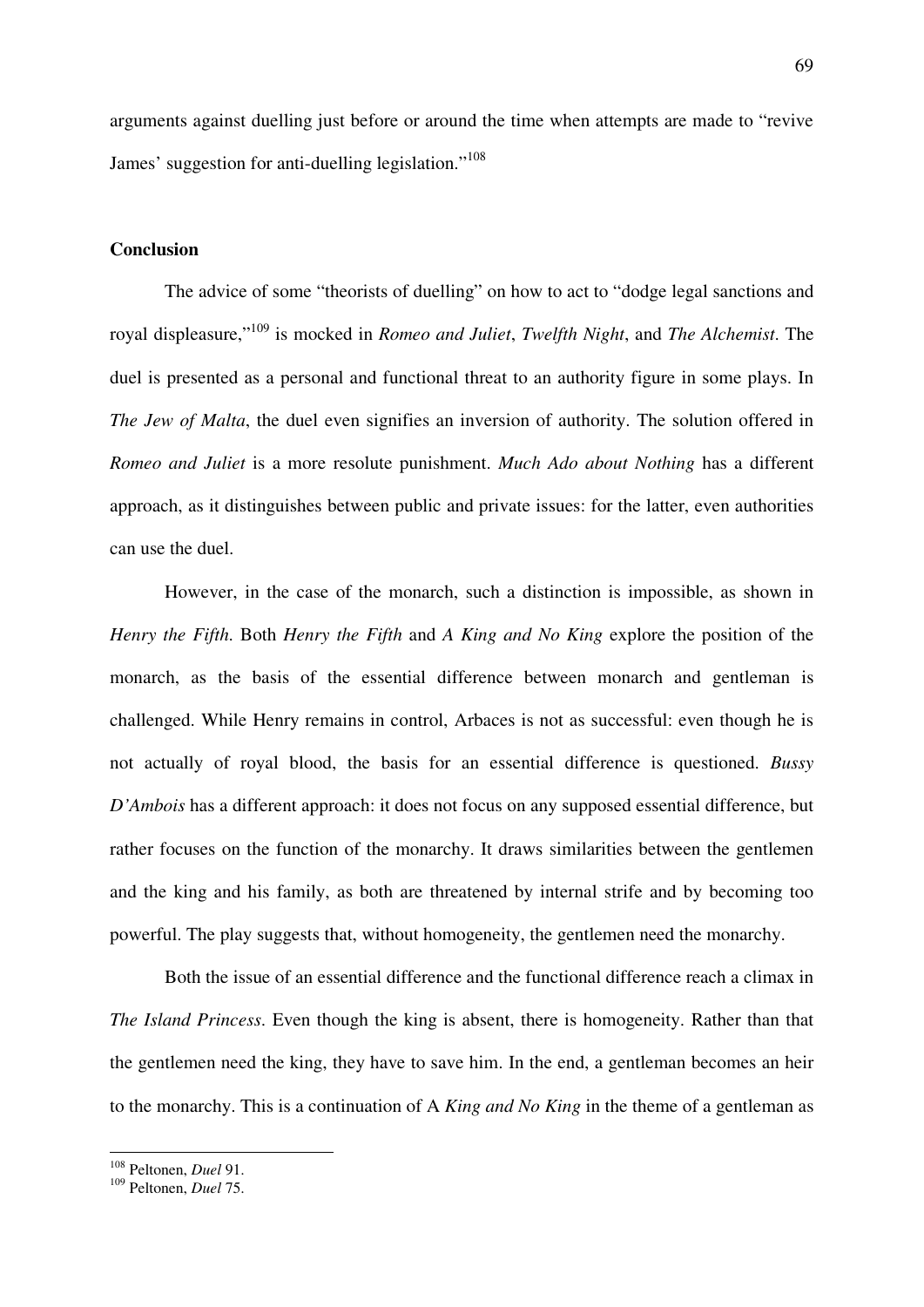arguments against duelling just before or around the time when attempts are made to "revive James' suggestion for anti-duelling legislation."[108]

**Conclusion**

The advice of some "theorists of duelling" on how to act to "dodge legal sanctions and royal displeasure,"[109] is mocked in *Romeo and Juliet*, *Twelfth Night*, and *The Alchemist*. The duel is presented as a personal and functional threat to an authority figure in some plays. In *The Jew of Malta*, the duel even signifies an inversion of authority. The solution offered in *Romeo and Juliet* is a more resolute punishment. *Much Ado about Nothing* has a different approach, as it distinguishes between public and private issues: for the latter, even authorities can use the duel.

However, in the case of the monarch, such a distinction is impossible, as shown in *Henry the Fifth*. Both *Henry the Fifth* and *A King and No King* explore the position of the monarch, as the basis of the essential difference between monarch and gentleman is challenged. While Henry remains in control, Arbaces is not as successful: even though he is not actually of royal blood, the basis for an essential difference is questioned. *Bussy D'Ambois* has a different approach: it does not focus on any supposed essential difference, but rather focuses on the function of the monarchy. It draws similarities between the gentlemen and the king and his family, as both are threatened by internal strife and by becoming too powerful. The play suggests that, without homogeneity, the gentlemen need the monarchy.

Both the issue of an essential difference and the functional difference reach a climax in *The Island Princess*. Even though the king is absent, there is homogeneity. Rather than that the gentlemen need the king, they have to save him. In the end, a gentleman becomes an heir to the monarchy. This is a continuation of A *King and No King* in the theme of a gentleman as

---

[108] Peltonen, *Duel* 91.

[109] Peltonen, *Duel* 75.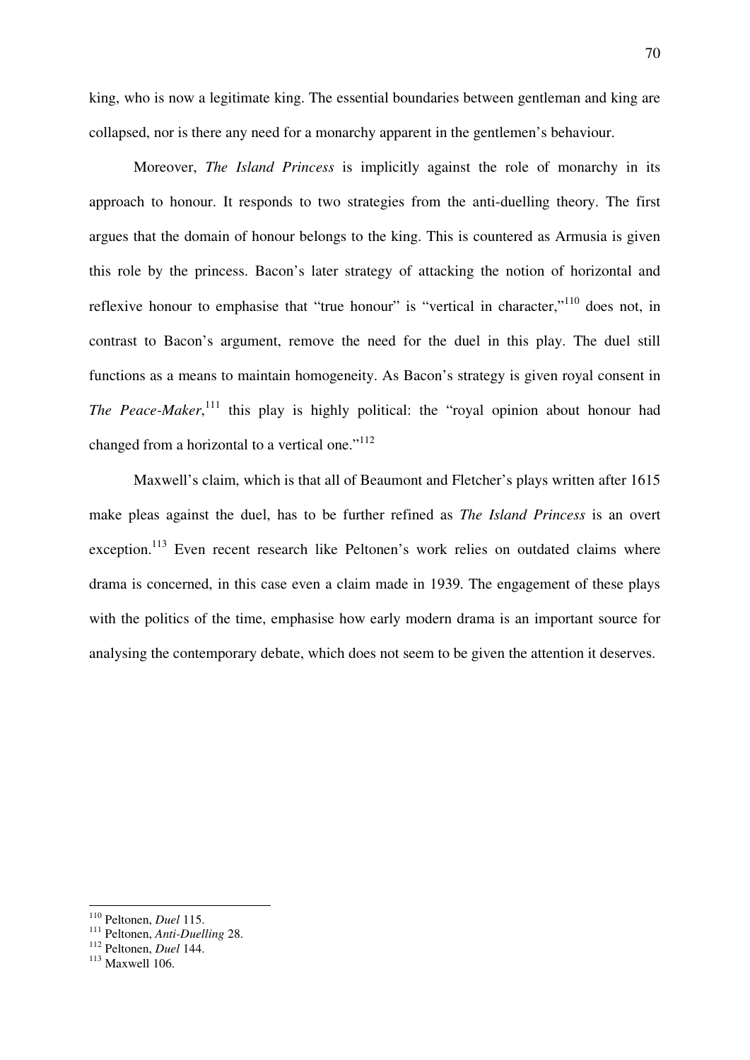king, who is now a legitimate king. The essential boundaries between gentleman and king are collapsed, nor is there any need for a monarchy apparent in the gentlemen's behaviour.

Moreover, *The Island Princess* is implicitly against the role of monarchy in its approach to honour. It responds to two strategies from the anti-duelling theory. The first argues that the domain of honour belongs to the king. This is countered as Armusia is given this role by the princess. Bacon's later strategy of attacking the notion of horizontal and reflexive honour to emphasise that "true honour" is "vertical in character,"[110] does not, in contrast to Bacon's argument, remove the need for the duel in this play. The duel still functions as a means to maintain homogeneity. As Bacon's strategy is given royal consent in *The Peace-Maker*,[111] this play is highly political: the "royal opinion about honour had changed from a horizontal to a vertical one."[112]

Maxwell's claim, which is that all of Beaumont and Fletcher's plays written after 1615 make pleas against the duel, has to be further refined as *The Island Princess* is an overt exception.[113] Even recent research like Peltonen's work relies on outdated claims where drama is concerned, in this case even a claim made in 1939. The engagement of these plays with the politics of the time, emphasise how early modern drama is an important source for analysing the contemporary debate, which does not seem to be given the attention it deserves.

---

[110] Peltonen, *Duel* 115.
[111] Peltonen, *Anti-Duelling* 28.
[112] Peltonen, *Duel* 144.
[113] Maxwell 106.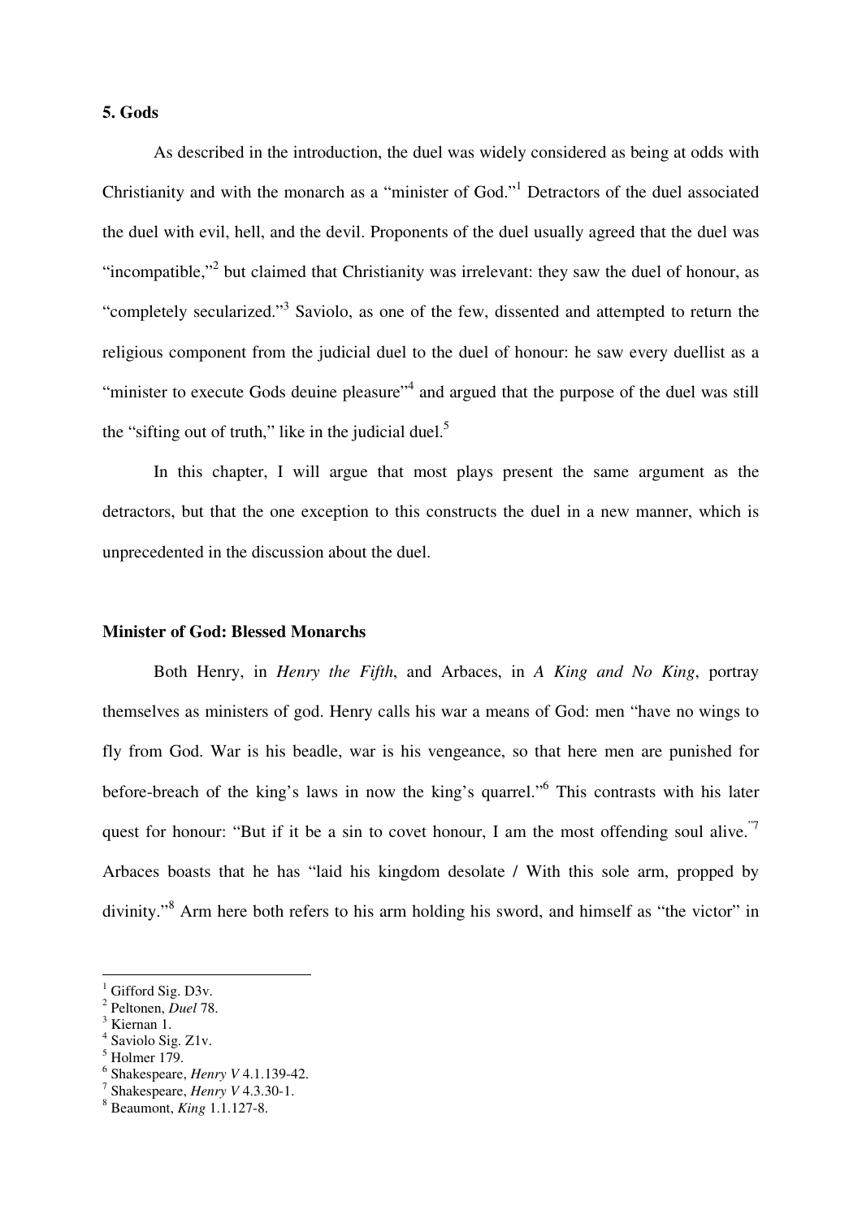## 5. Gods

As described in the introduction, the duel was widely considered as being at odds with Christianity and with the monarch as a "minister of God."[1] Detractors of the duel associated the duel with evil, hell, and the devil. Proponents of the duel usually agreed that the duel was "incompatible,"[2] but claimed that Christianity was irrelevant: they saw the duel of honour, as "completely secularized."[3] Saviolo, as one of the few, dissented and attempted to return the religious component from the judicial duel to the duel of honour: he saw every duellist as a "minister to execute Gods deuine pleasure"[4] and argued that the purpose of the duel was still the "sifting out of truth," like in the judicial duel.[5]

In this chapter, I will argue that most plays present the same argument as the detractors, but that the one exception to this constructs the duel in a new manner, which is unprecedented in the discussion about the duel.

### Minister of God: Blessed Monarchs

Both Henry, in *Henry the Fifth*, and Arbaces, in *A King and No King*, portray themselves as ministers of god. Henry calls his war a means of God: men "have no wings to fly from God. War is his beadle, war is his vengeance, so that here men are punished for before-breach of the king's laws in now the king's quarrel."[6] This contrasts with his later quest for honour: "But if it be a sin to covet honour, I am the most offending soul alive."[7] Arbaces boasts that he has "laid his kingdom desolate / With this sole arm, propped by divinity."[8] Arm here both refers to his arm holding his sword, and himself as "the victor" in

---

[1] Gifford Sig. D3v.
[2] Peltonen, *Duel* 78.
[3] Kiernan 1.
[4] Saviolo Sig. Z1v.
[5] Holmer 179.
[6] Shakespeare, *Henry V* 4.1.139-42.
[7] Shakespeare, *Henry V* 4.3.30-1.
[8] Beaumont, *King* 1.1.127-8.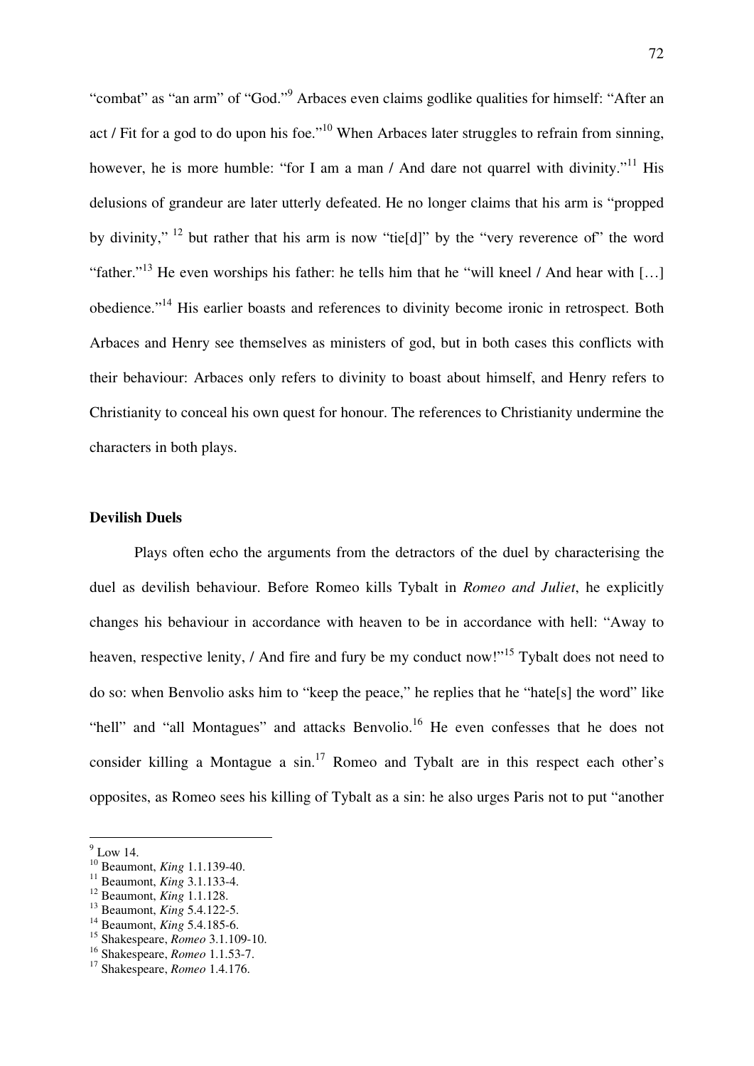"combat" as "an arm" of "God."[9] Arbaces even claims godlike qualities for himself: "After an act / Fit for a god to do upon his foe."[10] When Arbaces later struggles to refrain from sinning, however, he is more humble: "for I am a man / And dare not quarrel with divinity."[11] His delusions of grandeur are later utterly defeated. He no longer claims that his arm is "propped by divinity," [12] but rather that his arm is now "tie[d]" by the "very reverence of" the word "father."[13] He even worships his father: he tells him that he "will kneel / And hear with […] obedience."[14] His earlier boasts and references to divinity become ironic in retrospect. Both Arbaces and Henry see themselves as ministers of god, but in both cases this conflicts with their behaviour: Arbaces only refers to divinity to boast about himself, and Henry refers to Christianity to conceal his own quest for honour. The references to Christianity undermine the characters in both plays.

**Devilish Duels**

Plays often echo the arguments from the detractors of the duel by characterising the duel as devilish behaviour. Before Romeo kills Tybalt in *Romeo and Juliet*, he explicitly changes his behaviour in accordance with heaven to be in accordance with hell: "Away to heaven, respective lenity, / And fire and fury be my conduct now!"[15] Tybalt does not need to do so: when Benvolio asks him to "keep the peace," he replies that he "hate[s] the word" like "hell" and "all Montagues" and attacks Benvolio.[16] He even confesses that he does not consider killing a Montague a sin.[17] Romeo and Tybalt are in this respect each other's opposites, as Romeo sees his killing of Tybalt as a sin: he also urges Paris not to put "another

---

[9] Low 14.

[10] Beaumont, *King* 1.1.139-40.

[11] Beaumont, *King* 3.1.133-4.

[12] Beaumont, *King* 1.1.128.

[13] Beaumont, *King* 5.4.122-5.

[14] Beaumont, *King* 5.4.185-6.

[15] Shakespeare, *Romeo* 3.1.109-10.

[16] Shakespeare, *Romeo* 1.1.53-7.

[17] Shakespeare, *Romeo* 1.4.176.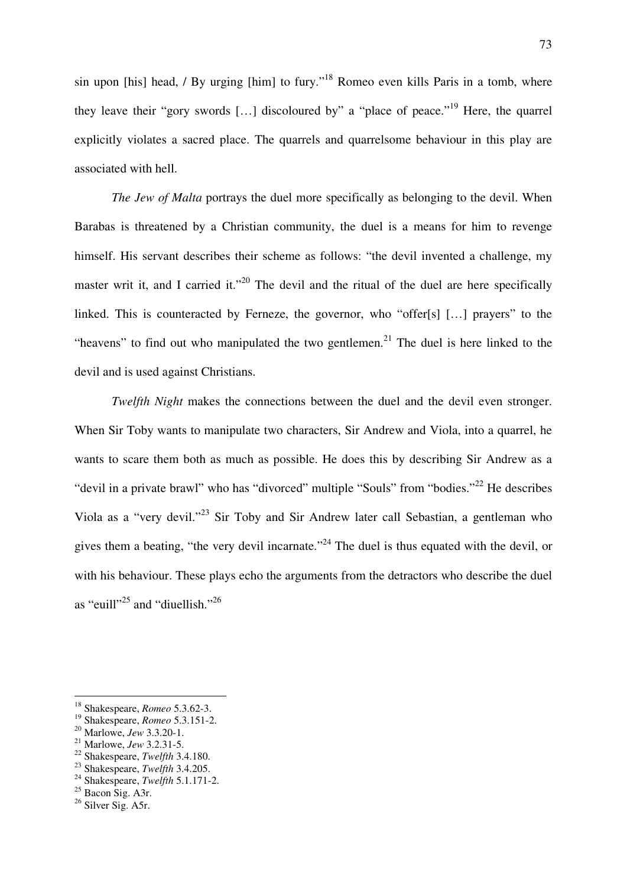sin upon [his] head, / By urging [him] to fury."[18] Romeo even kills Paris in a tomb, where they leave their "gory swords […] discoloured by" a "place of peace."[19] Here, the quarrel explicitly violates a sacred place. The quarrels and quarrelsome behaviour in this play are associated with hell.

*The Jew of Malta* portrays the duel more specifically as belonging to the devil. When Barabas is threatened by a Christian community, the duel is a means for him to revenge himself. His servant describes their scheme as follows: "the devil invented a challenge, my master writ it, and I carried it."[20] The devil and the ritual of the duel are here specifically linked. This is counteracted by Ferneze, the governor, who "offer[s] […] prayers" to the "heavens" to find out who manipulated the two gentlemen.[21] The duel is here linked to the devil and is used against Christians.

*Twelfth Night* makes the connections between the duel and the devil even stronger. When Sir Toby wants to manipulate two characters, Sir Andrew and Viola, into a quarrel, he wants to scare them both as much as possible. He does this by describing Sir Andrew as a "devil in a private brawl" who has "divorced" multiple "Souls" from "bodies."[22] He describes Viola as a "very devil."[23] Sir Toby and Sir Andrew later call Sebastian, a gentleman who gives them a beating, "the very devil incarnate."[24] The duel is thus equated with the devil, or with his behaviour. These plays echo the arguments from the detractors who describe the duel as "euill"[25] and "diuellish."[26]

---

[18] Shakespeare, *Romeo* 5.3.62-3.
[19] Shakespeare, *Romeo* 5.3.151-2.
[20] Marlowe, *Jew* 3.3.20-1.
[21] Marlowe, *Jew* 3.2.31-5.
[22] Shakespeare, *Twelfth* 3.4.180.
[23] Shakespeare, *Twelfth* 3.4.205.
[24] Shakespeare, *Twelfth* 5.1.171-2.
[25] Bacon Sig. A3r.
[26] Silver Sig. A5r.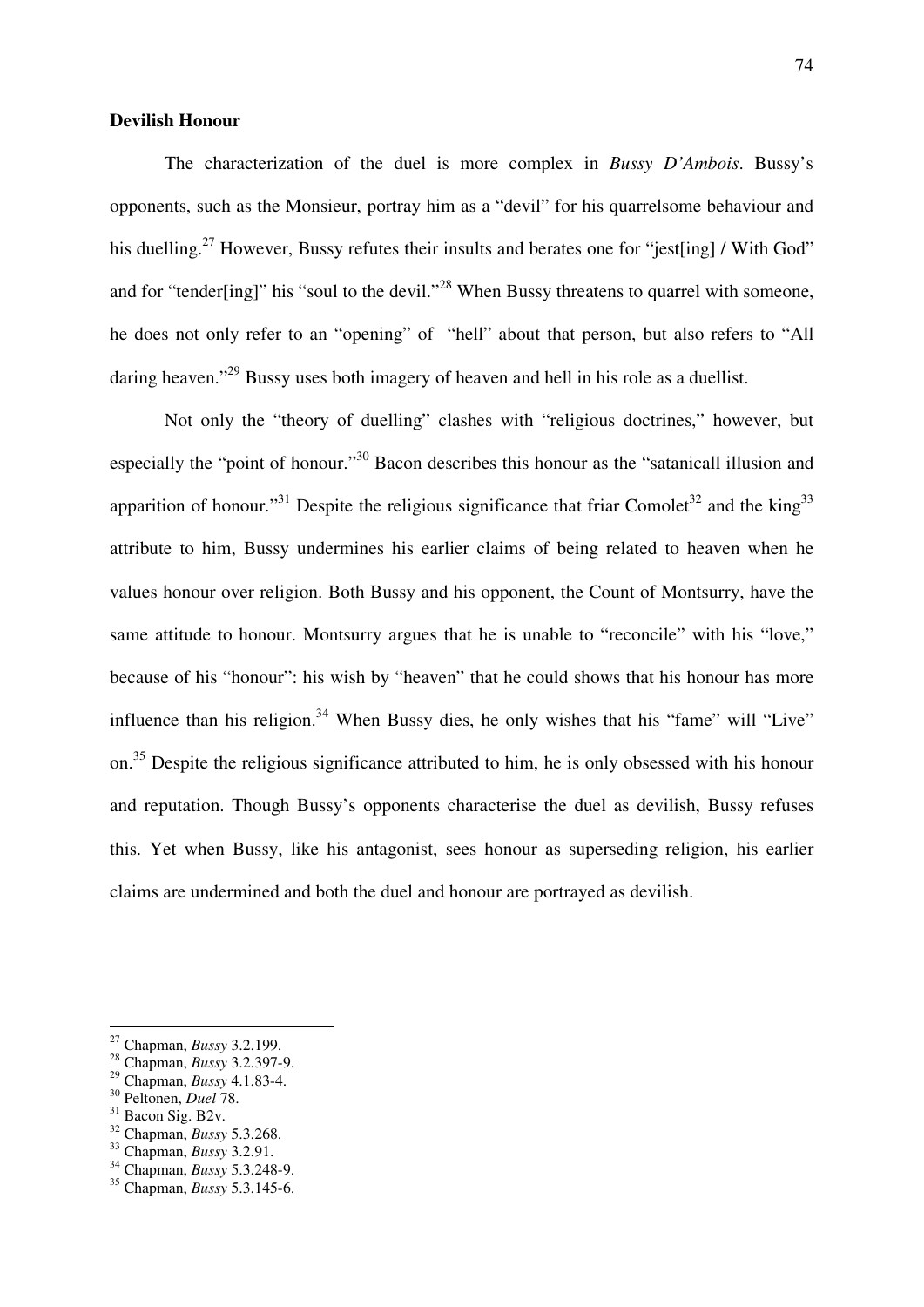**Devilish Honour**

The characterization of the duel is more complex in *Bussy D'Ambois*. Bussy's opponents, such as the Monsieur, portray him as a "devil" for his quarrelsome behaviour and his duelling.[27] However, Bussy refutes their insults and berates one for "jest[ing] / With God" and for "tender[ing]" his "soul to the devil."[28] When Bussy threatens to quarrel with someone, he does not only refer to an "opening" of "hell" about that person, but also refers to "All daring heaven."[29] Bussy uses both imagery of heaven and hell in his role as a duellist.

Not only the "theory of duelling" clashes with "religious doctrines," however, but especially the "point of honour."[30] Bacon describes this honour as the "satanicall illusion and apparition of honour."[31] Despite the religious significance that friar Comolet[32] and the king[33] attribute to him, Bussy undermines his earlier claims of being related to heaven when he values honour over religion. Both Bussy and his opponent, the Count of Montsurry, have the same attitude to honour. Montsurry argues that he is unable to "reconcile" with his "love," because of his "honour": his wish by "heaven" that he could shows that his honour has more influence than his religion.[34] When Bussy dies, he only wishes that his "fame" will "Live" on.[35] Despite the religious significance attributed to him, he is only obsessed with his honour and reputation. Though Bussy's opponents characterise the duel as devilish, Bussy refuses this. Yet when Bussy, like his antagonist, sees honour as superseding religion, his earlier claims are undermined and both the duel and honour are portrayed as devilish.

---

[27] Chapman, *Bussy* 3.2.199.
[28] Chapman, *Bussy* 3.2.397-9.
[29] Chapman, *Bussy* 4.1.83-4.
[30] Peltonen, *Duel* 78.
[31] Bacon Sig. B2v.
[32] Chapman, *Bussy* 5.3.268.
[33] Chapman, *Bussy* 3.2.91.
[34] Chapman, *Bussy* 5.3.248-9.
[35] Chapman, *Bussy* 5.3.145-6.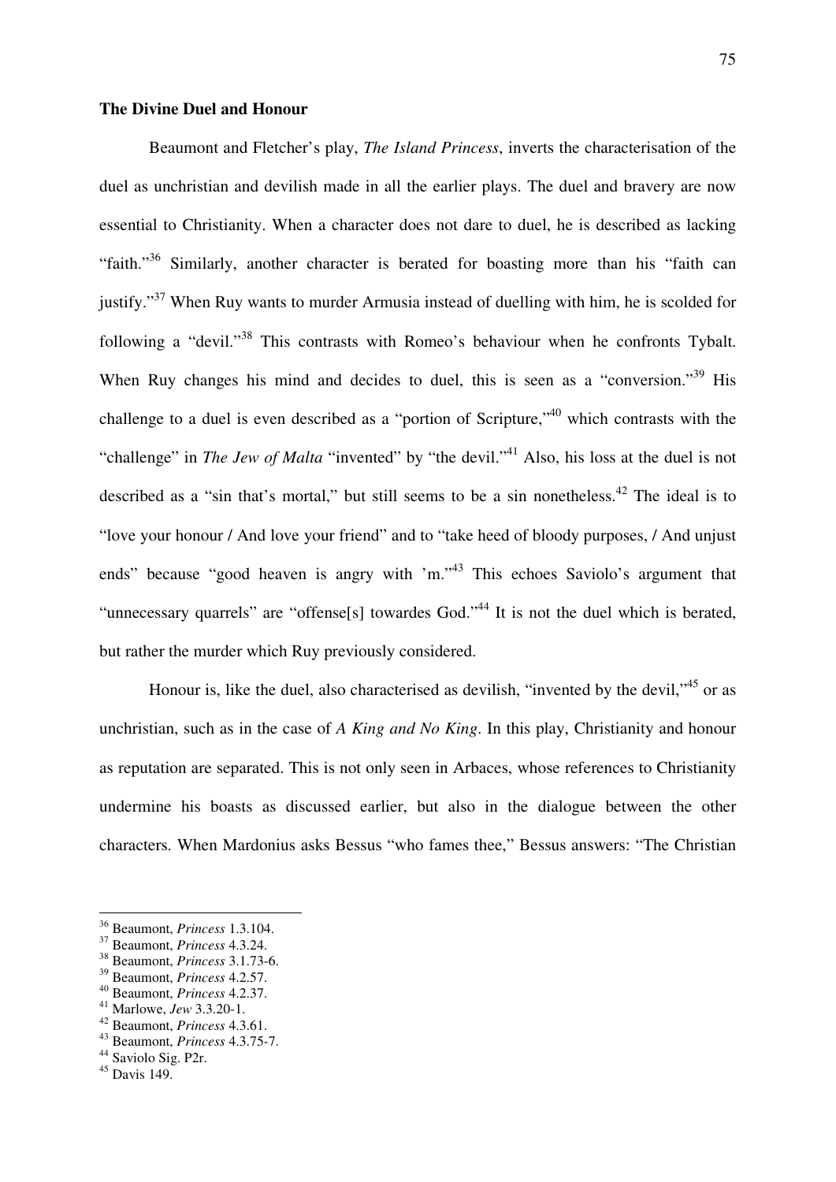**The Divine Duel and Honour**

Beaumont and Fletcher's play, *The Island Princess*, inverts the characterisation of the duel as unchristian and devilish made in all the earlier plays. The duel and bravery are now essential to Christianity. When a character does not dare to duel, he is described as lacking "faith."[36] Similarly, another character is berated for boasting more than his "faith can justify."[37] When Ruy wants to murder Armusia instead of duelling with him, he is scolded for following a "devil."[38] This contrasts with Romeo's behaviour when he confronts Tybalt. When Ruy changes his mind and decides to duel, this is seen as a "conversion."[39] His challenge to a duel is even described as a "portion of Scripture,"[40] which contrasts with the "challenge" in *The Jew of Malta* "invented" by "the devil."[41] Also, his loss at the duel is not described as a "sin that's mortal," but still seems to be a sin nonetheless.[42] The ideal is to "love your honour / And love your friend" and to "take heed of bloody purposes, / And unjust ends" because "good heaven is angry with 'm."[43] This echoes Saviolo's argument that "unnecessary quarrels" are "offense[s] towardes God."[44] It is not the duel which is berated, but rather the murder which Ruy previously considered.

Honour is, like the duel, also characterised as devilish, "invented by the devil,"[45] or as unchristian, such as in the case of *A King and No King*. In this play, Christianity and honour as reputation are separated. This is not only seen in Arbaces, whose references to Christianity undermine his boasts as discussed earlier, but also in the dialogue between the other characters. When Mardonius asks Bessus "who fames thee," Bessus answers: "The Christian

---

[36] Beaumont, *Princess* 1.3.104.
[37] Beaumont, *Princess* 4.3.24.
[38] Beaumont, *Princess* 3.1.73-6.
[39] Beaumont, *Princess* 4.2.57.
[40] Beaumont, *Princess* 4.2.37.
[41] Marlowe, *Jew* 3.3.20-1.
[42] Beaumont, *Princess* 4.3.61.
[43] Beaumont, *Princess* 4.3.75-7.
[44] Saviolo Sig. P2r.
[45] Davis 149.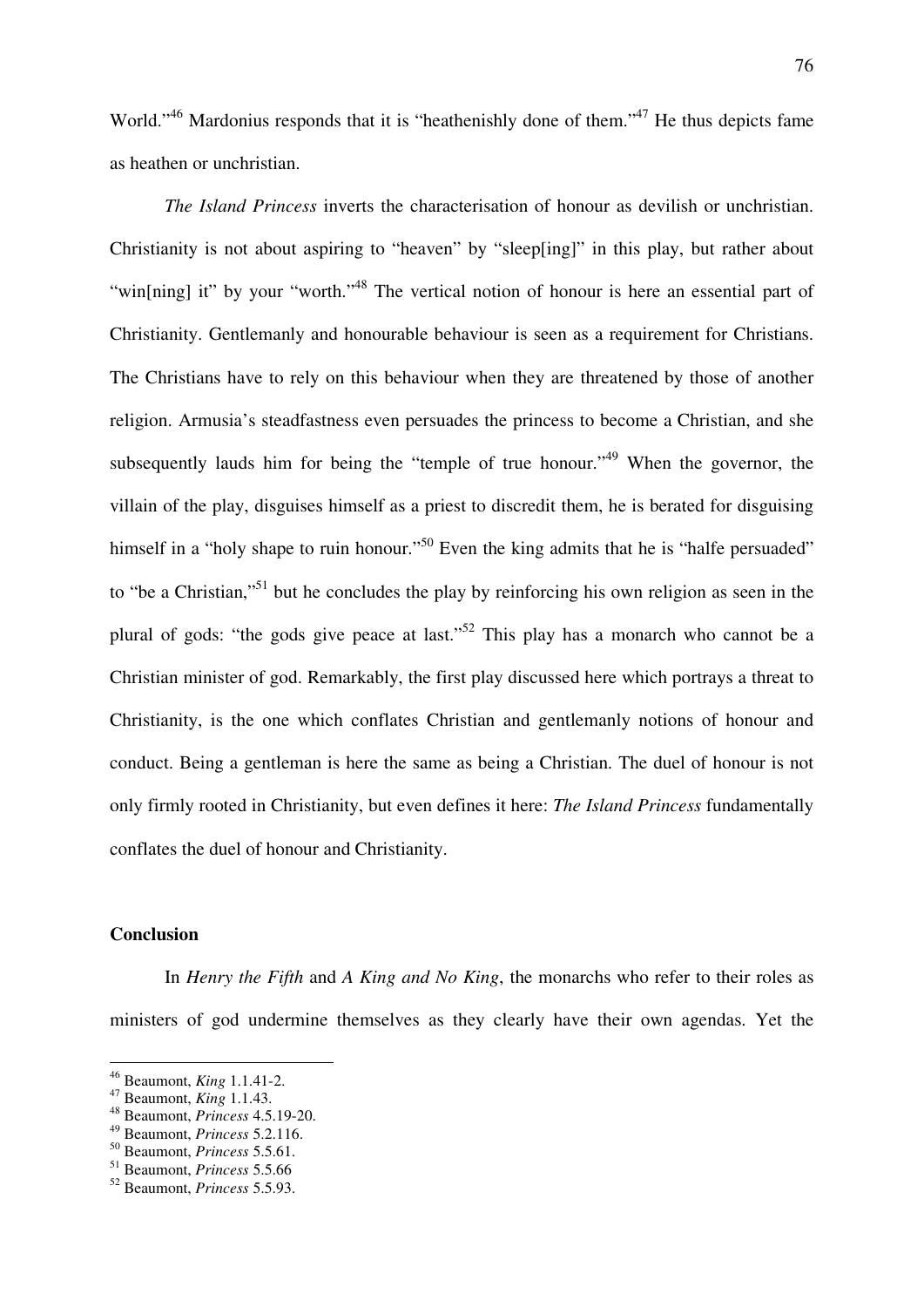World."[46] Mardonius responds that it is "heathenishly done of them."[47] He thus depicts fame as heathen or unchristian.

*The Island Princess* inverts the characterisation of honour as devilish or unchristian. Christianity is not about aspiring to "heaven" by "sleep[ing]" in this play, but rather about "win[ning] it" by your "worth."[48] The vertical notion of honour is here an essential part of Christianity. Gentlemanly and honourable behaviour is seen as a requirement for Christians. The Christians have to rely on this behaviour when they are threatened by those of another religion. Armusia's steadfastness even persuades the princess to become a Christian, and she subsequently lauds him for being the "temple of true honour."[49] When the governor, the villain of the play, disguises himself as a priest to discredit them, he is berated for disguising himself in a "holy shape to ruin honour."[50] Even the king admits that he is "halfe persuaded" to "be a Christian,"[51] but he concludes the play by reinforcing his own religion as seen in the plural of gods: "the gods give peace at last."[52] This play has a monarch who cannot be a Christian minister of god. Remarkably, the first play discussed here which portrays a threat to Christianity, is the one which conflates Christian and gentlemanly notions of honour and conduct. Being a gentleman is here the same as being a Christian. The duel of honour is not only firmly rooted in Christianity, but even defines it here: *The Island Princess* fundamentally conflates the duel of honour and Christianity.

**Conclusion**

In *Henry the Fifth* and *A King and No King*, the monarchs who refer to their roles as ministers of god undermine themselves as they clearly have their own agendas. Yet the

---

[46] Beaumont, *King* 1.1.41-2.
[47] Beaumont, *King* 1.1.43.
[48] Beaumont, *Princess* 4.5.19-20.
[49] Beaumont, *Princess* 5.2.116.
[50] Beaumont, *Princess* 5.5.61.
[51] Beaumont, *Princess* 5.5.66
[52] Beaumont, *Princess* 5.5.93.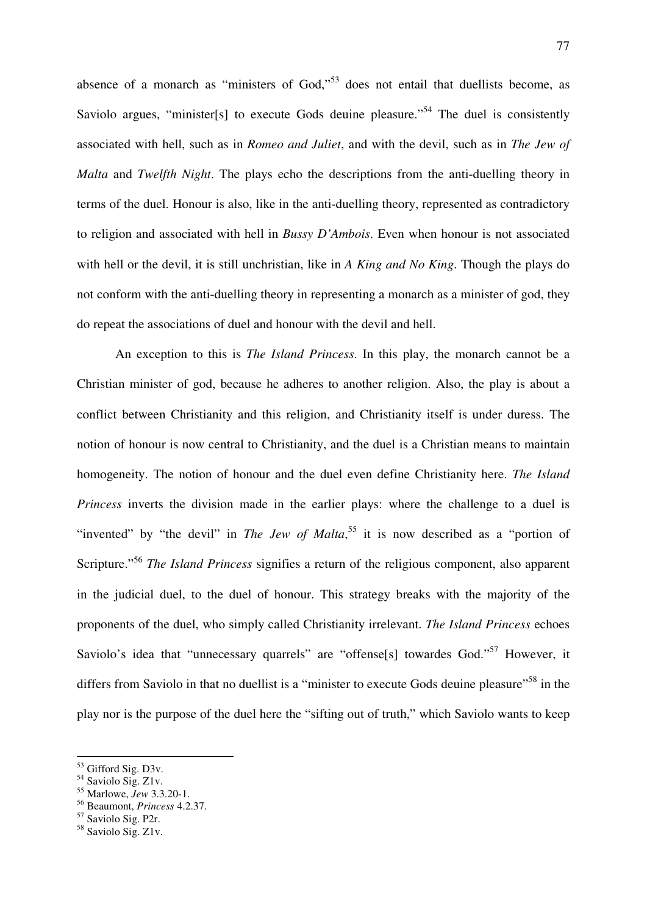absence of a monarch as "ministers of God,"[53] does not entail that duellists become, as Saviolo argues, "minister[s] to execute Gods deuine pleasure."[54] The duel is consistently associated with hell, such as in *Romeo and Juliet*, and with the devil, such as in *The Jew of Malta* and *Twelfth Night*. The plays echo the descriptions from the anti-duelling theory in terms of the duel. Honour is also, like in the anti-duelling theory, represented as contradictory to religion and associated with hell in *Bussy D'Ambois*. Even when honour is not associated with hell or the devil, it is still unchristian, like in *A King and No King*. Though the plays do not conform with the anti-duelling theory in representing a monarch as a minister of god, they do repeat the associations of duel and honour with the devil and hell.

An exception to this is *The Island Princess*. In this play, the monarch cannot be a Christian minister of god, because he adheres to another religion. Also, the play is about a conflict between Christianity and this religion, and Christianity itself is under duress. The notion of honour is now central to Christianity, and the duel is a Christian means to maintain homogeneity. The notion of honour and the duel even define Christianity here. *The Island Princess* inverts the division made in the earlier plays: where the challenge to a duel is "invented" by "the devil" in *The Jew of Malta*,[55] it is now described as a "portion of Scripture."[56] *The Island Princess* signifies a return of the religious component, also apparent in the judicial duel, to the duel of honour. This strategy breaks with the majority of the proponents of the duel, who simply called Christianity irrelevant. *The Island Princess* echoes Saviolo's idea that "unnecessary quarrels" are "offense[s] towardes God."[57] However, it differs from Saviolo in that no duellist is a "minister to execute Gods deuine pleasure"[58] in the play nor is the purpose of the duel here the "sifting out of truth," which Saviolo wants to keep

---

[53] Gifford Sig. D3v.
[54] Saviolo Sig. Z1v.
[55] Marlowe, *Jew* 3.3.20-1.
[56] Beaumont, *Princess* 4.2.37.
[57] Saviolo Sig. P2r.
[58] Saviolo Sig. Z1v.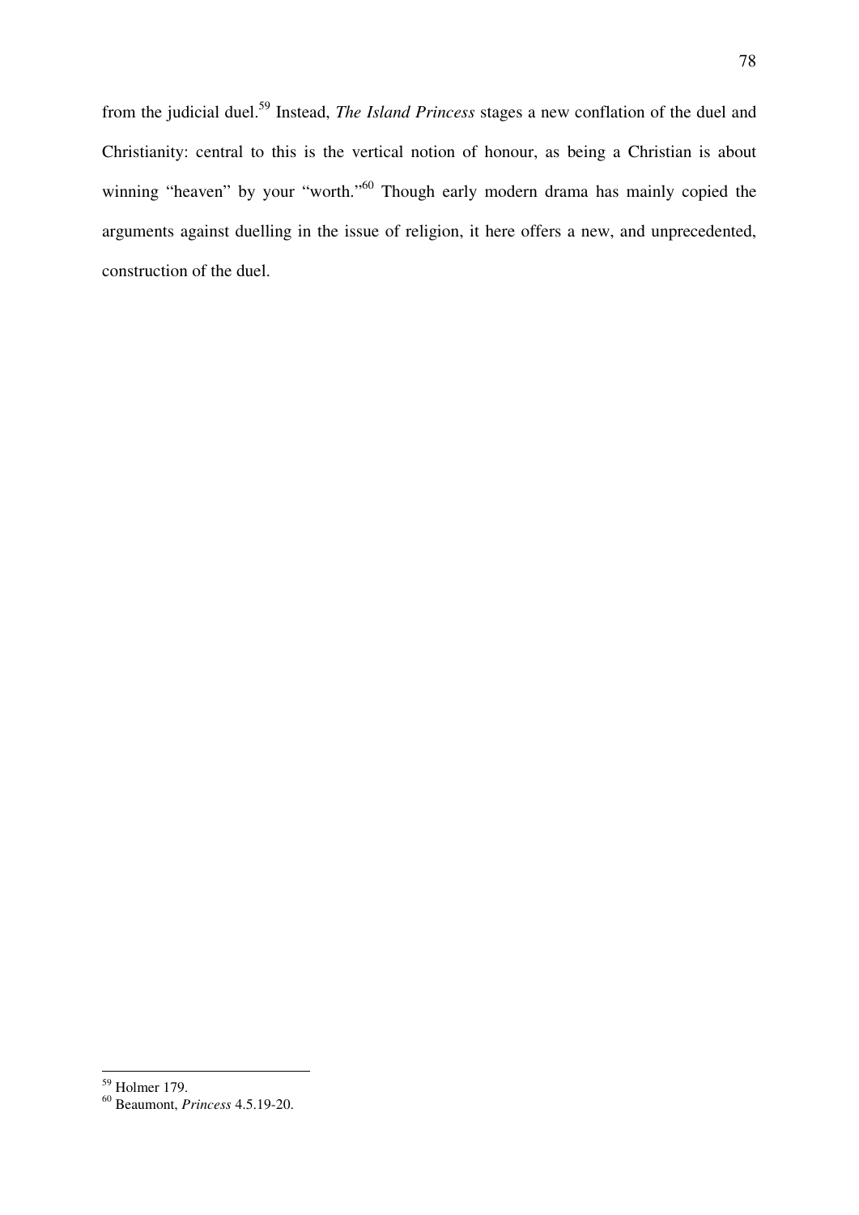from the judicial duel.[59] Instead, *The Island Princess* stages a new conflation of the duel and Christianity: central to this is the vertical notion of honour, as being a Christian is about winning "heaven" by your "worth."[60] Though early modern drama has mainly copied the arguments against duelling in the issue of religion, it here offers a new, and unprecedented, construction of the duel.

---

[59] Holmer 179.

[60] Beaumont, *Princess* 4.5.19-20.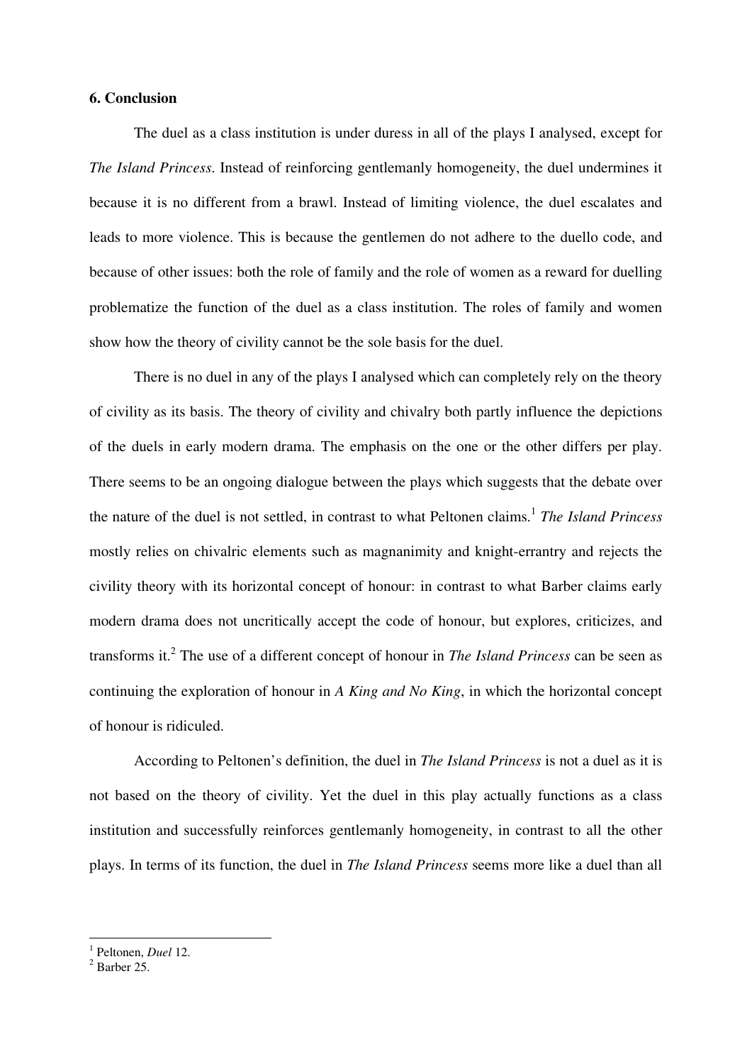**6. Conclusion**

The duel as a class institution is under duress in all of the plays I analysed, except for *The Island Princess*. Instead of reinforcing gentlemanly homogeneity, the duel undermines it because it is no different from a brawl. Instead of limiting violence, the duel escalates and leads to more violence. This is because the gentlemen do not adhere to the duello code, and because of other issues: both the role of family and the role of women as a reward for duelling problematize the function of the duel as a class institution. The roles of family and women show how the theory of civility cannot be the sole basis for the duel.

There is no duel in any of the plays I analysed which can completely rely on the theory of civility as its basis. The theory of civility and chivalry both partly influence the depictions of the duels in early modern drama. The emphasis on the one or the other differs per play. There seems to be an ongoing dialogue between the plays which suggests that the debate over the nature of the duel is not settled, in contrast to what Peltonen claims.[1] *The Island Princess* mostly relies on chivalric elements such as magnanimity and knight-errantry and rejects the civility theory with its horizontal concept of honour: in contrast to what Barber claims early modern drama does not uncritically accept the code of honour, but explores, criticizes, and transforms it.[2] The use of a different concept of honour in *The Island Princess* can be seen as continuing the exploration of honour in *A King and No King*, in which the horizontal concept of honour is ridiculed.

According to Peltonen's definition, the duel in *The Island Princess* is not a duel as it is not based on the theory of civility. Yet the duel in this play actually functions as a class institution and successfully reinforces gentlemanly homogeneity, in contrast to all the other plays. In terms of its function, the duel in *The Island Princess* seems more like a duel than all

---

[1] Peltonen, *Duel* 12.

[2] Barber 25.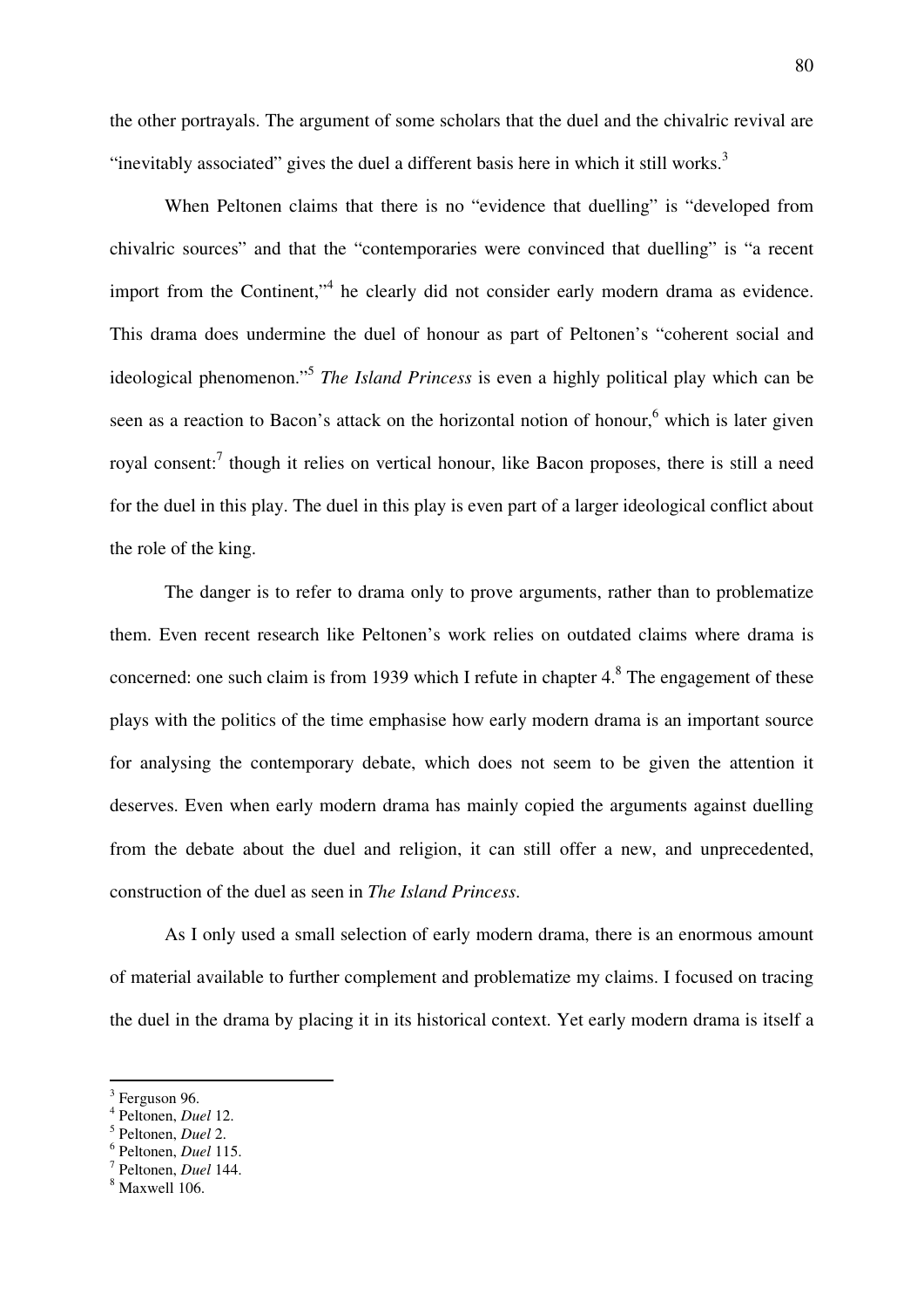the other portrayals. The argument of some scholars that the duel and the chivalric revival are "inevitably associated" gives the duel a different basis here in which it still works.[3]

When Peltonen claims that there is no "evidence that duelling" is "developed from chivalric sources" and that the "contemporaries were convinced that duelling" is "a recent import from the Continent,"[4] he clearly did not consider early modern drama as evidence. This drama does undermine the duel of honour as part of Peltonen's "coherent social and ideological phenomenon."[5] *The Island Princess* is even a highly political play which can be seen as a reaction to Bacon's attack on the horizontal notion of honour,[6] which is later given royal consent:[7] though it relies on vertical honour, like Bacon proposes, there is still a need for the duel in this play. The duel in this play is even part of a larger ideological conflict about the role of the king.

The danger is to refer to drama only to prove arguments, rather than to problematize them. Even recent research like Peltonen's work relies on outdated claims where drama is concerned: one such claim is from 1939 which I refute in chapter 4.[8] The engagement of these plays with the politics of the time emphasise how early modern drama is an important source for analysing the contemporary debate, which does not seem to be given the attention it deserves. Even when early modern drama has mainly copied the arguments against duelling from the debate about the duel and religion, it can still offer a new, and unprecedented, construction of the duel as seen in *The Island Princess*.

As I only used a small selection of early modern drama, there is an enormous amount of material available to further complement and problematize my claims. I focused on tracing the duel in the drama by placing it in its historical context. Yet early modern drama is itself a

---

[3] Ferguson 96.
[4] Peltonen, *Duel* 12.
[5] Peltonen, *Duel* 2.
[6] Peltonen, *Duel* 115.
[7] Peltonen, *Duel* 144.
[8] Maxwell 106.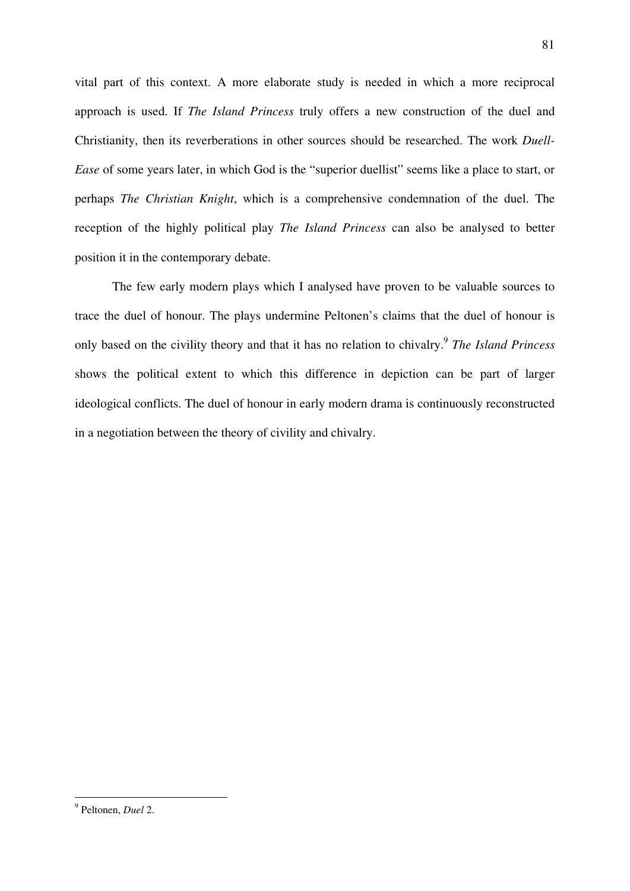vital part of this context. A more elaborate study is needed in which a more reciprocal approach is used. If *The Island Princess* truly offers a new construction of the duel and Christianity, then its reverberations in other sources should be researched. The work *Duell-Ease* of some years later, in which God is the "superior duellist" seems like a place to start, or perhaps *The Christian Knight*, which is a comprehensive condemnation of the duel. The reception of the highly political play *The Island Princess* can also be analysed to better position it in the contemporary debate.

The few early modern plays which I analysed have proven to be valuable sources to trace the duel of honour. The plays undermine Peltonen's claims that the duel of honour is only based on the civility theory and that it has no relation to chivalry.[9] *The Island Princess* shows the political extent to which this difference in depiction can be part of larger ideological conflicts. The duel of honour in early modern drama is continuously reconstructed in a negotiation between the theory of civility and chivalry.

---

[9] Peltonen, *Duel* 2.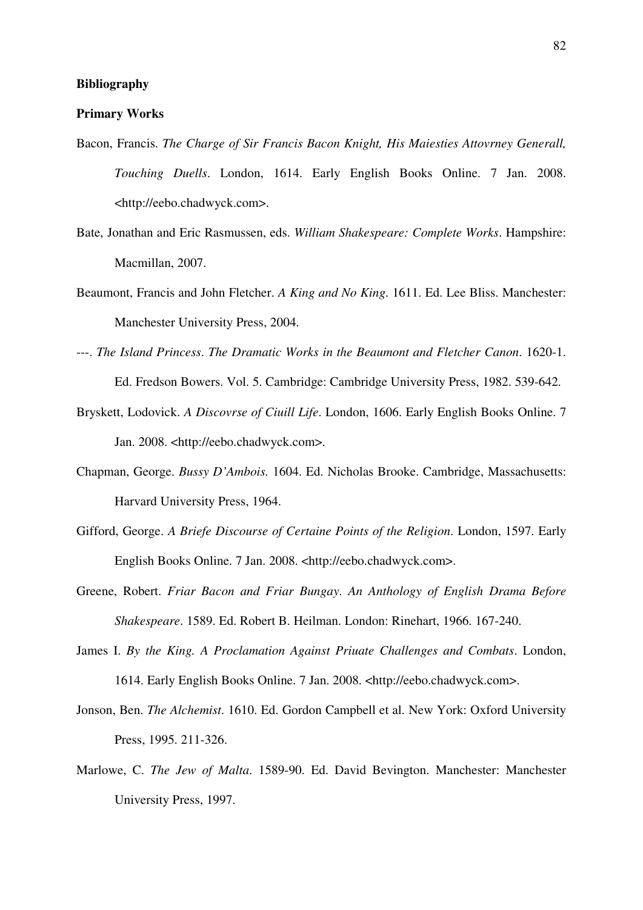**Bibliography**

**Primary Works**

Bacon, Francis. *The Charge of Sir Francis Bacon Knight, His Maiesties Attovrney Generall, Touching Duells*. London, 1614. Early English Books Online. 7 Jan. 2008. <http://eebo.chadwyck.com>.

Bate, Jonathan and Eric Rasmussen, eds. *William Shakespeare: Complete Works*. Hampshire: Macmillan, 2007.

Beaumont, Francis and John Fletcher. *A King and No King*. 1611. Ed. Lee Bliss. Manchester: Manchester University Press, 2004.

---. *The Island Princess*. *The Dramatic Works in the Beaumont and Fletcher Canon*. 1620-1. Ed. Fredson Bowers. Vol. 5. Cambridge: Cambridge University Press, 1982. 539-642.

Bryskett, Lodovick. *A Discovrse of Ciuill Life*. London, 1606. Early English Books Online. 7 Jan. 2008. <http://eebo.chadwyck.com>.

Chapman, George. *Bussy D'Ambois.* 1604. Ed. Nicholas Brooke. Cambridge, Massachusetts: Harvard University Press, 1964.

Gifford, George. *A Briefe Discourse of Certaine Points of the Religion*. London, 1597. Early English Books Online. 7 Jan. 2008. <http://eebo.chadwyck.com>.

Greene, Robert. *Friar Bacon and Friar Bungay*. *An Anthology of English Drama Before Shakespeare*. 1589. Ed. Robert B. Heilman. London: Rinehart, 1966. 167-240.

James I. *By the King. A Proclamation Against Priuate Challenges and Combats*. London, 1614. Early English Books Online. 7 Jan. 2008. <http://eebo.chadwyck.com>.

Jonson, Ben. *The Alchemist*. 1610. Ed. Gordon Campbell et al. New York: Oxford University Press, 1995. 211-326.

Marlowe, C. *The Jew of Malta*. 1589-90. Ed. David Bevington. Manchester: Manchester University Press, 1997.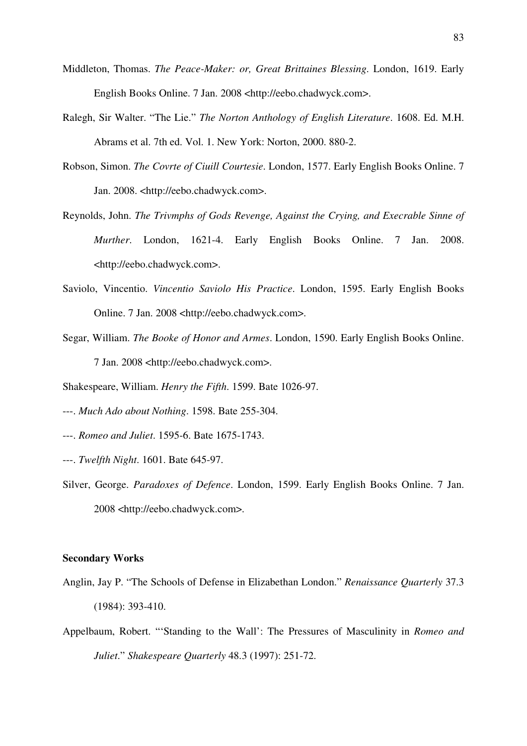Middleton, Thomas. *The Peace-Maker: or, Great Brittaines Blessing*. London, 1619. Early English Books Online. 7 Jan. 2008 <http://eebo.chadwyck.com>.

Ralegh, Sir Walter. "The Lie." *The Norton Anthology of English Literature*. 1608. Ed. M.H. Abrams et al. 7th ed. Vol. 1. New York: Norton, 2000. 880-2.

Robson, Simon. *The Covrte of Ciuill Courtesie*. London, 1577. Early English Books Online. 7 Jan. 2008. <http://eebo.chadwyck.com>.

Reynolds, John. *The Trivmphs of Gods Revenge, Against the Crying, and Execrable Sinne of Murther*. London, 1621-4. Early English Books Online. 7 Jan. 2008. <http://eebo.chadwyck.com>.

Saviolo, Vincentio. *Vincentio Saviolo His Practice*. London, 1595. Early English Books Online. 7 Jan. 2008 <http://eebo.chadwyck.com>.

Segar, William. *The Booke of Honor and Armes*. London, 1590. Early English Books Online. 7 Jan. 2008 <http://eebo.chadwyck.com>.

Shakespeare, William. *Henry the Fifth*. 1599. Bate 1026-97.

---. *Much Ado about Nothing*. 1598. Bate 255-304.

---. *Romeo and Juliet*. 1595-6. Bate 1675-1743.

---. *Twelfth Night*. 1601. Bate 645-97.

Silver, George. *Paradoxes of Defence*. London, 1599. Early English Books Online. 7 Jan. 2008 <http://eebo.chadwyck.com>.

**Secondary Works**

Anglin, Jay P. "The Schools of Defense in Elizabethan London." *Renaissance Quarterly* 37.3 (1984): 393-410.

Appelbaum, Robert. "'Standing to the Wall': The Pressures of Masculinity in *Romeo and Juliet*." *Shakespeare Quarterly* 48.3 (1997): 251-72.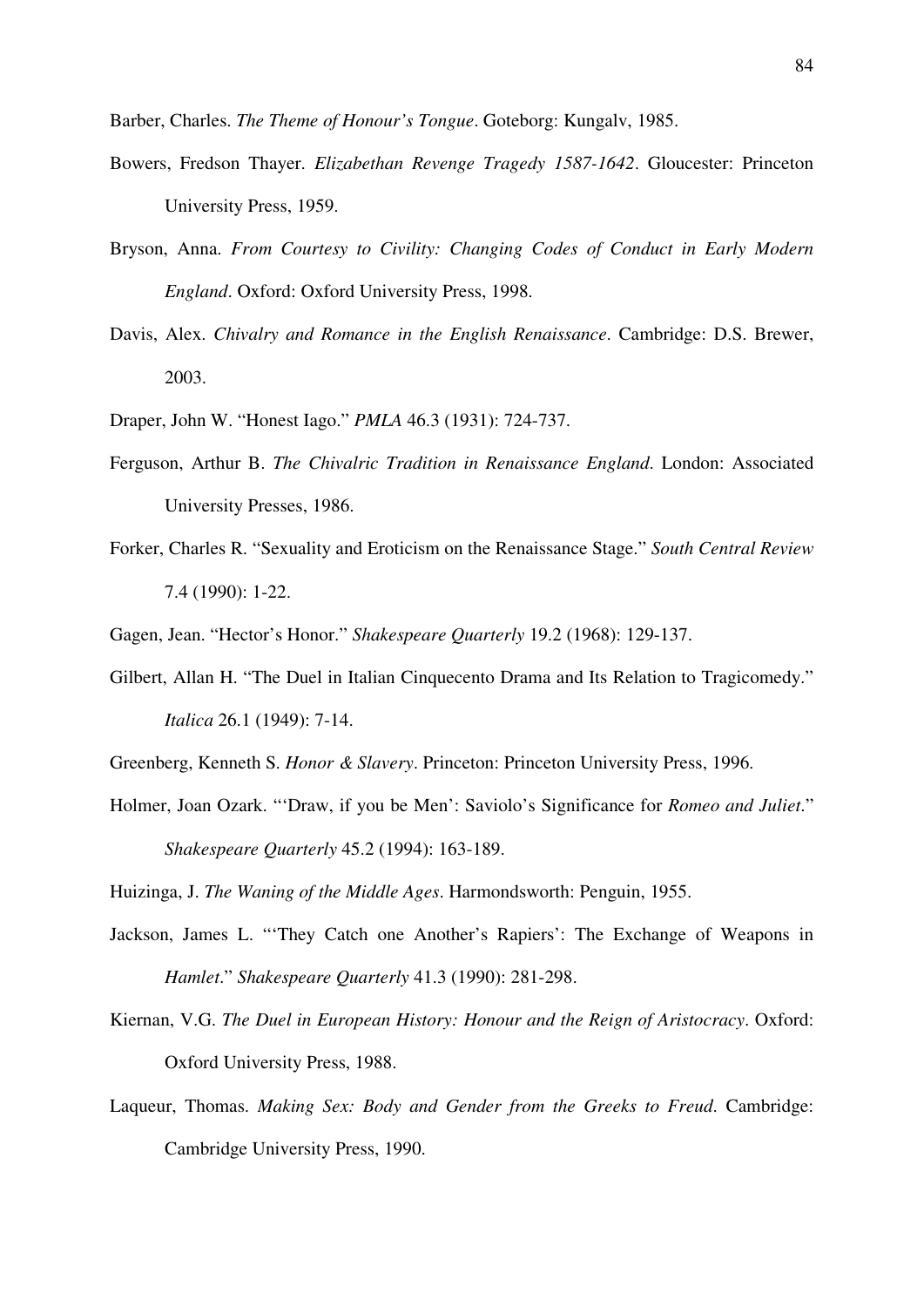Barber, Charles. *The Theme of Honour's Tongue*. Goteborg: Kungalv, 1985.

Bowers, Fredson Thayer. *Elizabethan Revenge Tragedy 1587-1642*. Gloucester: Princeton University Press, 1959.

Bryson, Anna. *From Courtesy to Civility: Changing Codes of Conduct in Early Modern England*. Oxford: Oxford University Press, 1998.

Davis, Alex. *Chivalry and Romance in the English Renaissance*. Cambridge: D.S. Brewer, 2003.

Draper, John W. "Honest Iago." *PMLA* 46.3 (1931): 724-737.

Ferguson, Arthur B. *The Chivalric Tradition in Renaissance England*. London: Associated University Presses, 1986.

Forker, Charles R. "Sexuality and Eroticism on the Renaissance Stage." *South Central Review* 7.4 (1990): 1-22.

Gagen, Jean. "Hector's Honor." *Shakespeare Quarterly* 19.2 (1968): 129-137.

Gilbert, Allan H. "The Duel in Italian Cinquecento Drama and Its Relation to Tragicomedy." *Italica* 26.1 (1949): 7-14.

Greenberg, Kenneth S. *Honor & Slavery*. Princeton: Princeton University Press, 1996.

Holmer, Joan Ozark. "'Draw, if you be Men': Saviolo's Significance for *Romeo and Juliet*." *Shakespeare Quarterly* 45.2 (1994): 163-189.

Huizinga, J. *The Waning of the Middle Ages*. Harmondsworth: Penguin, 1955.

Jackson, James L. "'They Catch one Another's Rapiers': The Exchange of Weapons in *Hamlet*." *Shakespeare Quarterly* 41.3 (1990): 281-298.

Kiernan, V.G. *The Duel in European History: Honour and the Reign of Aristocracy*. Oxford: Oxford University Press, 1988.

Laqueur, Thomas. *Making Sex: Body and Gender from the Greeks to Freud*. Cambridge: Cambridge University Press, 1990.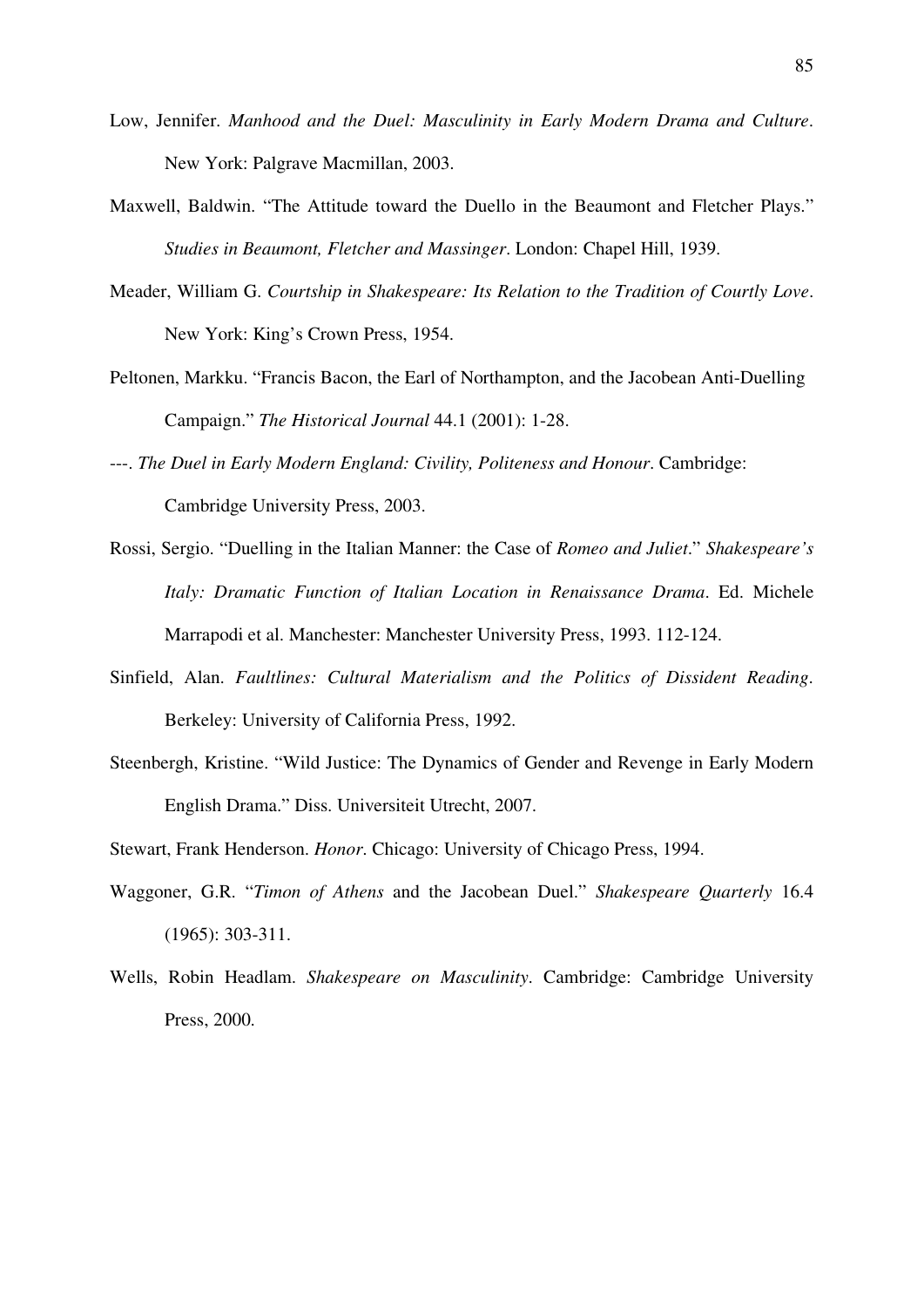Low, Jennifer. *Manhood and the Duel: Masculinity in Early Modern Drama and Culture*. New York: Palgrave Macmillan, 2003.

Maxwell, Baldwin. "The Attitude toward the Duello in the Beaumont and Fletcher Plays." *Studies in Beaumont, Fletcher and Massinger*. London: Chapel Hill, 1939.

Meader, William G. *Courtship in Shakespeare: Its Relation to the Tradition of Courtly Love*. New York: King's Crown Press, 1954.

Peltonen, Markku. "Francis Bacon, the Earl of Northampton, and the Jacobean Anti-Duelling Campaign." *The Historical Journal* 44.1 (2001): 1-28.

---. *The Duel in Early Modern England: Civility, Politeness and Honour*. Cambridge: Cambridge University Press, 2003.

Rossi, Sergio. "Duelling in the Italian Manner: the Case of *Romeo and Juliet*." *Shakespeare's Italy: Dramatic Function of Italian Location in Renaissance Drama*. Ed. Michele Marrapodi et al. Manchester: Manchester University Press, 1993. 112-124.

Sinfield, Alan. *Faultlines: Cultural Materialism and the Politics of Dissident Reading*. Berkeley: University of California Press, 1992.

Steenbergh, Kristine. "Wild Justice: The Dynamics of Gender and Revenge in Early Modern English Drama." Diss. Universiteit Utrecht, 2007.

Stewart, Frank Henderson. *Honor*. Chicago: University of Chicago Press, 1994.

Waggoner, G.R. "*Timon of Athens* and the Jacobean Duel." *Shakespeare Quarterly* 16.4 (1965): 303-311.

Wells, Robin Headlam. *Shakespeare on Masculinity*. Cambridge: Cambridge University Press, 2000.